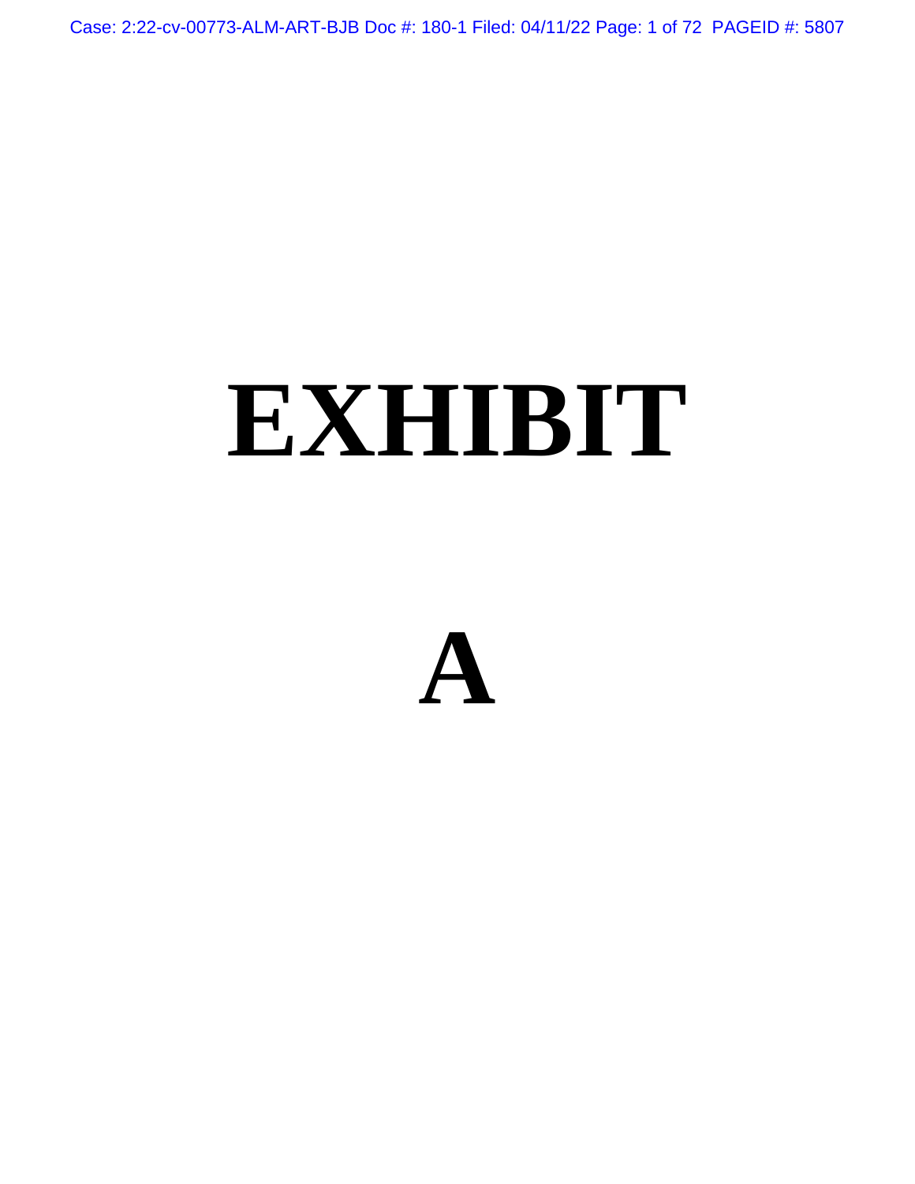# EXHIBIT

# A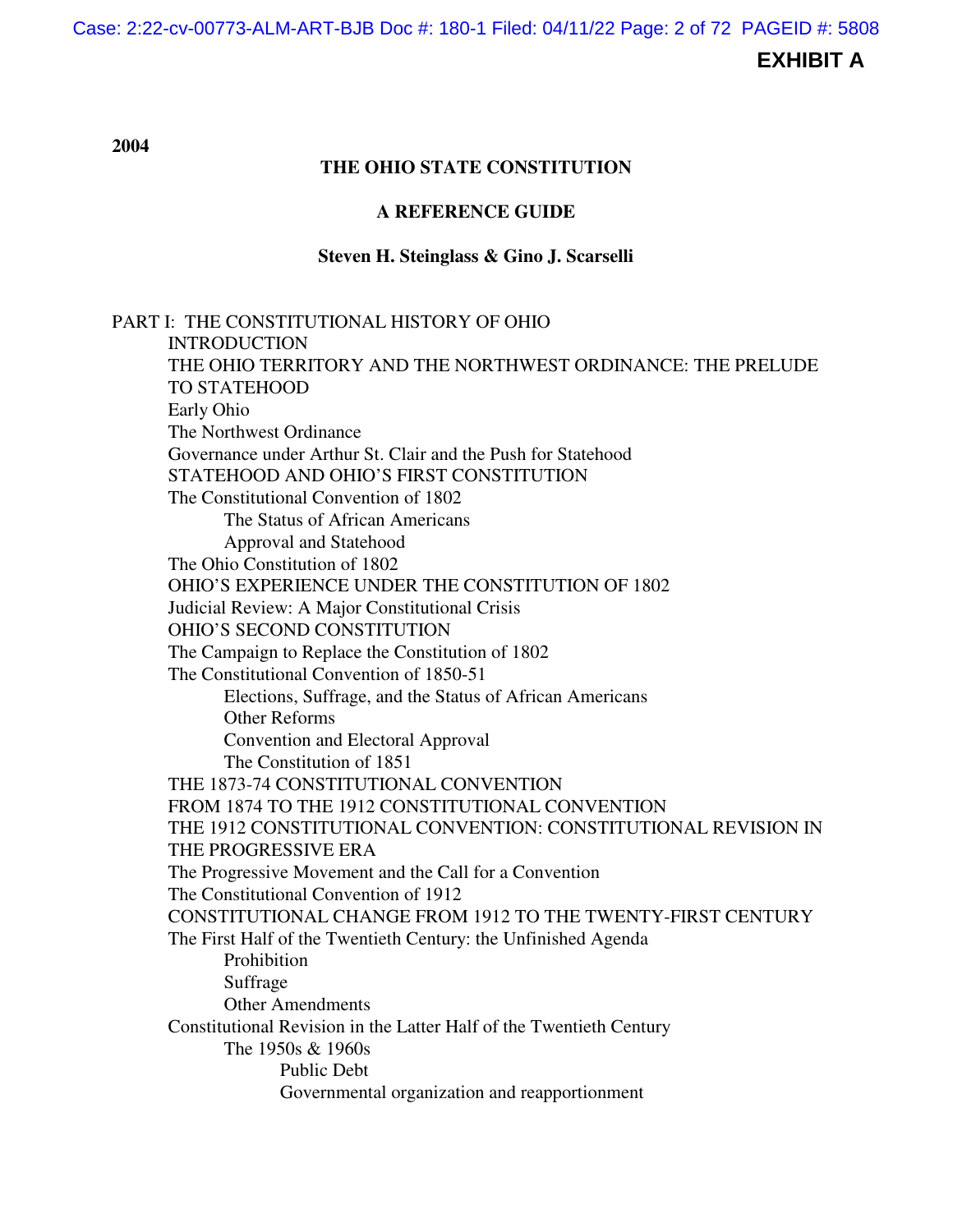**EXHIBIT A**

**2004**

**THE OHIO STATE CONSTITUTION**

**A REFERENCE GUIDE**

**Steven H. Steinglass & Gino J. Scarselli**

PART I: THE CONSTITUTIONAL HISTORY OF OHIO
- INTRODUCTION
- THE OHIO TERRITORY AND THE NORTHWEST ORDINANCE: THE PRELUDE TO STATEHOOD
- Early Ohio
- The Northwest Ordinance
- Governance under Arthur St. Clair and the Push for Statehood
- STATEHOOD AND OHIO'S FIRST CONSTITUTION
- The Constitutional Convention of 1802
  - The Status of African Americans
  - Approval and Statehood
- The Ohio Constitution of 1802
- OHIO'S EXPERIENCE UNDER THE CONSTITUTION OF 1802
- Judicial Review: A Major Constitutional Crisis
- OHIO'S SECOND CONSTITUTION
- The Campaign to Replace the Constitution of 1802
- The Constitutional Convention of 1850-51
  - Elections, Suffrage, and the Status of African Americans
  - Other Reforms
  - Convention and Electoral Approval
  - The Constitution of 1851
- THE 1873-74 CONSTITUTIONAL CONVENTION
- FROM 1874 TO THE 1912 CONSTITUTIONAL CONVENTION
- THE 1912 CONSTITUTIONAL CONVENTION: CONSTITUTIONAL REVISION IN THE PROGRESSIVE ERA
- The Progressive Movement and the Call for a Convention
- The Constitutional Convention of 1912
- CONSTITUTIONAL CHANGE FROM 1912 TO THE TWENTY-FIRST CENTURY
- The First Half of the Twentieth Century: the Unfinished Agenda
  - Prohibition
  - Suffrage
  - Other Amendments
- Constitutional Revision in the Latter Half of the Twentieth Century
  - The 1950s & 1960s
    - Public Debt
    - Governmental organization and reapportionment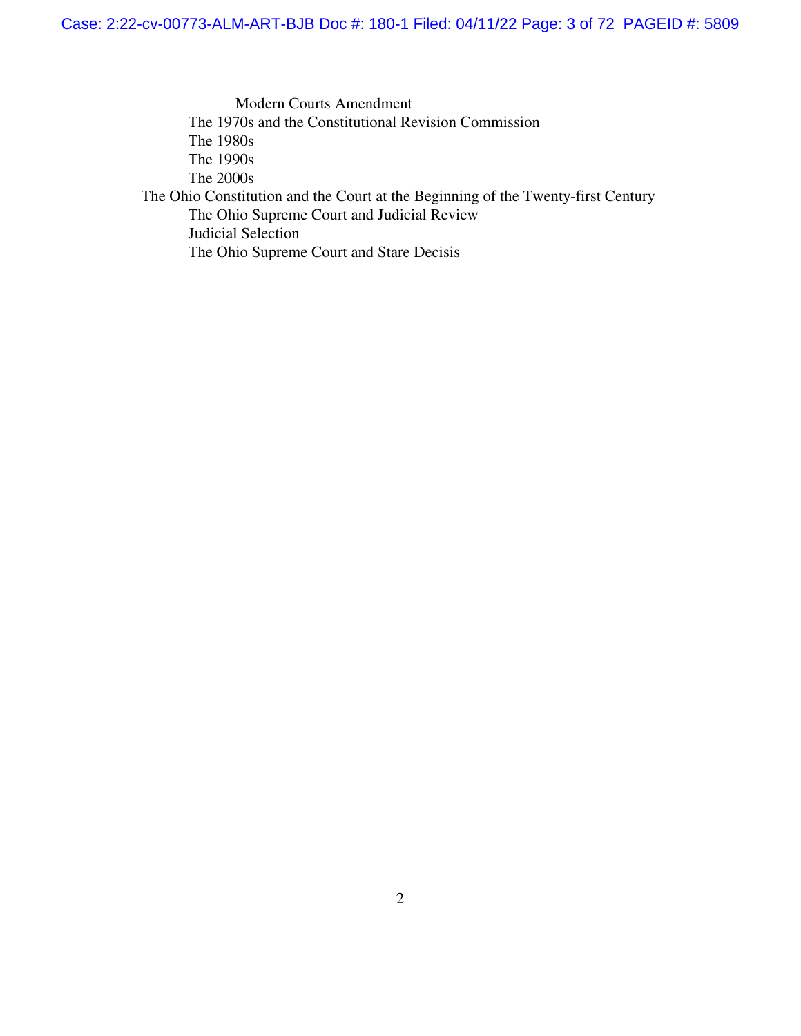- Modern Courts Amendment
- The 1970s and the Constitutional Revision Commission
- The 1980s
- The 1990s
- The 2000s

The Ohio Constitution and the Court at the Beginning of the Twenty-first Century

- The Ohio Supreme Court and Judicial Review
- Judicial Selection
- The Ohio Supreme Court and Stare Decisis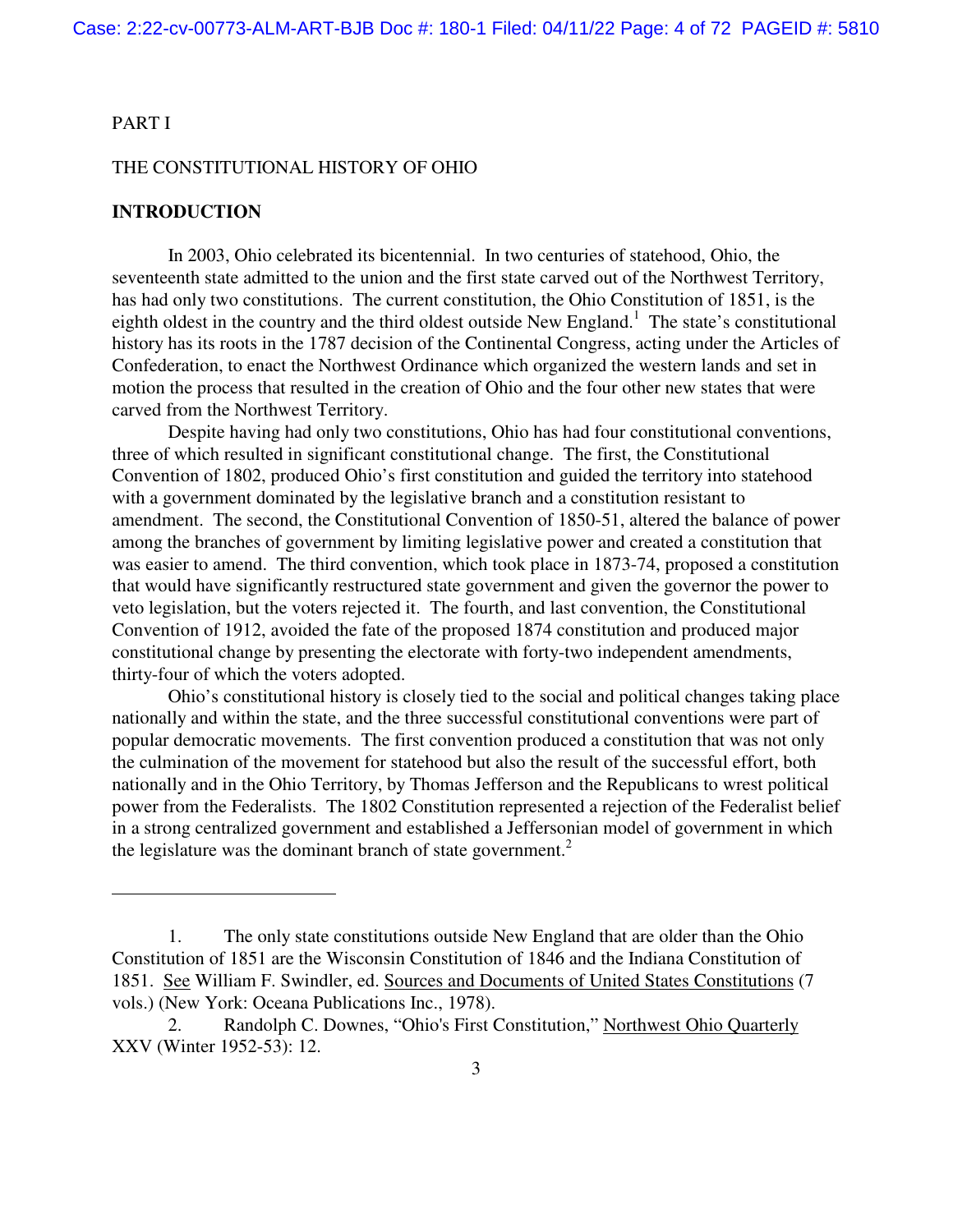PART I

THE CONSTITUTIONAL HISTORY OF OHIO

## INTRODUCTION

In 2003, Ohio celebrated its bicentennial. In two centuries of statehood, Ohio, the seventeenth state admitted to the union and the first state carved out of the Northwest Territory, has had only two constitutions. The current constitution, the Ohio Constitution of 1851, is the eighth oldest in the country and the third oldest outside New England.[1] The state's constitutional history has its roots in the 1787 decision of the Continental Congress, acting under the Articles of Confederation, to enact the Northwest Ordinance which organized the western lands and set in motion the process that resulted in the creation of Ohio and the four other new states that were carved from the Northwest Territory.

Despite having had only two constitutions, Ohio has had four constitutional conventions, three of which resulted in significant constitutional change. The first, the Constitutional Convention of 1802, produced Ohio's first constitution and guided the territory into statehood with a government dominated by the legislative branch and a constitution resistant to amendment. The second, the Constitutional Convention of 1850-51, altered the balance of power among the branches of government by limiting legislative power and created a constitution that was easier to amend. The third convention, which took place in 1873-74, proposed a constitution that would have significantly restructured state government and given the governor the power to veto legislation, but the voters rejected it. The fourth, and last convention, the Constitutional Convention of 1912, avoided the fate of the proposed 1874 constitution and produced major constitutional change by presenting the electorate with forty-two independent amendments, thirty-four of which the voters adopted.

Ohio's constitutional history is closely tied to the social and political changes taking place nationally and within the state, and the three successful constitutional conventions were part of popular democratic movements. The first convention produced a constitution that was not only the culmination of the movement for statehood but also the result of the successful effort, both nationally and in the Ohio Territory, by Thomas Jefferson and the Republicans to wrest political power from the Federalists. The 1802 Constitution represented a rejection of the Federalist belief in a strong centralized government and established a Jeffersonian model of government in which the legislature was the dominant branch of state government.[2]

---

1. The only state constitutions outside New England that are older than the Ohio Constitution of 1851 are the Wisconsin Constitution of 1846 and the Indiana Constitution of 1851. See William F. Swindler, ed. Sources and Documents of United States Constitutions (7 vols.) (New York: Oceana Publications Inc., 1978).

2. Randolph C. Downes, "Ohio's First Constitution," Northwest Ohio Quarterly XXV (Winter 1952-53): 12.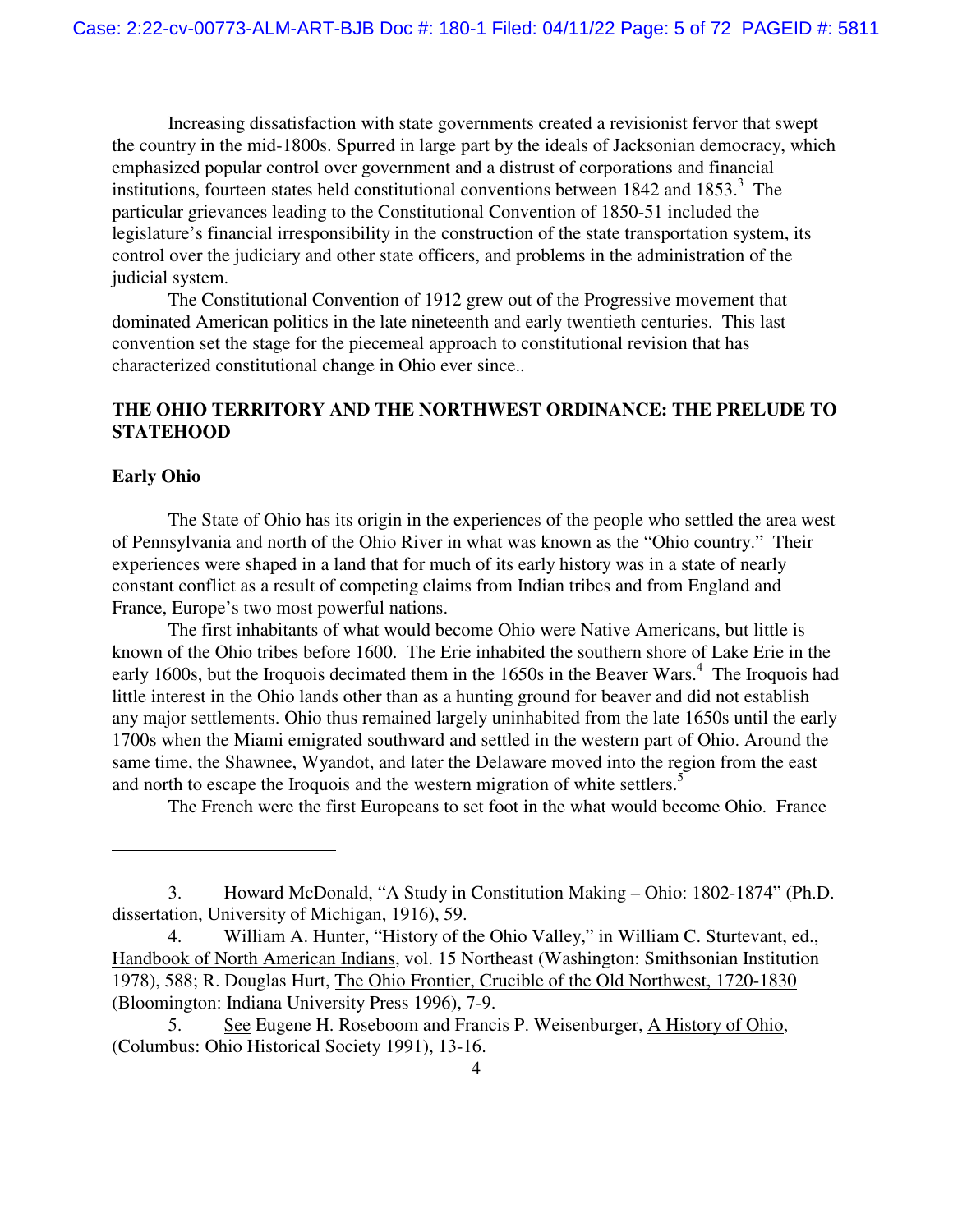Increasing dissatisfaction with state governments created a revisionist fervor that swept the country in the mid-1800s. Spurred in large part by the ideals of Jacksonian democracy, which emphasized popular control over government and a distrust of corporations and financial institutions, fourteen states held constitutional conventions between 1842 and 1853.[3] The particular grievances leading to the Constitutional Convention of 1850-51 included the legislature's financial irresponsibility in the construction of the state transportation system, its control over the judiciary and other state officers, and problems in the administration of the judicial system.

The Constitutional Convention of 1912 grew out of the Progressive movement that dominated American politics in the late nineteenth and early twentieth centuries. This last convention set the stage for the piecemeal approach to constitutional revision that has characterized constitutional change in Ohio ever since..

## THE OHIO TERRITORY AND THE NORTHWEST ORDINANCE: THE PRELUDE TO STATEHOOD

### Early Ohio

The State of Ohio has its origin in the experiences of the people who settled the area west of Pennsylvania and north of the Ohio River in what was known as the "Ohio country." Their experiences were shaped in a land that for much of its early history was in a state of nearly constant conflict as a result of competing claims from Indian tribes and from England and France, Europe's two most powerful nations.

The first inhabitants of what would become Ohio were Native Americans, but little is known of the Ohio tribes before 1600. The Erie inhabited the southern shore of Lake Erie in the early 1600s, but the Iroquois decimated them in the 1650s in the Beaver Wars.[4] The Iroquois had little interest in the Ohio lands other than as a hunting ground for beaver and did not establish any major settlements. Ohio thus remained largely uninhabited from the late 1650s until the early 1700s when the Miami emigrated southward and settled in the western part of Ohio. Around the same time, the Shawnee, Wyandot, and later the Delaware moved into the region from the east and north to escape the Iroquois and the western migration of white settlers.[5]

The French were the first Europeans to set foot in the what would become Ohio. France

---

3. Howard McDonald, "A Study in Constitution Making – Ohio: 1802-1874" (Ph.D. dissertation, University of Michigan, 1916), 59.

4. William A. Hunter, "History of the Ohio Valley," in William C. Sturtevant, ed., Handbook of North American Indians, vol. 15 Northeast (Washington: Smithsonian Institution 1978), 588; R. Douglas Hurt, The Ohio Frontier, Crucible of the Old Northwest, 1720-1830 (Bloomington: Indiana University Press 1996), 7-9.

5. See Eugene H. Roseboom and Francis P. Weisenburger, A History of Ohio, (Columbus: Ohio Historical Society 1991), 13-16.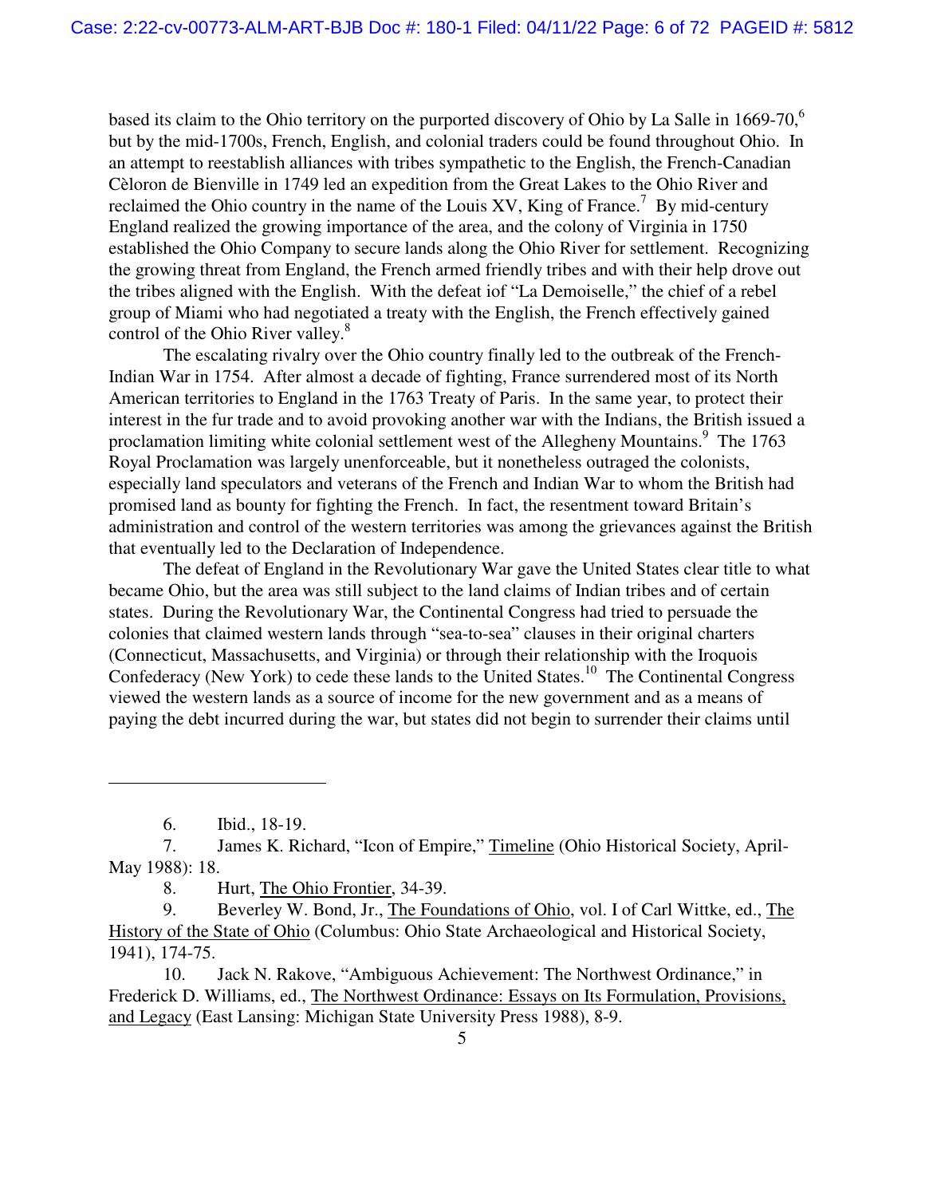based its claim to the Ohio territory on the purported discovery of Ohio by La Salle in 1669-70,[6] but by the mid-1700s, French, English, and colonial traders could be found throughout Ohio. In an attempt to reestablish alliances with tribes sympathetic to the English, the French-Canadian Cèloron de Bienville in 1749 led an expedition from the Great Lakes to the Ohio River and reclaimed the Ohio country in the name of the Louis XV, King of France.[7] By mid-century England realized the growing importance of the area, and the colony of Virginia in 1750 established the Ohio Company to secure lands along the Ohio River for settlement. Recognizing the growing threat from England, the French armed friendly tribes and with their help drove out the tribes aligned with the English. With the defeat iof "La Demoiselle," the chief of a rebel group of Miami who had negotiated a treaty with the English, the French effectively gained control of the Ohio River valley.[8]

The escalating rivalry over the Ohio country finally led to the outbreak of the French-Indian War in 1754. After almost a decade of fighting, France surrendered most of its North American territories to England in the 1763 Treaty of Paris. In the same year, to protect their interest in the fur trade and to avoid provoking another war with the Indians, the British issued a proclamation limiting white colonial settlement west of the Allegheny Mountains.[9] The 1763 Royal Proclamation was largely unenforceable, but it nonetheless outraged the colonists, especially land speculators and veterans of the French and Indian War to whom the British had promised land as bounty for fighting the French. In fact, the resentment toward Britain's administration and control of the western territories was among the grievances against the British that eventually led to the Declaration of Independence.

The defeat of England in the Revolutionary War gave the United States clear title to what became Ohio, but the area was still subject to the land claims of Indian tribes and of certain states. During the Revolutionary War, the Continental Congress had tried to persuade the colonies that claimed western lands through "sea-to-sea" clauses in their original charters (Connecticut, Massachusetts, and Virginia) or through their relationship with the Iroquois Confederacy (New York) to cede these lands to the United States.[10] The Continental Congress viewed the western lands as a source of income for the new government and as a means of paying the debt incurred during the war, but states did not begin to surrender their claims until

---

6. Ibid., 18-19.

7. James K. Richard, "Icon of Empire," Timeline (Ohio Historical Society, April-May 1988): 18.

8. Hurt, The Ohio Frontier, 34-39.

9. Beverley W. Bond, Jr., The Foundations of Ohio, vol. I of Carl Wittke, ed., The History of the State of Ohio (Columbus: Ohio State Archaeological and Historical Society, 1941), 174-75.

10. Jack N. Rakove, "Ambiguous Achievement: The Northwest Ordinance," in Frederick D. Williams, ed., The Northwest Ordinance: Essays on Its Formulation, Provisions, and Legacy (East Lansing: Michigan State University Press 1988), 8-9.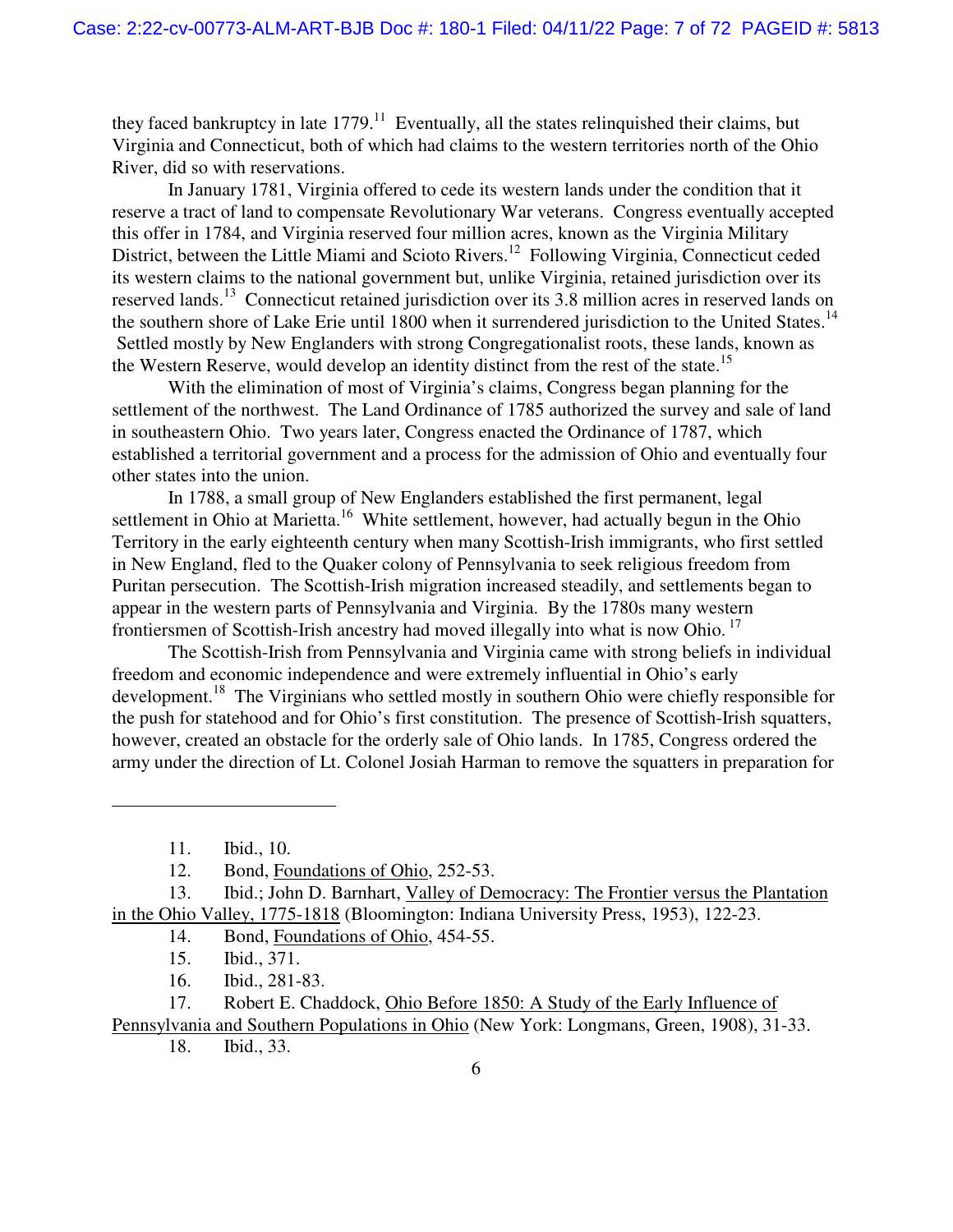they faced bankruptcy in late 1779.[11] Eventually, all the states relinquished their claims, but Virginia and Connecticut, both of which had claims to the western territories north of the Ohio River, did so with reservations.

In January 1781, Virginia offered to cede its western lands under the condition that it reserve a tract of land to compensate Revolutionary War veterans. Congress eventually accepted this offer in 1784, and Virginia reserved four million acres, known as the Virginia Military District, between the Little Miami and Scioto Rivers.[12] Following Virginia, Connecticut ceded its western claims to the national government but, unlike Virginia, retained jurisdiction over its reserved lands.[13] Connecticut retained jurisdiction over its 3.8 million acres in reserved lands on the southern shore of Lake Erie until 1800 when it surrendered jurisdiction to the United States.[14] Settled mostly by New Englanders with strong Congregationalist roots, these lands, known as the Western Reserve, would develop an identity distinct from the rest of the state.[15]

With the elimination of most of Virginia's claims, Congress began planning for the settlement of the northwest. The Land Ordinance of 1785 authorized the survey and sale of land in southeastern Ohio. Two years later, Congress enacted the Ordinance of 1787, which established a territorial government and a process for the admission of Ohio and eventually four other states into the union.

In 1788, a small group of New Englanders established the first permanent, legal settlement in Ohio at Marietta.[16] White settlement, however, had actually begun in the Ohio Territory in the early eighteenth century when many Scottish-Irish immigrants, who first settled in New England, fled to the Quaker colony of Pennsylvania to seek religious freedom from Puritan persecution. The Scottish-Irish migration increased steadily, and settlements began to appear in the western parts of Pennsylvania and Virginia. By the 1780s many western frontiersmen of Scottish-Irish ancestry had moved illegally into what is now Ohio.[17]

The Scottish-Irish from Pennsylvania and Virginia came with strong beliefs in individual freedom and economic independence and were extremely influential in Ohio's early development.[18] The Virginians who settled mostly in southern Ohio were chiefly responsible for the push for statehood and for Ohio's first constitution. The presence of Scottish-Irish squatters, however, created an obstacle for the orderly sale of Ohio lands. In 1785, Congress ordered the army under the direction of Lt. Colonel Josiah Harman to remove the squatters in preparation for

---

11. Ibid., 10.
12. Bond, Foundations of Ohio, 252-53.
13. Ibid.; John D. Barnhart, Valley of Democracy: The Frontier versus the Plantation in the Ohio Valley, 1775-1818 (Bloomington: Indiana University Press, 1953), 122-23.
14. Bond, Foundations of Ohio, 454-55.
15. Ibid., 371.
16. Ibid., 281-83.
17. Robert E. Chaddock, Ohio Before 1850: A Study of the Early Influence of Pennsylvania and Southern Populations in Ohio (New York: Longmans, Green, 1908), 31-33.
18. Ibid., 33.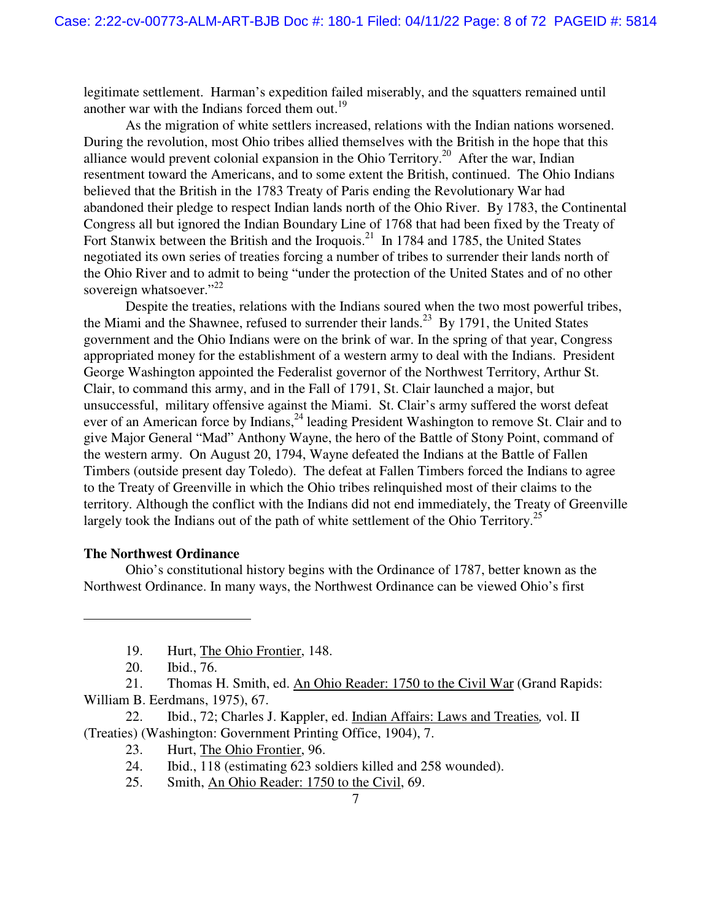legitimate settlement. Harman's expedition failed miserably, and the squatters remained until another war with the Indians forced them out.[19]

As the migration of white settlers increased, relations with the Indian nations worsened. During the revolution, most Ohio tribes allied themselves with the British in the hope that this alliance would prevent colonial expansion in the Ohio Territory.[20] After the war, Indian resentment toward the Americans, and to some extent the British, continued. The Ohio Indians believed that the British in the 1783 Treaty of Paris ending the Revolutionary War had abandoned their pledge to respect Indian lands north of the Ohio River. By 1783, the Continental Congress all but ignored the Indian Boundary Line of 1768 that had been fixed by the Treaty of Fort Stanwix between the British and the Iroquois.[21] In 1784 and 1785, the United States negotiated its own series of treaties forcing a number of tribes to surrender their lands north of the Ohio River and to admit to being "under the protection of the United States and of no other sovereign whatsoever."[22]

Despite the treaties, relations with the Indians soured when the two most powerful tribes, the Miami and the Shawnee, refused to surrender their lands.[23] By 1791, the United States government and the Ohio Indians were on the brink of war. In the spring of that year, Congress appropriated money for the establishment of a western army to deal with the Indians. President George Washington appointed the Federalist governor of the Northwest Territory, Arthur St. Clair, to command this army, and in the Fall of 1791, St. Clair launched a major, but unsuccessful, military offensive against the Miami. St. Clair's army suffered the worst defeat ever of an American force by Indians,[24] leading President Washington to remove St. Clair and to give Major General "Mad" Anthony Wayne, the hero of the Battle of Stony Point, command of the western army. On August 20, 1794, Wayne defeated the Indians at the Battle of Fallen Timbers (outside present day Toledo). The defeat at Fallen Timbers forced the Indians to agree to the Treaty of Greenville in which the Ohio tribes relinquished most of their claims to the territory. Although the conflict with the Indians did not end immediately, the Treaty of Greenville largely took the Indians out of the path of white settlement of the Ohio Territory.[25]

**The Northwest Ordinance**

Ohio's constitutional history begins with the Ordinance of 1787, better known as the Northwest Ordinance. In many ways, the Northwest Ordinance can be viewed Ohio's first

---

19. Hurt, The Ohio Frontier, 148.

20. Ibid., 76.

21. Thomas H. Smith, ed. An Ohio Reader: 1750 to the Civil War (Grand Rapids: William B. Eerdmans, 1975), 67.

22. Ibid., 72; Charles J. Kappler, ed. Indian Affairs: Laws and Treaties, vol. II (Treaties) (Washington: Government Printing Office, 1904), 7.

23. Hurt, The Ohio Frontier, 96.

24. Ibid., 118 (estimating 623 soldiers killed and 258 wounded).

25. Smith, An Ohio Reader: 1750 to the Civil, 69.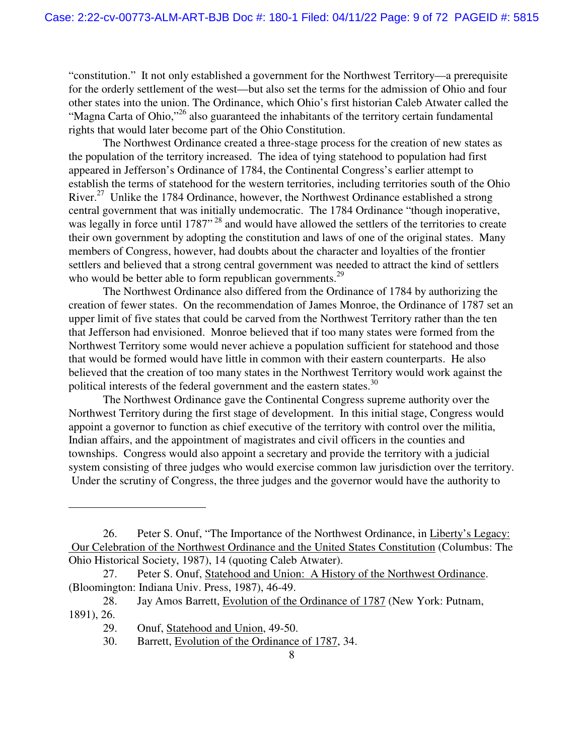"constitution." It not only established a government for the Northwest Territory—a prerequisite for the orderly settlement of the west—but also set the terms for the admission of Ohio and four other states into the union. The Ordinance, which Ohio's first historian Caleb Atwater called the "Magna Carta of Ohio,"[26] also guaranteed the inhabitants of the territory certain fundamental rights that would later become part of the Ohio Constitution.

The Northwest Ordinance created a three-stage process for the creation of new states as the population of the territory increased. The idea of tying statehood to population had first appeared in Jefferson's Ordinance of 1784, the Continental Congress's earlier attempt to establish the terms of statehood for the western territories, including territories south of the Ohio River.[27] Unlike the 1784 Ordinance, however, the Northwest Ordinance established a strong central government that was initially undemocratic. The 1784 Ordinance "though inoperative, was legally in force until 1787"[28] and would have allowed the settlers of the territories to create their own government by adopting the constitution and laws of one of the original states. Many members of Congress, however, had doubts about the character and loyalties of the frontier settlers and believed that a strong central government was needed to attract the kind of settlers who would be better able to form republican governments.[29]

The Northwest Ordinance also differed from the Ordinance of 1784 by authorizing the creation of fewer states. On the recommendation of James Monroe, the Ordinance of 1787 set an upper limit of five states that could be carved from the Northwest Territory rather than the ten that Jefferson had envisioned. Monroe believed that if too many states were formed from the Northwest Territory some would never achieve a population sufficient for statehood and those that would be formed would have little in common with their eastern counterparts. He also believed that the creation of too many states in the Northwest Territory would work against the political interests of the federal government and the eastern states.[30]

The Northwest Ordinance gave the Continental Congress supreme authority over the Northwest Territory during the first stage of development. In this initial stage, Congress would appoint a governor to function as chief executive of the territory with control over the militia, Indian affairs, and the appointment of magistrates and civil officers in the counties and townships. Congress would also appoint a secretary and provide the territory with a judicial system consisting of three judges who would exercise common law jurisdiction over the territory. Under the scrutiny of Congress, the three judges and the governor would have the authority to

---

26. Peter S. Onuf, "The Importance of the Northwest Ordinance, in Liberty's Legacy: Our Celebration of the Northwest Ordinance and the United States Constitution (Columbus: The Ohio Historical Society, 1987), 14 (quoting Caleb Atwater).

27. Peter S. Onuf, Statehood and Union: A History of the Northwest Ordinance. (Bloomington: Indiana Univ. Press, 1987), 46-49.

28. Jay Amos Barrett, Evolution of the Ordinance of 1787 (New York: Putnam, 1891), 26.

29. Onuf, Statehood and Union, 49-50.

30. Barrett, Evolution of the Ordinance of 1787, 34.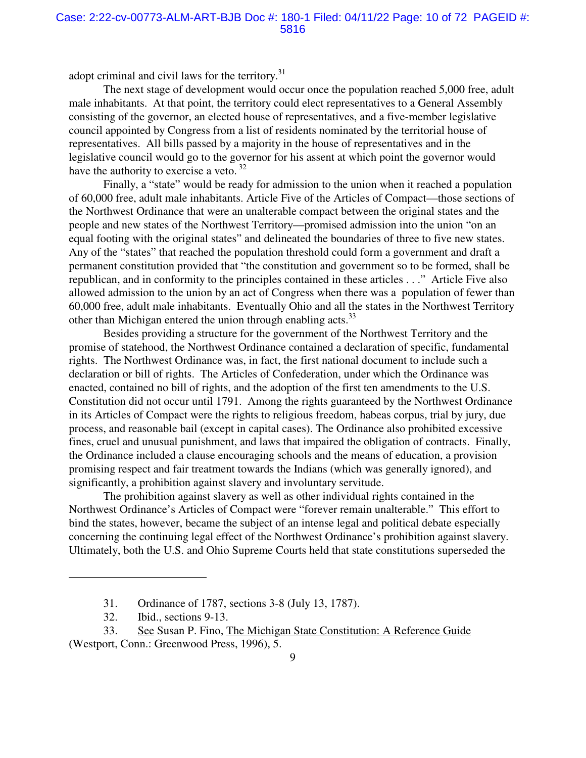adopt criminal and civil laws for the territory.[31]

The next stage of development would occur once the population reached 5,000 free, adult male inhabitants. At that point, the territory could elect representatives to a General Assembly consisting of the governor, an elected house of representatives, and a five-member legislative council appointed by Congress from a list of residents nominated by the territorial house of representatives. All bills passed by a majority in the house of representatives and in the legislative council would go to the governor for his assent at which point the governor would have the authority to exercise a veto.[32]

Finally, a "state" would be ready for admission to the union when it reached a population of 60,000 free, adult male inhabitants. Article Five of the Articles of Compact—those sections of the Northwest Ordinance that were an unalterable compact between the original states and the people and new states of the Northwest Territory—promised admission into the union "on an equal footing with the original states" and delineated the boundaries of three to five new states. Any of the "states" that reached the population threshold could form a government and draft a permanent constitution provided that "the constitution and government so to be formed, shall be republican, and in conformity to the principles contained in these articles . . ." Article Five also allowed admission to the union by an act of Congress when there was a population of fewer than 60,000 free, adult male inhabitants. Eventually Ohio and all the states in the Northwest Territory other than Michigan entered the union through enabling acts.[33]

Besides providing a structure for the government of the Northwest Territory and the promise of statehood, the Northwest Ordinance contained a declaration of specific, fundamental rights. The Northwest Ordinance was, in fact, the first national document to include such a declaration or bill of rights. The Articles of Confederation, under which the Ordinance was enacted, contained no bill of rights, and the adoption of the first ten amendments to the U.S. Constitution did not occur until 1791. Among the rights guaranteed by the Northwest Ordinance in its Articles of Compact were the rights to religious freedom, habeas corpus, trial by jury, due process, and reasonable bail (except in capital cases). The Ordinance also prohibited excessive fines, cruel and unusual punishment, and laws that impaired the obligation of contracts. Finally, the Ordinance included a clause encouraging schools and the means of education, a provision promising respect and fair treatment towards the Indians (which was generally ignored), and significantly, a prohibition against slavery and involuntary servitude.

The prohibition against slavery as well as other individual rights contained in the Northwest Ordinance's Articles of Compact were "forever remain unalterable." This effort to bind the states, however, became the subject of an intense legal and political debate especially concerning the continuing legal effect of the Northwest Ordinance's prohibition against slavery. Ultimately, both the U.S. and Ohio Supreme Courts held that state constitutions superseded the

---

31. Ordinance of 1787, sections 3-8 (July 13, 1787).

32. Ibid., sections 9-13.

33. See Susan P. Fino, The Michigan State Constitution: A Reference Guide (Westport, Conn.: Greenwood Press, 1996), 5.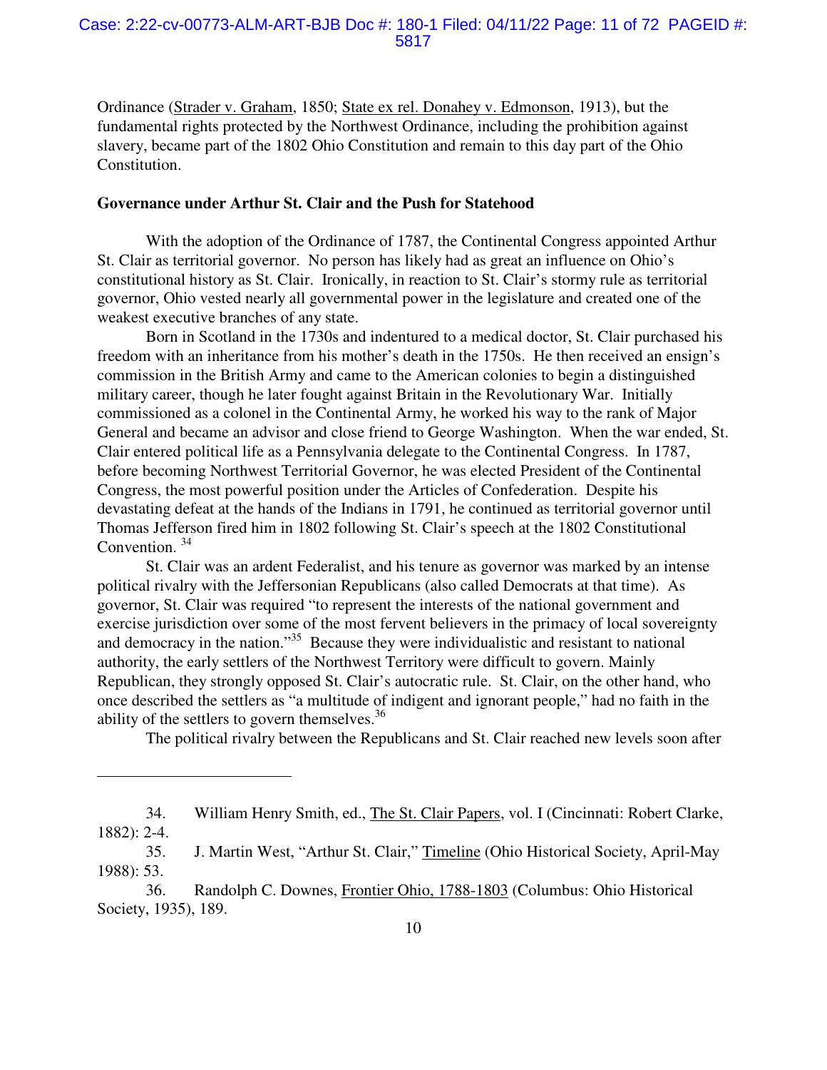Ordinance (Strader v. Graham, 1850; State ex rel. Donahey v. Edmonson, 1913), but the fundamental rights protected by the Northwest Ordinance, including the prohibition against slavery, became part of the 1802 Ohio Constitution and remain to this day part of the Ohio Constitution.

**Governance under Arthur St. Clair and the Push for Statehood**

With the adoption of the Ordinance of 1787, the Continental Congress appointed Arthur St. Clair as territorial governor. No person has likely had as great an influence on Ohio's constitutional history as St. Clair. Ironically, in reaction to St. Clair's stormy rule as territorial governor, Ohio vested nearly all governmental power in the legislature and created one of the weakest executive branches of any state.

Born in Scotland in the 1730s and indentured to a medical doctor, St. Clair purchased his freedom with an inheritance from his mother's death in the 1750s. He then received an ensign's commission in the British Army and came to the American colonies to begin a distinguished military career, though he later fought against Britain in the Revolutionary War. Initially commissioned as a colonel in the Continental Army, he worked his way to the rank of Major General and became an advisor and close friend to George Washington. When the war ended, St. Clair entered political life as a Pennsylvania delegate to the Continental Congress. In 1787, before becoming Northwest Territorial Governor, he was elected President of the Continental Congress, the most powerful position under the Articles of Confederation. Despite his devastating defeat at the hands of the Indians in 1791, he continued as territorial governor until Thomas Jefferson fired him in 1802 following St. Clair's speech at the 1802 Constitutional Convention. [34]

St. Clair was an ardent Federalist, and his tenure as governor was marked by an intense political rivalry with the Jeffersonian Republicans (also called Democrats at that time). As governor, St. Clair was required "to represent the interests of the national government and exercise jurisdiction over some of the most fervent believers in the primacy of local sovereignty and democracy in the nation."[35] Because they were individualistic and resistant to national authority, the early settlers of the Northwest Territory were difficult to govern. Mainly Republican, they strongly opposed St. Clair's autocratic rule. St. Clair, on the other hand, who once described the settlers as "a multitude of indigent and ignorant people," had no faith in the ability of the settlers to govern themselves.[36]

The political rivalry between the Republicans and St. Clair reached new levels soon after

---

34. William Henry Smith, ed., The St. Clair Papers, vol. I (Cincinnati: Robert Clarke, 1882): 2-4.

35. J. Martin West, "Arthur St. Clair," Timeline (Ohio Historical Society, April-May 1988): 53.

36. Randolph C. Downes, Frontier Ohio, 1788-1803 (Columbus: Ohio Historical Society, 1935), 189.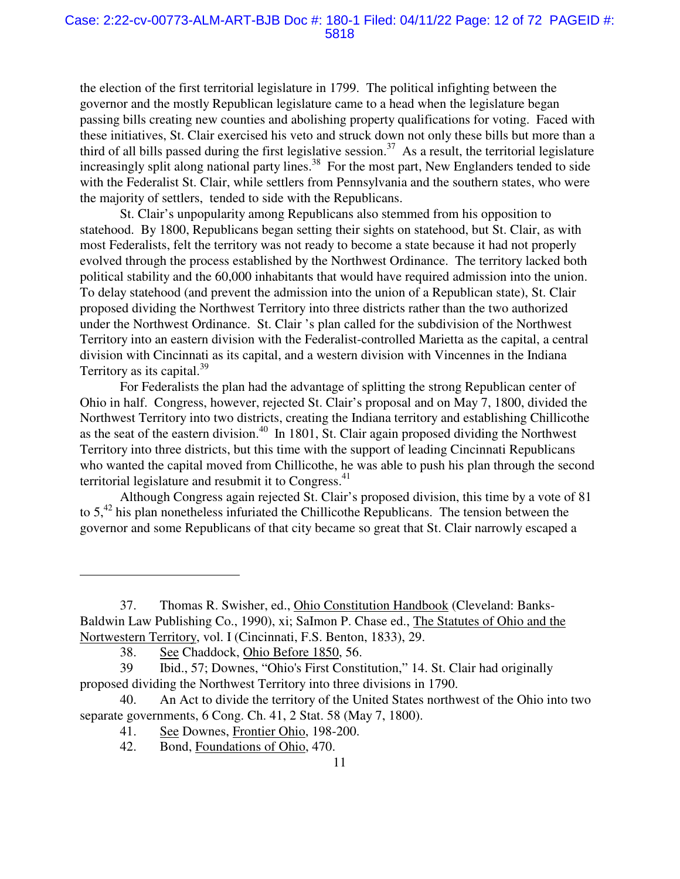the election of the first territorial legislature in 1799. The political infighting between the governor and the mostly Republican legislature came to a head when the legislature began passing bills creating new counties and abolishing property qualifications for voting. Faced with these initiatives, St. Clair exercised his veto and struck down not only these bills but more than a third of all bills passed during the first legislative session.[37] As a result, the territorial legislature increasingly split along national party lines.[38] For the most part, New Englanders tended to side with the Federalist St. Clair, while settlers from Pennsylvania and the southern states, who were the majority of settlers, tended to side with the Republicans.

St. Clair's unpopularity among Republicans also stemmed from his opposition to statehood. By 1800, Republicans began setting their sights on statehood, but St. Clair, as with most Federalists, felt the territory was not ready to become a state because it had not properly evolved through the process established by the Northwest Ordinance. The territory lacked both political stability and the 60,000 inhabitants that would have required admission into the union. To delay statehood (and prevent the admission into the union of a Republican state), St. Clair proposed dividing the Northwest Territory into three districts rather than the two authorized under the Northwest Ordinance. St. Clair 's plan called for the subdivision of the Northwest Territory into an eastern division with the Federalist-controlled Marietta as the capital, a central division with Cincinnati as its capital, and a western division with Vincennes in the Indiana Territory as its capital.[39]

For Federalists the plan had the advantage of splitting the strong Republican center of Ohio in half. Congress, however, rejected St. Clair's proposal and on May 7, 1800, divided the Northwest Territory into two districts, creating the Indiana territory and establishing Chillicothe as the seat of the eastern division.[40] In 1801, St. Clair again proposed dividing the Northwest Territory into three districts, but this time with the support of leading Cincinnati Republicans who wanted the capital moved from Chillicothe, he was able to push his plan through the second territorial legislature and resubmit it to Congress.[41]

Although Congress again rejected St. Clair's proposed division, this time by a vote of 81 to 5,[42] his plan nonetheless infuriated the Chillicothe Republicans. The tension between the governor and some Republicans of that city became so great that St. Clair narrowly escaped a

---

37. Thomas R. Swisher, ed., Ohio Constitution Handbook (Cleveland: Banks-Baldwin Law Publishing Co., 1990), xi; SaImon P. Chase ed., The Statutes of Ohio and the Nortwestern Territory, vol. I (Cincinnati, F.S. Benton, 1833), 29.

38. See Chaddock, Ohio Before 1850, 56.

39 Ibid., 57; Downes, "Ohio's First Constitution," 14. St. Clair had originally proposed dividing the Northwest Territory into three divisions in 1790.

40. An Act to divide the territory of the United States northwest of the Ohio into two separate governments, 6 Cong. Ch. 41, 2 Stat. 58 (May 7, 1800).

41. See Downes, Frontier Ohio, 198-200.

42. Bond, Foundations of Ohio, 470.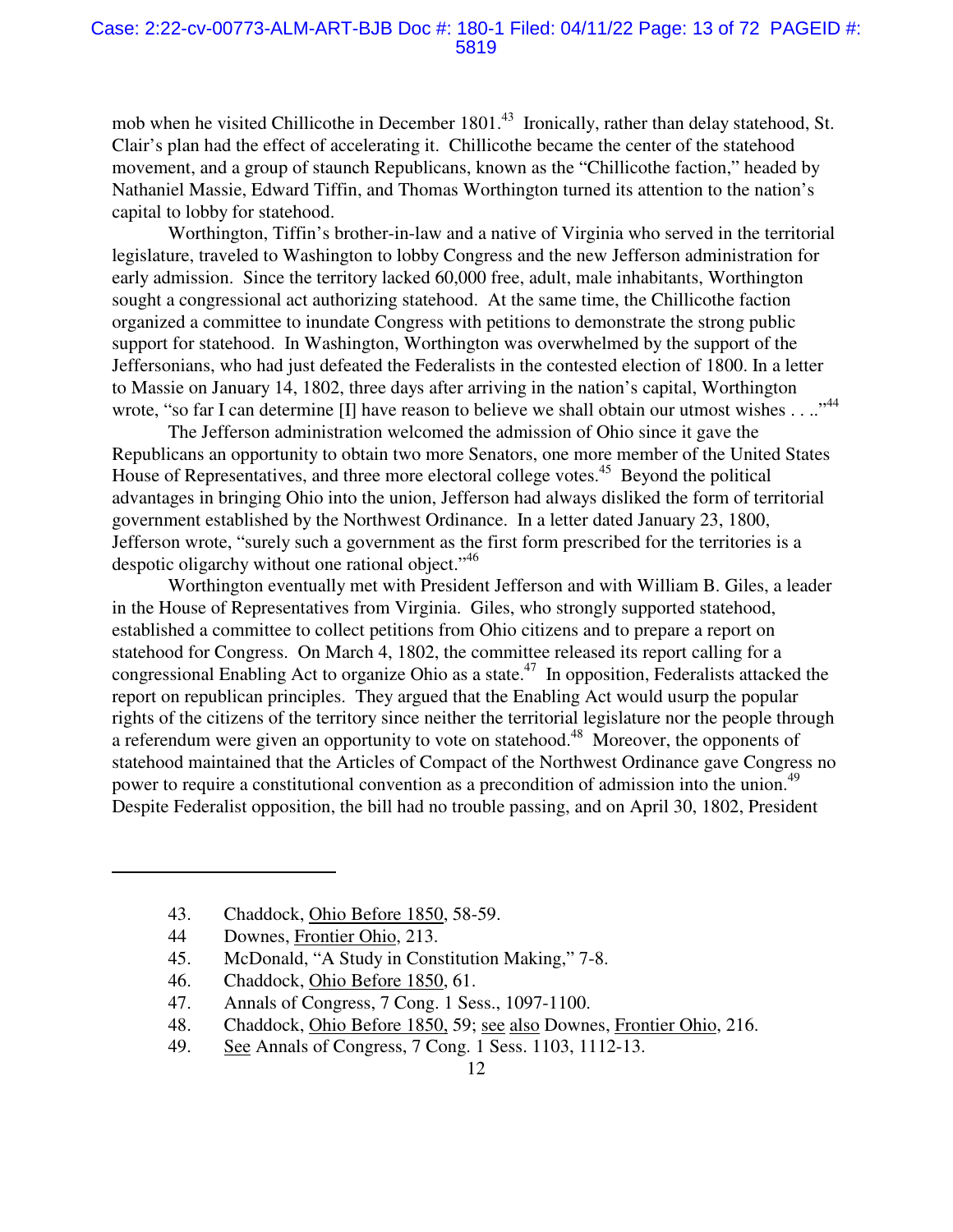mob when he visited Chillicothe in December 1801.[43] Ironically, rather than delay statehood, St. Clair's plan had the effect of accelerating it. Chillicothe became the center of the statehood movement, and a group of staunch Republicans, known as the "Chillicothe faction," headed by Nathaniel Massie, Edward Tiffin, and Thomas Worthington turned its attention to the nation's capital to lobby for statehood.

Worthington, Tiffin's brother-in-law and a native of Virginia who served in the territorial legislature, traveled to Washington to lobby Congress and the new Jefferson administration for early admission. Since the territory lacked 60,000 free, adult, male inhabitants, Worthington sought a congressional act authorizing statehood. At the same time, the Chillicothe faction organized a committee to inundate Congress with petitions to demonstrate the strong public support for statehood. In Washington, Worthington was overwhelmed by the support of the Jeffersonians, who had just defeated the Federalists in the contested election of 1800. In a letter to Massie on January 14, 1802, three days after arriving in the nation's capital, Worthington wrote, "so far I can determine [I] have reason to believe we shall obtain our utmost wishes . . .."[44]

The Jefferson administration welcomed the admission of Ohio since it gave the Republicans an opportunity to obtain two more Senators, one more member of the United States House of Representatives, and three more electoral college votes.[45] Beyond the political advantages in bringing Ohio into the union, Jefferson had always disliked the form of territorial government established by the Northwest Ordinance. In a letter dated January 23, 1800, Jefferson wrote, "surely such a government as the first form prescribed for the territories is a despotic oligarchy without one rational object."[46]

Worthington eventually met with President Jefferson and with William B. Giles, a leader in the House of Representatives from Virginia. Giles, who strongly supported statehood, established a committee to collect petitions from Ohio citizens and to prepare a report on statehood for Congress. On March 4, 1802, the committee released its report calling for a congressional Enabling Act to organize Ohio as a state.[47] In opposition, Federalists attacked the report on republican principles. They argued that the Enabling Act would usurp the popular rights of the citizens of the territory since neither the territorial legislature nor the people through a referendum were given an opportunity to vote on statehood.[48] Moreover, the opponents of statehood maintained that the Articles of Compact of the Northwest Ordinance gave Congress no power to require a constitutional convention as a precondition of admission into the union.[49] Despite Federalist opposition, the bill had no trouble passing, and on April 30, 1802, President

---

43. Chaddock, Ohio Before 1850, 58-59.
44 Downes, Frontier Ohio, 213.
45. McDonald, "A Study in Constitution Making," 7-8.
46. Chaddock, Ohio Before 1850, 61.
47. Annals of Congress, 7 Cong. 1 Sess., 1097-1100.
48. Chaddock, Ohio Before 1850, 59; see also Downes, Frontier Ohio, 216.
49. See Annals of Congress, 7 Cong. 1 Sess. 1103, 1112-13.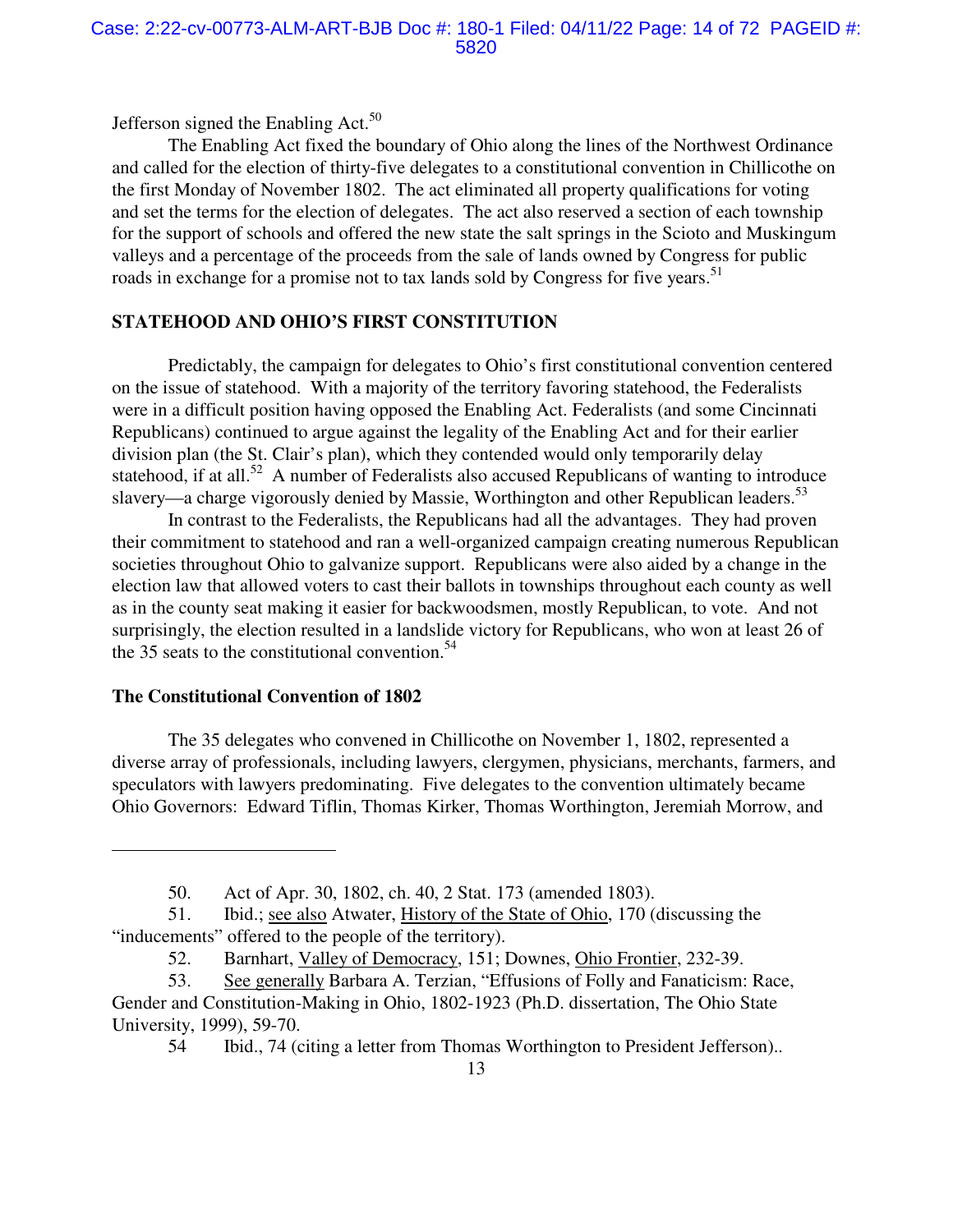Jefferson signed the Enabling Act.[50]

The Enabling Act fixed the boundary of Ohio along the lines of the Northwest Ordinance and called for the election of thirty-five delegates to a constitutional convention in Chillicothe on the first Monday of November 1802. The act eliminated all property qualifications for voting and set the terms for the election of delegates. The act also reserved a section of each township for the support of schools and offered the new state the salt springs in the Scioto and Muskingum valleys and a percentage of the proceeds from the sale of lands owned by Congress for public roads in exchange for a promise not to tax lands sold by Congress for five years.[51]

## STATEHOOD AND OHIO'S FIRST CONSTITUTION

Predictably, the campaign for delegates to Ohio's first constitutional convention centered on the issue of statehood. With a majority of the territory favoring statehood, the Federalists were in a difficult position having opposed the Enabling Act. Federalists (and some Cincinnati Republicans) continued to argue against the legality of the Enabling Act and for their earlier division plan (the St. Clair's plan), which they contended would only temporarily delay statehood, if at all.[52] A number of Federalists also accused Republicans of wanting to introduce slavery—a charge vigorously denied by Massie, Worthington and other Republican leaders.[53]

In contrast to the Federalists, the Republicans had all the advantages. They had proven their commitment to statehood and ran a well-organized campaign creating numerous Republican societies throughout Ohio to galvanize support. Republicans were also aided by a change in the election law that allowed voters to cast their ballots in townships throughout each county as well as in the county seat making it easier for backwoodsmen, mostly Republican, to vote. And not surprisingly, the election resulted in a landslide victory for Republicans, who won at least 26 of the 35 seats to the constitutional convention.[54]

### The Constitutional Convention of 1802

The 35 delegates who convened in Chillicothe on November 1, 1802, represented a diverse array of professionals, including lawyers, clergymen, physicians, merchants, farmers, and speculators with lawyers predominating. Five delegates to the convention ultimately became Ohio Governors: Edward Tiflin, Thomas Kirker, Thomas Worthington, Jeremiah Morrow, and

---

50. Act of Apr. 30, 1802, ch. 40, 2 Stat. 173 (amended 1803).

51. Ibid.; see also Atwater, History of the State of Ohio, 170 (discussing the "inducements" offered to the people of the territory).

52. Barnhart, Valley of Democracy, 151; Downes, Ohio Frontier, 232-39.

53. See generally Barbara A. Terzian, "Effusions of Folly and Fanaticism: Race, Gender and Constitution-Making in Ohio, 1802-1923 (Ph.D. dissertation, The Ohio State University, 1999), 59-70.

54 Ibid., 74 (citing a letter from Thomas Worthington to President Jefferson)..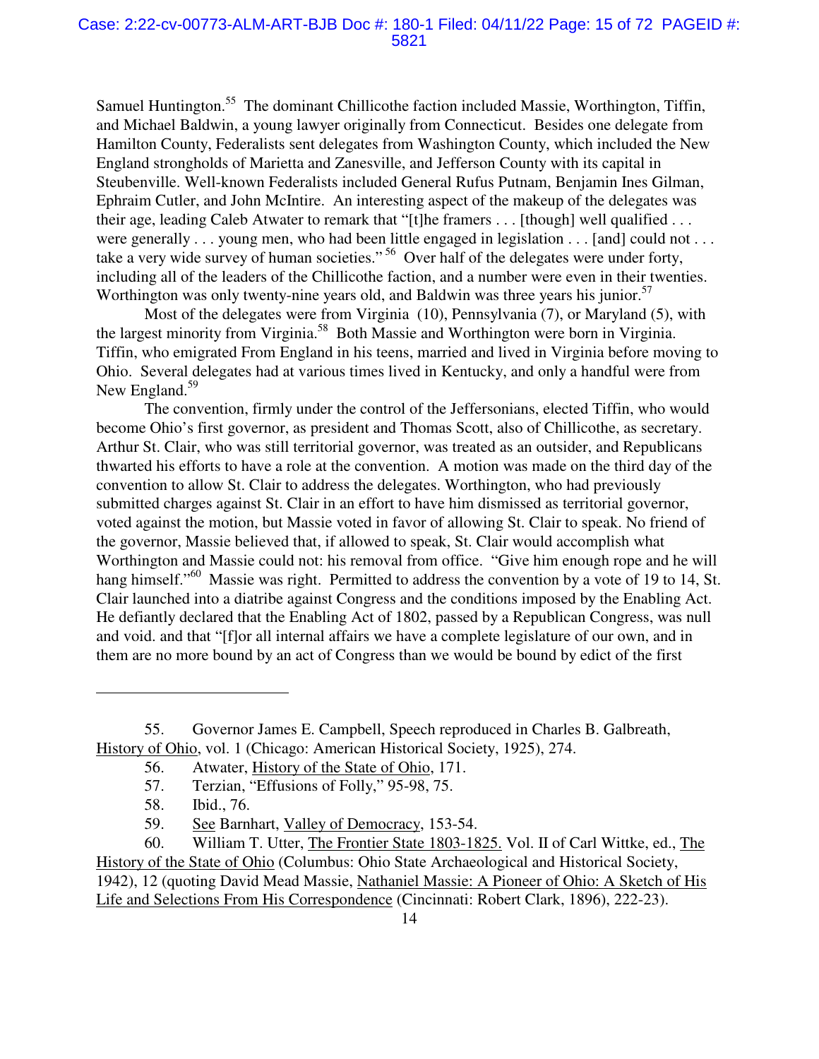Samuel Huntington.[55] The dominant Chillicothe faction included Massie, Worthington, Tiffin, and Michael Baldwin, a young lawyer originally from Connecticut. Besides one delegate from Hamilton County, Federalists sent delegates from Washington County, which included the New England strongholds of Marietta and Zanesville, and Jefferson County with its capital in Steubenville. Well-known Federalists included General Rufus Putnam, Benjamin Ines Gilman, Ephraim Cutler, and John McIntire. An interesting aspect of the makeup of the delegates was their age, leading Caleb Atwater to remark that "[t]he framers . . . [though] well qualified . . . were generally . . . young men, who had been little engaged in legislation . . . [and] could not . . . take a very wide survey of human societies."[56] Over half of the delegates were under forty, including all of the leaders of the Chillicothe faction, and a number were even in their twenties. Worthington was only twenty-nine years old, and Baldwin was three years his junior.[57]

Most of the delegates were from Virginia (10), Pennsylvania (7), or Maryland (5), with the largest minority from Virginia.[58] Both Massie and Worthington were born in Virginia. Tiffin, who emigrated From England in his teens, married and lived in Virginia before moving to Ohio. Several delegates had at various times lived in Kentucky, and only a handful were from New England.[59]

The convention, firmly under the control of the Jeffersonians, elected Tiffin, who would become Ohio's first governor, as president and Thomas Scott, also of Chillicothe, as secretary. Arthur St. Clair, who was still territorial governor, was treated as an outsider, and Republicans thwarted his efforts to have a role at the convention. A motion was made on the third day of the convention to allow St. Clair to address the delegates. Worthington, who had previously submitted charges against St. Clair in an effort to have him dismissed as territorial governor, voted against the motion, but Massie voted in favor of allowing St. Clair to speak. No friend of the governor, Massie believed that, if allowed to speak, St. Clair would accomplish what Worthington and Massie could not: his removal from office. "Give him enough rope and he will hang himself."[60] Massie was right. Permitted to address the convention by a vote of 19 to 14, St. Clair launched into a diatribe against Congress and the conditions imposed by the Enabling Act. He defiantly declared that the Enabling Act of 1802, passed by a Republican Congress, was null and void. and that "[f]or all internal affairs we have a complete legislature of our own, and in them are no more bound by an act of Congress than we would be bound by edict of the first

---

55. Governor James E. Campbell, Speech reproduced in Charles B. Galbreath, History of Ohio, vol. 1 (Chicago: American Historical Society, 1925), 274.

56. Atwater, History of the State of Ohio, 171.

57. Terzian, "Effusions of Folly," 95-98, 75.

58. Ibid., 76.

59. See Barnhart, Valley of Democracy, 153-54.

60. William T. Utter, The Frontier State 1803-1825. Vol. II of Carl Wittke, ed., The History of the State of Ohio (Columbus: Ohio State Archaeological and Historical Society, 1942), 12 (quoting David Mead Massie, Nathaniel Massie: A Pioneer of Ohio: A Sketch of His Life and Selections From His Correspondence (Cincinnati: Robert Clark, 1896), 222-23).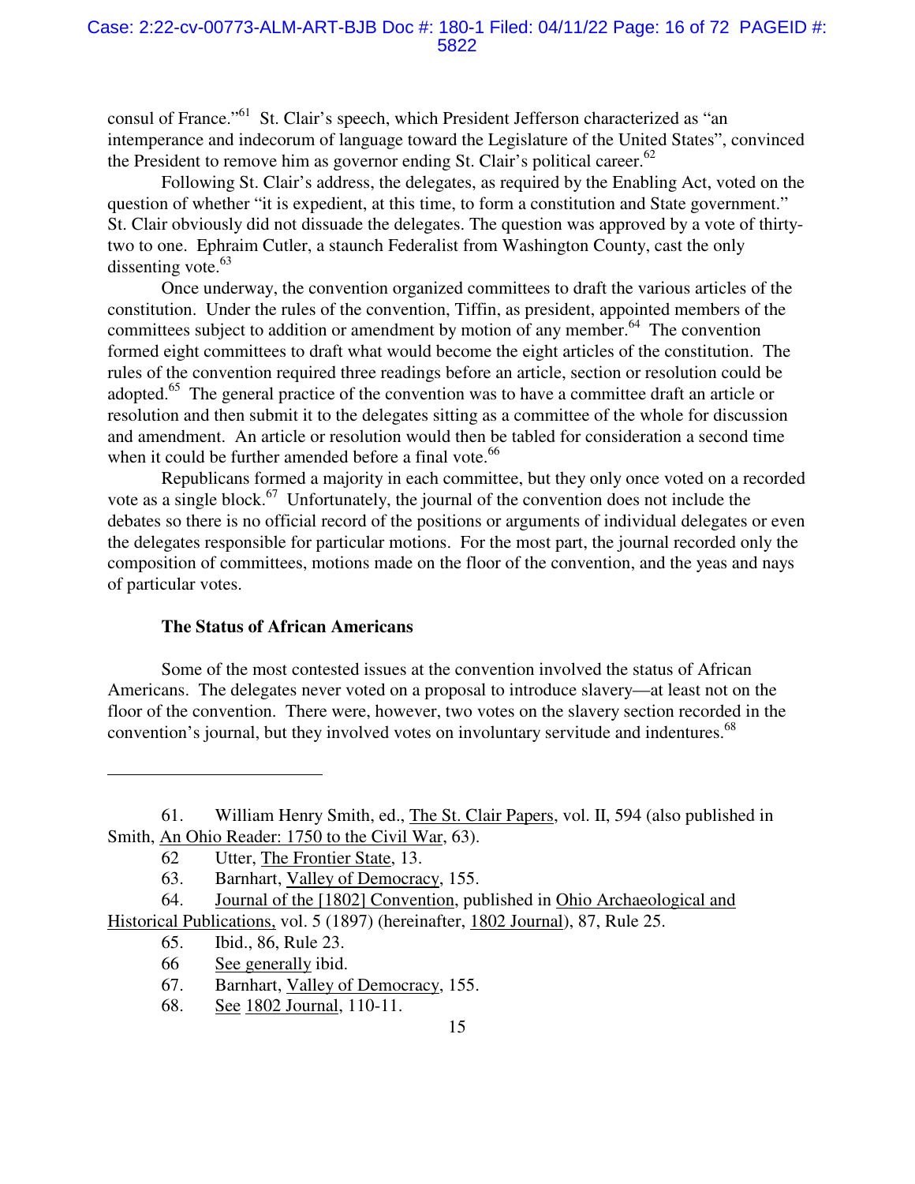consul of France."[61] St. Clair's speech, which President Jefferson characterized as "an intemperance and indecorum of language toward the Legislature of the United States", convinced the President to remove him as governor ending St. Clair's political career.[62]

Following St. Clair's address, the delegates, as required by the Enabling Act, voted on the question of whether "it is expedient, at this time, to form a constitution and State government." St. Clair obviously did not dissuade the delegates. The question was approved by a vote of thirty-two to one. Ephraim Cutler, a staunch Federalist from Washington County, cast the only dissenting vote.[63]

Once underway, the convention organized committees to draft the various articles of the constitution. Under the rules of the convention, Tiffin, as president, appointed members of the committees subject to addition or amendment by motion of any member.[64] The convention formed eight committees to draft what would become the eight articles of the constitution. The rules of the convention required three readings before an article, section or resolution could be adopted.[65] The general practice of the convention was to have a committee draft an article or resolution and then submit it to the delegates sitting as a committee of the whole for discussion and amendment. An article or resolution would then be tabled for consideration a second time when it could be further amended before a final vote.[66]

Republicans formed a majority in each committee, but they only once voted on a recorded vote as a single block.[67] Unfortunately, the journal of the convention does not include the debates so there is no official record of the positions or arguments of individual delegates or even the delegates responsible for particular motions. For the most part, the journal recorded only the composition of committees, motions made on the floor of the convention, and the yeas and nays of particular votes.

**The Status of African Americans**

Some of the most contested issues at the convention involved the status of African Americans. The delegates never voted on a proposal to introduce slavery—at least not on the floor of the convention. There were, however, two votes on the slavery section recorded in the convention's journal, but they involved votes on involuntary servitude and indentures.[68]

---

61. William Henry Smith, ed., The St. Clair Papers, vol. II, 594 (also published in Smith, An Ohio Reader: 1750 to the Civil War, 63).

62 Utter, The Frontier State, 13.

63. Barnhart, Valley of Democracy, 155.

64. Journal of the [1802] Convention, published in Ohio Archaeological and Historical Publications, vol. 5 (1897) (hereinafter, 1802 Journal), 87, Rule 25.

65. Ibid., 86, Rule 23.

66 See generally ibid.

67. Barnhart, Valley of Democracy, 155.

68. See 1802 Journal, 110-11.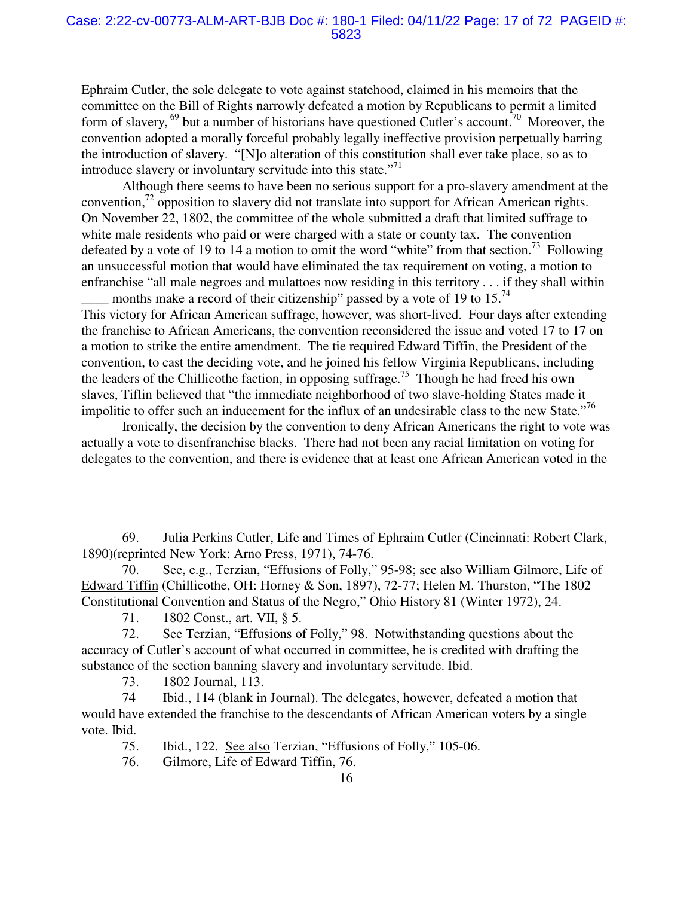Ephraim Cutler, the sole delegate to vote against statehood, claimed in his memoirs that the committee on the Bill of Rights narrowly defeated a motion by Republicans to permit a limited form of slavery, [69] but a number of historians have questioned Cutler's account.[70] Moreover, the convention adopted a morally forceful probably legally ineffective provision perpetually barring the introduction of slavery. "[N]o alteration of this constitution shall ever take place, so as to introduce slavery or involuntary servitude into this state."[71]

Although there seems to have been no serious support for a pro-slavery amendment at the convention,[72] opposition to slavery did not translate into support for African American rights. On November 22, 1802, the committee of the whole submitted a draft that limited suffrage to white male residents who paid or were charged with a state or county tax. The convention defeated by a vote of 19 to 14 a motion to omit the word "white" from that section.[73] Following an unsuccessful motion that would have eliminated the tax requirement on voting, a motion to enfranchise "all male negroes and mulattoes now residing in this territory . . . if they shall within ____ months make a record of their citizenship" passed by a vote of 19 to 15.[74]
This victory for African American suffrage, however, was short-lived. Four days after extending the franchise to African Americans, the convention reconsidered the issue and voted 17 to 17 on a motion to strike the entire amendment. The tie required Edward Tiffin, the President of the convention, to cast the deciding vote, and he joined his fellow Virginia Republicans, including the leaders of the Chillicothe faction, in opposing suffrage.[75] Though he had freed his own slaves, Tiflin believed that "the immediate neighborhood of two slave-holding States made it impolitic to offer such an inducement for the influx of an undesirable class to the new State."[76]

Ironically, the decision by the convention to deny African Americans the right to vote was actually a vote to disenfranchise blacks. There had not been any racial limitation on voting for delegates to the convention, and there is evidence that at least one African American voted in the

---

69. Julia Perkins Cutler, Life and Times of Ephraim Cutler (Cincinnati: Robert Clark, 1890)(reprinted New York: Arno Press, 1971), 74-76.

70. See, e.g., Terzian, "Effusions of Folly," 95-98; see also William Gilmore, Life of Edward Tiffin (Chillicothe, OH: Horney & Son, 1897), 72-77; Helen M. Thurston, "The 1802 Constitutional Convention and Status of the Negro," Ohio History 81 (Winter 1972), 24.

71. 1802 Const., art. VII, § 5.

72. See Terzian, "Effusions of Folly," 98. Notwithstanding questions about the accuracy of Cutler's account of what occurred in committee, he is credited with drafting the substance of the section banning slavery and involuntary servitude. Ibid.

73. 1802 Journal, 113.

74 Ibid., 114 (blank in Journal). The delegates, however, defeated a motion that would have extended the franchise to the descendants of African American voters by a single vote. Ibid.

75. Ibid., 122. See also Terzian, "Effusions of Folly," 105-06.

76. Gilmore, Life of Edward Tiffin, 76.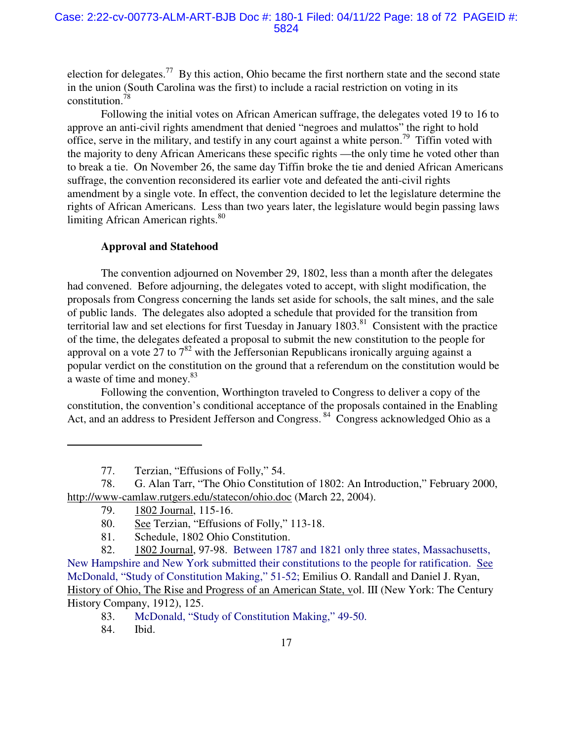election for delegates.[77] By this action, Ohio became the first northern state and the second state in the union (South Carolina was the first) to include a racial restriction on voting in its constitution.[78]

Following the initial votes on African American suffrage, the delegates voted 19 to 16 to approve an anti-civil rights amendment that denied "negroes and mulattos" the right to hold office, serve in the military, and testify in any court against a white person.[79] Tiffin voted with the majority to deny African Americans these specific rights —the only time he voted other than to break a tie. On November 26, the same day Tiffin broke the tie and denied African Americans suffrage, the convention reconsidered its earlier vote and defeated the anti-civil rights amendment by a single vote. In effect, the convention decided to let the legislature determine the rights of African Americans. Less than two years later, the legislature would begin passing laws limiting African American rights.[80]

**Approval and Statehood**

The convention adjourned on November 29, 1802, less than a month after the delegates had convened. Before adjourning, the delegates voted to accept, with slight modification, the proposals from Congress concerning the lands set aside for schools, the salt mines, and the sale of public lands. The delegates also adopted a schedule that provided for the transition from territorial law and set elections for first Tuesday in January 1803.[81] Consistent with the practice of the time, the delegates defeated a proposal to submit the new constitution to the people for approval on a vote 27 to 7[82] with the Jeffersonian Republicans ironically arguing against a popular verdict on the constitution on the ground that a referendum on the constitution would be a waste of time and money.[83]

Following the convention, Worthington traveled to Congress to deliver a copy of the constitution, the convention's conditional acceptance of the proposals contained in the Enabling Act, and an address to President Jefferson and Congress.[84] Congress acknowledged Ohio as a

---

77. Terzian, "Effusions of Folly," 54.

78. G. Alan Tarr, "The Ohio Constitution of 1802: An Introduction," February 2000, http://www-camlaw.rutgers.edu/statecon/ohio.doc (March 22, 2004).

79. 1802 Journal, 115-16.

80. See Terzian, "Effusions of Folly," 113-18.

81. Schedule, 1802 Ohio Constitution.

82. 1802 Journal, 97-98. Between 1787 and 1821 only three states, Massachusetts, New Hampshire and New York submitted their constitutions to the people for ratification. See McDonald, "Study of Constitution Making," 51-52; Emilius O. Randall and Daniel J. Ryan, History of Ohio, The Rise and Progress of an American State, vol. III (New York: The Century History Company, 1912), 125.

83. McDonald, "Study of Constitution Making," 49-50.

84. Ibid.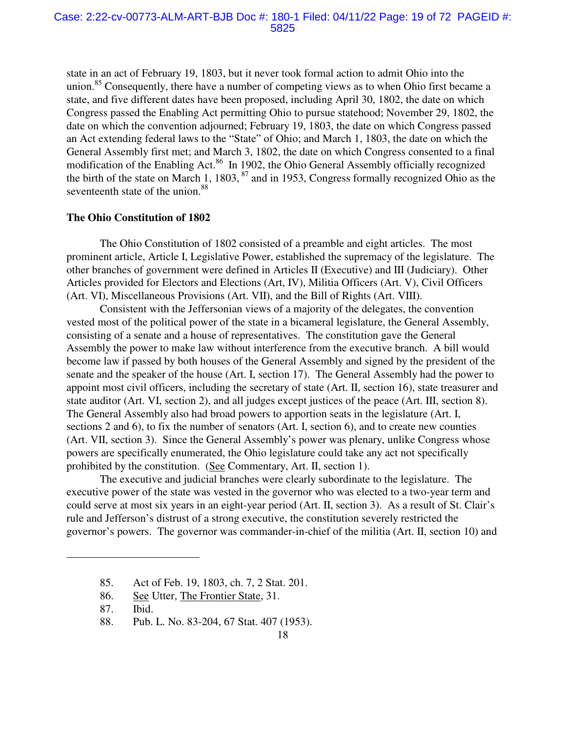state in an act of February 19, 1803, but it never took formal action to admit Ohio into the union.[85] Consequently, there have a number of competing views as to when Ohio first became a state, and five different dates have been proposed, including April 30, 1802, the date on which Congress passed the Enabling Act permitting Ohio to pursue statehood; November 29, 1802, the date on which the convention adjourned; February 19, 1803, the date on which Congress passed an Act extending federal laws to the "State" of Ohio; and March 1, 1803, the date on which the General Assembly first met; and March 3, 1802, the date on which Congress consented to a final modification of the Enabling Act.[86] In 1902, the Ohio General Assembly officially recognized the birth of the state on March 1, 1803, [87] and in 1953, Congress formally recognized Ohio as the seventeenth state of the union.[88]

**The Ohio Constitution of 1802**

The Ohio Constitution of 1802 consisted of a preamble and eight articles. The most prominent article, Article I, Legislative Power, established the supremacy of the legislature. The other branches of government were defined in Articles II (Executive) and III (Judiciary). Other Articles provided for Electors and Elections (Art, IV), Militia Officers (Art. V), Civil Officers (Art. VI), Miscellaneous Provisions (Art. VII), and the Bill of Rights (Art. VIII).

Consistent with the Jeffersonian views of a majority of the delegates, the convention vested most of the political power of the state in a bicameral legislature, the General Assembly, consisting of a senate and a house of representatives. The constitution gave the General Assembly the power to make law without interference from the executive branch. A bill would become law if passed by both houses of the General Assembly and signed by the president of the senate and the speaker of the house (Art. I, section 17). The General Assembly had the power to appoint most civil officers, including the secretary of state (Art. II, section 16), state treasurer and state auditor (Art. VI, section 2), and all judges except justices of the peace (Art. III, section 8). The General Assembly also had broad powers to apportion seats in the legislature (Art. I, sections 2 and 6), to fix the number of senators (Art. I, section 6), and to create new counties (Art. VII, section 3). Since the General Assembly's power was plenary, unlike Congress whose powers are specifically enumerated, the Ohio legislature could take any act not specifically prohibited by the constitution. (See Commentary, Art. II, section 1).

The executive and judicial branches were clearly subordinate to the legislature. The executive power of the state was vested in the governor who was elected to a two-year term and could serve at most six years in an eight-year period (Art. II, section 3). As a result of St. Clair's rule and Jefferson's distrust of a strong executive, the constitution severely restricted the governor's powers. The governor was commander-in-chief of the militia (Art. II, section 10) and

---

85. Act of Feb. 19, 1803, ch. 7, 2 Stat. 201.
86. See Utter, The Frontier State, 31.
87. Ibid.
88. Pub. L. No. 83-204, 67 Stat. 407 (1953).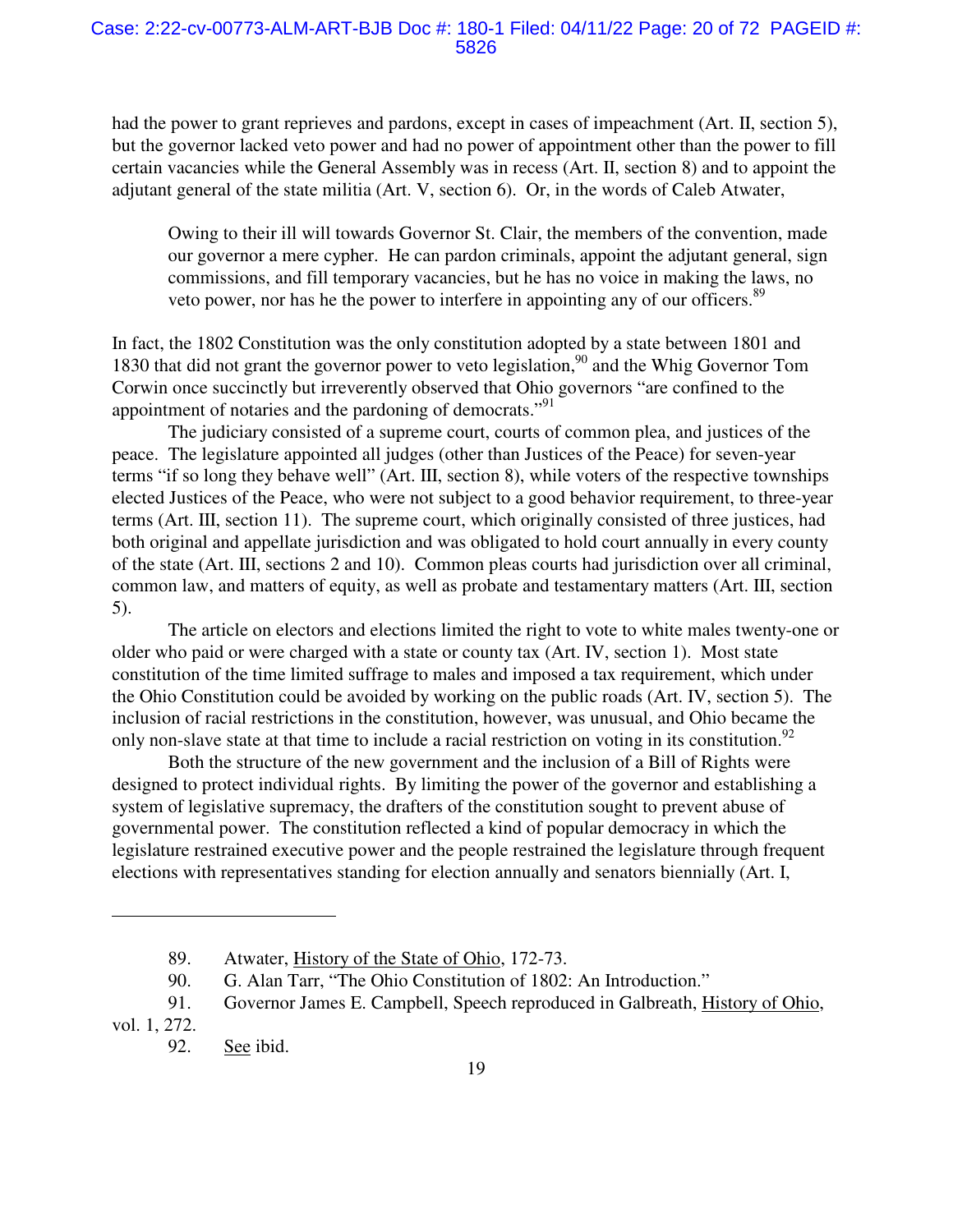had the power to grant reprieves and pardons, except in cases of impeachment (Art. II, section 5), but the governor lacked veto power and had no power of appointment other than the power to fill certain vacancies while the General Assembly was in recess (Art. II, section 8) and to appoint the adjutant general of the state militia (Art. V, section 6). Or, in the words of Caleb Atwater,

> Owing to their ill will towards Governor St. Clair, the members of the convention, made our governor a mere cypher. He can pardon criminals, appoint the adjutant general, sign commissions, and fill temporary vacancies, but he has no voice in making the laws, no veto power, nor has he the power to interfere in appointing any of our officers.[89]

In fact, the 1802 Constitution was the only constitution adopted by a state between 1801 and 1830 that did not grant the governor power to veto legislation,[90] and the Whig Governor Tom Corwin once succinctly but irreverently observed that Ohio governors "are confined to the appointment of notaries and the pardoning of democrats."[91]

The judiciary consisted of a supreme court, courts of common plea, and justices of the peace. The legislature appointed all judges (other than Justices of the Peace) for seven-year terms "if so long they behave well" (Art. III, section 8), while voters of the respective townships elected Justices of the Peace, who were not subject to a good behavior requirement, to three-year terms (Art. III, section 11). The supreme court, which originally consisted of three justices, had both original and appellate jurisdiction and was obligated to hold court annually in every county of the state (Art. III, sections 2 and 10). Common pleas courts had jurisdiction over all criminal, common law, and matters of equity, as well as probate and testamentary matters (Art. III, section 5).

The article on electors and elections limited the right to vote to white males twenty-one or older who paid or were charged with a state or county tax (Art. IV, section 1). Most state constitution of the time limited suffrage to males and imposed a tax requirement, which under the Ohio Constitution could be avoided by working on the public roads (Art. IV, section 5). The inclusion of racial restrictions in the constitution, however, was unusual, and Ohio became the only non-slave state at that time to include a racial restriction on voting in its constitution.[92]

Both the structure of the new government and the inclusion of a Bill of Rights were designed to protect individual rights. By limiting the power of the governor and establishing a system of legislative supremacy, the drafters of the constitution sought to prevent abuse of governmental power. The constitution reflected a kind of popular democracy in which the legislature restrained executive power and the people restrained the legislature through frequent elections with representatives standing for election annually and senators biennially (Art. I,

---

89. Atwater, History of the State of Ohio, 172-73.

90. G. Alan Tarr, "The Ohio Constitution of 1802: An Introduction."

91. Governor James E. Campbell, Speech reproduced in Galbreath, History of Ohio, vol. 1, 272.

92. See ibid.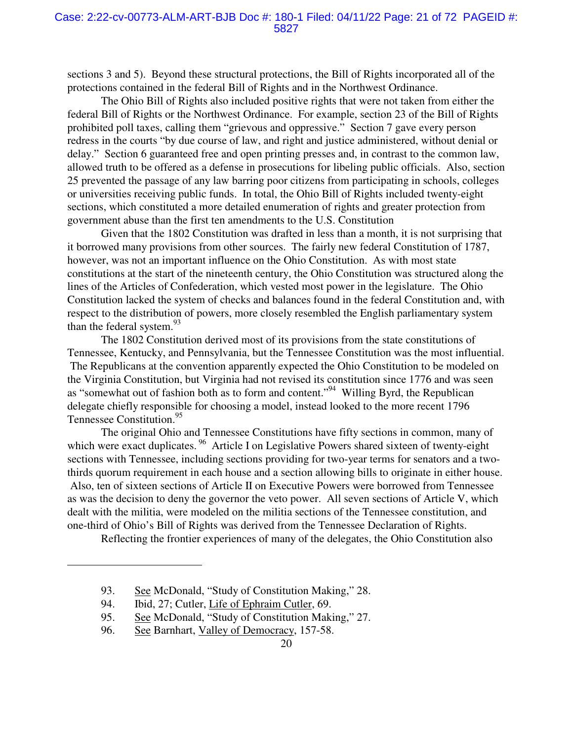sections 3 and 5). Beyond these structural protections, the Bill of Rights incorporated all of the protections contained in the federal Bill of Rights and in the Northwest Ordinance.

The Ohio Bill of Rights also included positive rights that were not taken from either the federal Bill of Rights or the Northwest Ordinance. For example, section 23 of the Bill of Rights prohibited poll taxes, calling them "grievous and oppressive." Section 7 gave every person redress in the courts "by due course of law, and right and justice administered, without denial or delay." Section 6 guaranteed free and open printing presses and, in contrast to the common law, allowed truth to be offered as a defense in prosecutions for libeling public officials. Also, section 25 prevented the passage of any law barring poor citizens from participating in schools, colleges or universities receiving public funds. In total, the Ohio Bill of Rights included twenty-eight sections, which constituted a more detailed enumeration of rights and greater protection from government abuse than the first ten amendments to the U.S. Constitution

Given that the 1802 Constitution was drafted in less than a month, it is not surprising that it borrowed many provisions from other sources. The fairly new federal Constitution of 1787, however, was not an important influence on the Ohio Constitution. As with most state constitutions at the start of the nineteenth century, the Ohio Constitution was structured along the lines of the Articles of Confederation, which vested most power in the legislature. The Ohio Constitution lacked the system of checks and balances found in the federal Constitution and, with respect to the distribution of powers, more closely resembled the English parliamentary system than the federal system.[93]

The 1802 Constitution derived most of its provisions from the state constitutions of Tennessee, Kentucky, and Pennsylvania, but the Tennessee Constitution was the most influential. The Republicans at the convention apparently expected the Ohio Constitution to be modeled on the Virginia Constitution, but Virginia had not revised its constitution since 1776 and was seen as "somewhat out of fashion both as to form and content."[94] Willing Byrd, the Republican delegate chiefly responsible for choosing a model, instead looked to the more recent 1796 Tennessee Constitution.[95]

The original Ohio and Tennessee Constitutions have fifty sections in common, many of which were exact duplicates.[96] Article I on Legislative Powers shared sixteen of twenty-eight sections with Tennessee, including sections providing for two-year terms for senators and a two-thirds quorum requirement in each house and a section allowing bills to originate in either house. Also, ten of sixteen sections of Article II on Executive Powers were borrowed from Tennessee as was the decision to deny the governor the veto power. All seven sections of Article V, which dealt with the militia, were modeled on the militia sections of the Tennessee constitution, and one-third of Ohio's Bill of Rights was derived from the Tennessee Declaration of Rights.

Reflecting the frontier experiences of many of the delegates, the Ohio Constitution also

---

93. See McDonald, "Study of Constitution Making," 28.

94. Ibid, 27; Cutler, Life of Ephraim Cutler, 69.

95. See McDonald, "Study of Constitution Making," 27.

96. See Barnhart, Valley of Democracy, 157-58.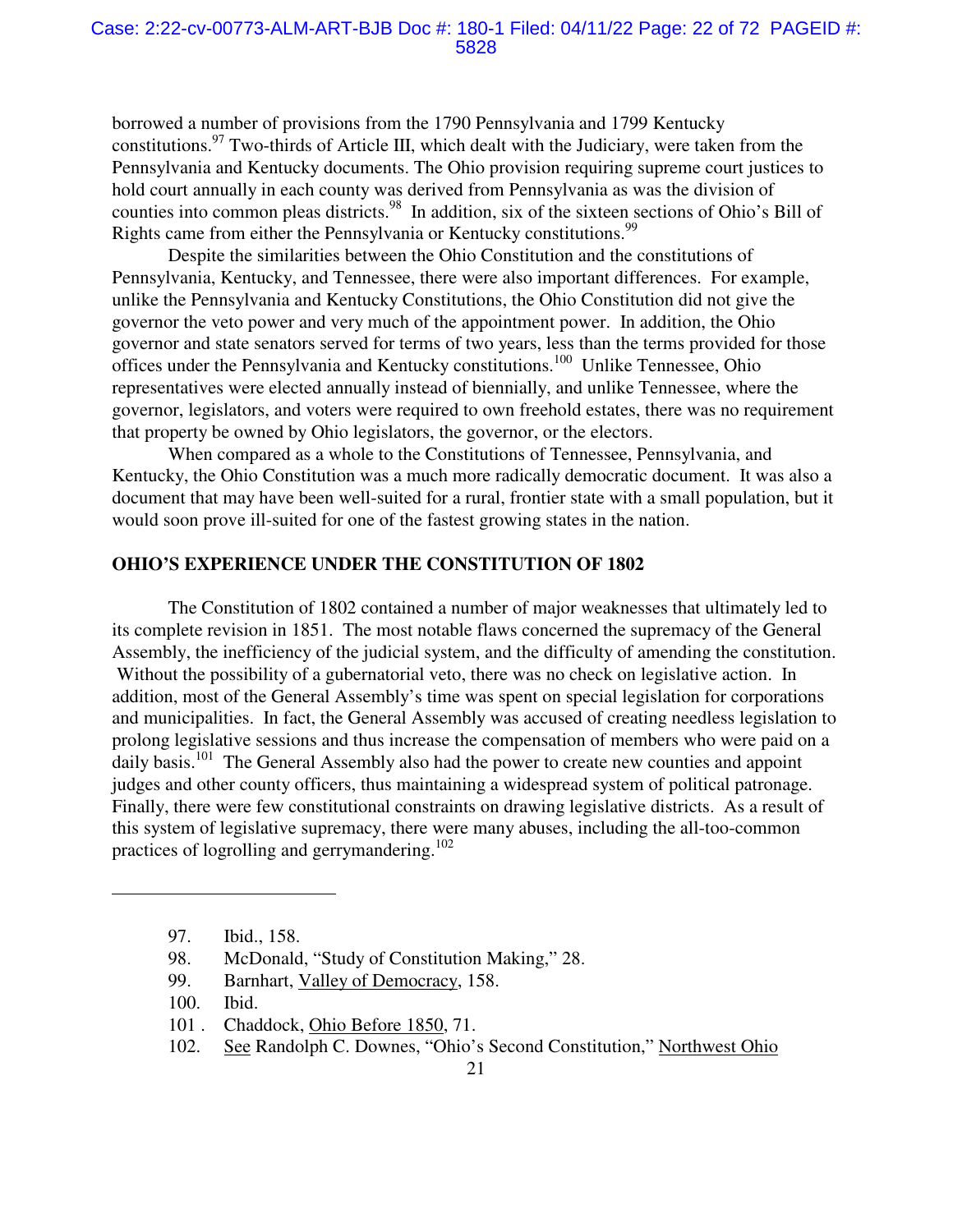borrowed a number of provisions from the 1790 Pennsylvania and 1799 Kentucky constitutions.[97] Two-thirds of Article III, which dealt with the Judiciary, were taken from the Pennsylvania and Kentucky documents. The Ohio provision requiring supreme court justices to hold court annually in each county was derived from Pennsylvania as was the division of counties into common pleas districts.[98] In addition, six of the sixteen sections of Ohio's Bill of Rights came from either the Pennsylvania or Kentucky constitutions.[99]

Despite the similarities between the Ohio Constitution and the constitutions of Pennsylvania, Kentucky, and Tennessee, there were also important differences. For example, unlike the Pennsylvania and Kentucky Constitutions, the Ohio Constitution did not give the governor the veto power and very much of the appointment power. In addition, the Ohio governor and state senators served for terms of two years, less than the terms provided for those offices under the Pennsylvania and Kentucky constitutions.[100] Unlike Tennessee, Ohio representatives were elected annually instead of biennially, and unlike Tennessee, where the governor, legislators, and voters were required to own freehold estates, there was no requirement that property be owned by Ohio legislators, the governor, or the electors.

When compared as a whole to the Constitutions of Tennessee, Pennsylvania, and Kentucky, the Ohio Constitution was a much more radically democratic document. It was also a document that may have been well-suited for a rural, frontier state with a small population, but it would soon prove ill-suited for one of the fastest growing states in the nation.

## OHIO'S EXPERIENCE UNDER THE CONSTITUTION OF 1802

The Constitution of 1802 contained a number of major weaknesses that ultimately led to its complete revision in 1851. The most notable flaws concerned the supremacy of the General Assembly, the inefficiency of the judicial system, and the difficulty of amending the constitution. Without the possibility of a gubernatorial veto, there was no check on legislative action. In addition, most of the General Assembly's time was spent on special legislation for corporations and municipalities. In fact, the General Assembly was accused of creating needless legislation to prolong legislative sessions and thus increase the compensation of members who were paid on a daily basis.[101] The General Assembly also had the power to create new counties and appoint judges and other county officers, thus maintaining a widespread system of political patronage. Finally, there were few constitutional constraints on drawing legislative districts. As a result of this system of legislative supremacy, there were many abuses, including the all-too-common practices of logrolling and gerrymandering.[102]

---

97. Ibid., 158.
98. McDonald, "Study of Constitution Making," 28.
99. Barnhart, Valley of Democracy, 158.
100. Ibid.
101. Chaddock, Ohio Before 1850, 71.
102. See Randolph C. Downes, "Ohio's Second Constitution," Northwest Ohio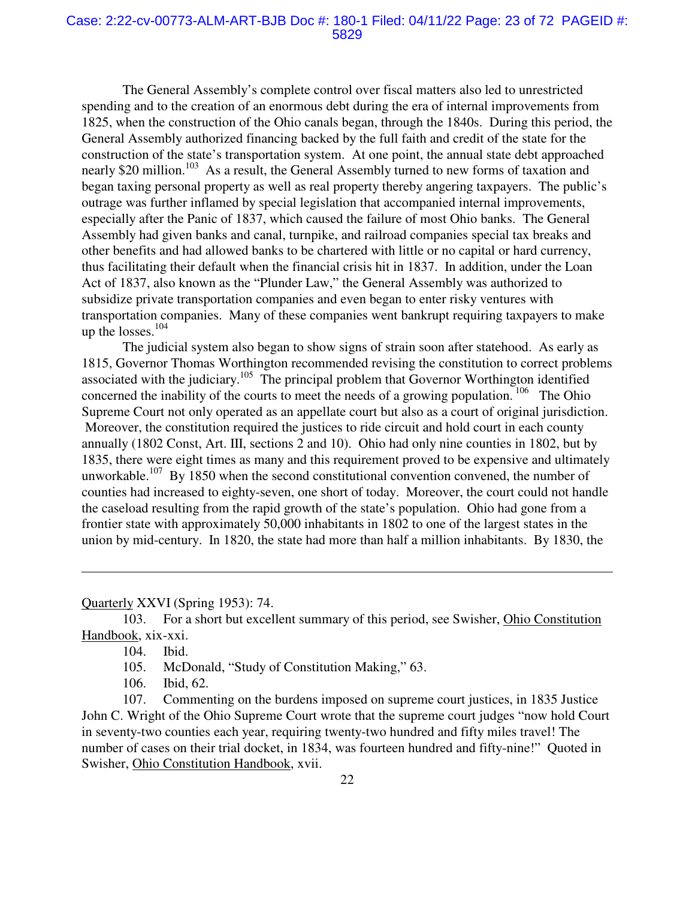The General Assembly's complete control over fiscal matters also led to unrestricted spending and to the creation of an enormous debt during the era of internal improvements from 1825, when the construction of the Ohio canals began, through the 1840s. During this period, the General Assembly authorized financing backed by the full faith and credit of the state for the construction of the state's transportation system. At one point, the annual state debt approached nearly $20 million.[103] As a result, the General Assembly turned to new forms of taxation and began taxing personal property as well as real property thereby angering taxpayers. The public's outrage was further inflamed by special legislation that accompanied internal improvements, especially after the Panic of 1837, which caused the failure of most Ohio banks. The General Assembly had given banks and canal, turnpike, and railroad companies special tax breaks and other benefits and had allowed banks to be chartered with little or no capital or hard currency, thus facilitating their default when the financial crisis hit in 1837. In addition, under the Loan Act of 1837, also known as the "Plunder Law," the General Assembly was authorized to subsidize private transportation companies and even began to enter risky ventures with transportation companies. Many of these companies went bankrupt requiring taxpayers to make up the losses.[104]

The judicial system also began to show signs of strain soon after statehood. As early as 1815, Governor Thomas Worthington recommended revising the constitution to correct problems associated with the judiciary.[105] The principal problem that Governor Worthington identified concerned the inability of the courts to meet the needs of a growing population.[106] The Ohio Supreme Court not only operated as an appellate court but also as a court of original jurisdiction. Moreover, the constitution required the justices to ride circuit and hold court in each county annually (1802 Const, Art. III, sections 2 and 10). Ohio had only nine counties in 1802, but by 1835, there were eight times as many and this requirement proved to be expensive and ultimately unworkable.[107] By 1850 when the second constitutional convention convened, the number of counties had increased to eighty-seven, one short of today. Moreover, the court could not handle the caseload resulting from the rapid growth of the state's population. Ohio had gone from a frontier state with approximately 50,000 inhabitants in 1802 to one of the largest states in the union by mid-century. In 1820, the state had more than half a million inhabitants. By 1830, the

---

Quarterly XXVI (Spring 1953): 74.

103. For a short but excellent summary of this period, see Swisher, Ohio Constitution Handbook, xix-xxi.

104. Ibid.

105. McDonald, "Study of Constitution Making," 63.

106. Ibid, 62.

107. Commenting on the burdens imposed on supreme court justices, in 1835 Justice John C. Wright of the Ohio Supreme Court wrote that the supreme court judges "now hold Court in seventy-two counties each year, requiring twenty-two hundred and fifty miles travel! The number of cases on their trial docket, in 1834, was fourteen hundred and fifty-nine!" Quoted in Swisher, Ohio Constitution Handbook, xvii.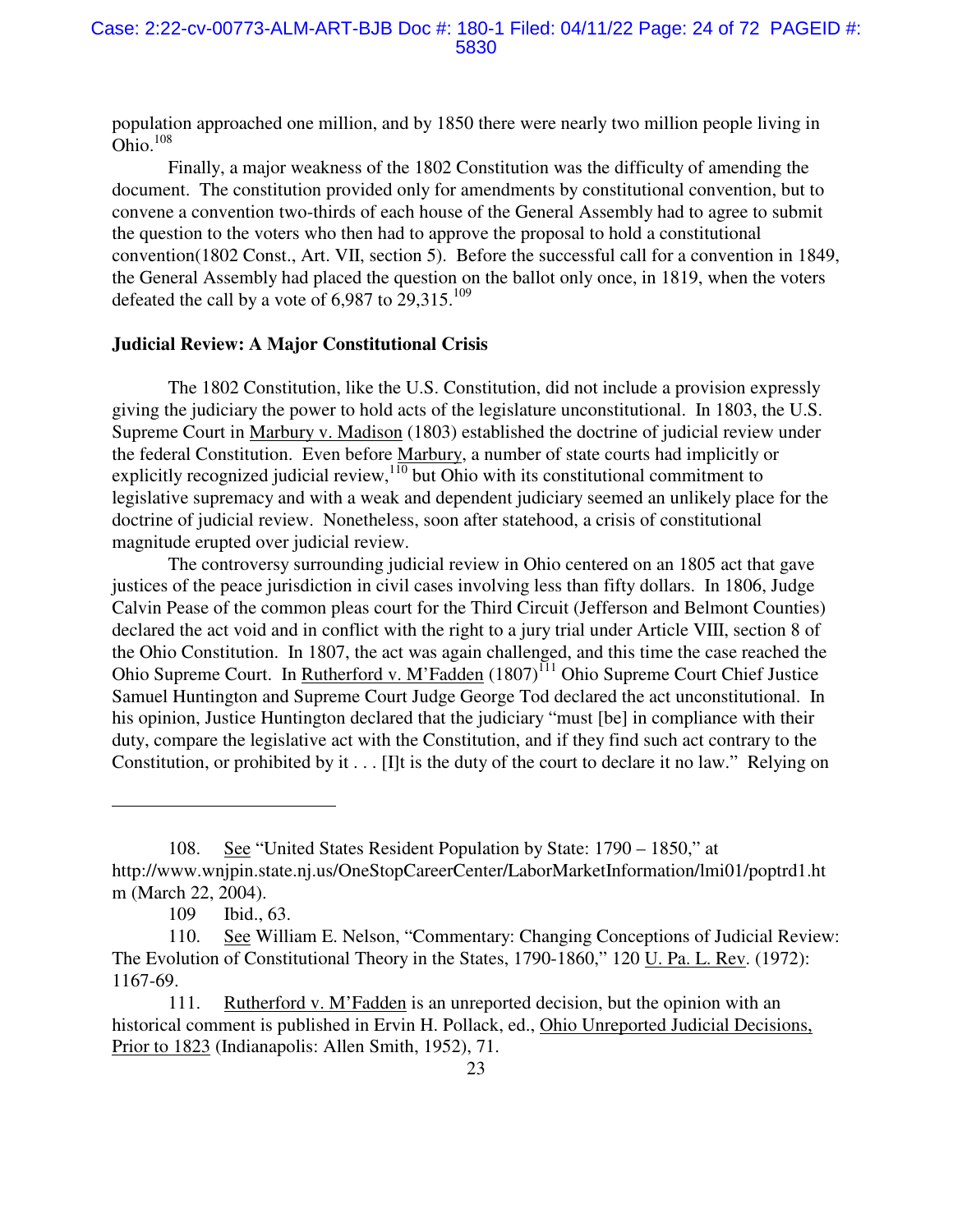population approached one million, and by 1850 there were nearly two million people living in Ohio.[108]

Finally, a major weakness of the 1802 Constitution was the difficulty of amending the document. The constitution provided only for amendments by constitutional convention, but to convene a convention two-thirds of each house of the General Assembly had to agree to submit the question to the voters who then had to approve the proposal to hold a constitutional convention(1802 Const., Art. VII, section 5). Before the successful call for a convention in 1849, the General Assembly had placed the question on the ballot only once, in 1819, when the voters defeated the call by a vote of 6,987 to 29,315.[109]

**Judicial Review: A Major Constitutional Crisis**

The 1802 Constitution, like the U.S. Constitution, did not include a provision expressly giving the judiciary the power to hold acts of the legislature unconstitutional. In 1803, the U.S. Supreme Court in Marbury v. Madison (1803) established the doctrine of judicial review under the federal Constitution. Even before Marbury, a number of state courts had implicitly or explicitly recognized judicial review,[110] but Ohio with its constitutional commitment to legislative supremacy and with a weak and dependent judiciary seemed an unlikely place for the doctrine of judicial review. Nonetheless, soon after statehood, a crisis of constitutional magnitude erupted over judicial review.

The controversy surrounding judicial review in Ohio centered on an 1805 act that gave justices of the peace jurisdiction in civil cases involving less than fifty dollars. In 1806, Judge Calvin Pease of the common pleas court for the Third Circuit (Jefferson and Belmont Counties) declared the act void and in conflict with the right to a jury trial under Article VIII, section 8 of the Ohio Constitution. In 1807, the act was again challenged, and this time the case reached the Ohio Supreme Court. In Rutherford v. M'Fadden (1807)[111] Ohio Supreme Court Chief Justice Samuel Huntington and Supreme Court Judge George Tod declared the act unconstitutional. In his opinion, Justice Huntington declared that the judiciary "must [be] in compliance with their duty, compare the legislative act with the Constitution, and if they find such act contrary to the Constitution, or prohibited by it . . . [I]t is the duty of the court to declare it no law." Relying on

---

108. See "United States Resident Population by State: 1790 – 1850," at http://www.wnjpin.state.nj.us/OneStopCareerCenter/LaborMarketInformation/lmi01/poptrd1.htm (March 22, 2004).

109 Ibid., 63.

110. See William E. Nelson, "Commentary: Changing Conceptions of Judicial Review: The Evolution of Constitutional Theory in the States, 1790-1860," 120 U. Pa. L. Rev. (1972): 1167-69.

111. Rutherford v. M'Fadden is an unreported decision, but the opinion with an historical comment is published in Ervin H. Pollack, ed., Ohio Unreported Judicial Decisions, Prior to 1823 (Indianapolis: Allen Smith, 1952), 71.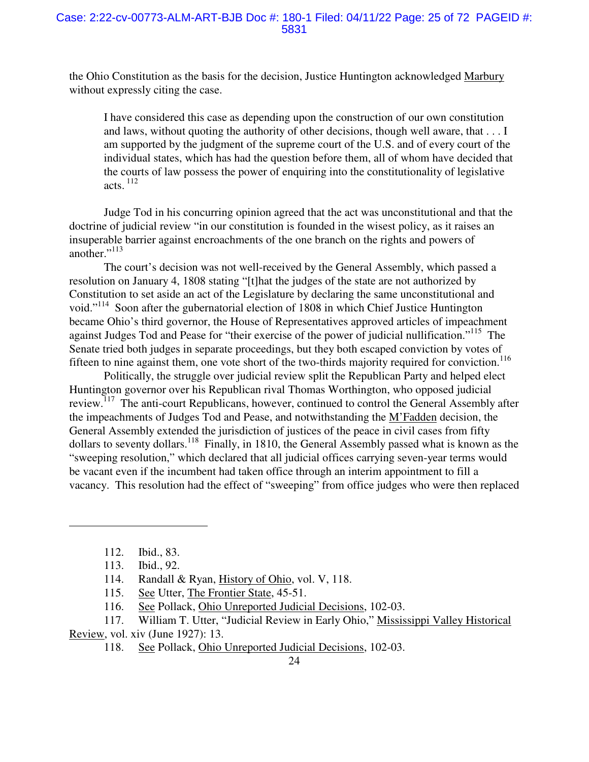the Ohio Constitution as the basis for the decision, Justice Huntington acknowledged Marbury without expressly citing the case.

> I have considered this case as depending upon the construction of our own constitution and laws, without quoting the authority of other decisions, though well aware, that . . . I am supported by the judgment of the supreme court of the U.S. and of every court of the individual states, which has had the question before them, all of whom have decided that the courts of law possess the power of enquiring into the constitutionality of legislative acts.[112]

Judge Tod in his concurring opinion agreed that the act was unconstitutional and that the doctrine of judicial review "in our constitution is founded in the wisest policy, as it raises an insuperable barrier against encroachments of the one branch on the rights and powers of another."[113]

The court's decision was not well-received by the General Assembly, which passed a resolution on January 4, 1808 stating "[t]hat the judges of the state are not authorized by Constitution to set aside an act of the Legislature by declaring the same unconstitutional and void."[114] Soon after the gubernatorial election of 1808 in which Chief Justice Huntington became Ohio's third governor, the House of Representatives approved articles of impeachment against Judges Tod and Pease for "their exercise of the power of judicial nullification."[115] The Senate tried both judges in separate proceedings, but they both escaped conviction by votes of fifteen to nine against them, one vote short of the two-thirds majority required for conviction.[116]

Politically, the struggle over judicial review split the Republican Party and helped elect Huntington governor over his Republican rival Thomas Worthington, who opposed judicial review.[117] The anti-court Republicans, however, continued to control the General Assembly after the impeachments of Judges Tod and Pease, and notwithstanding the M'Fadden decision, the General Assembly extended the jurisdiction of justices of the peace in civil cases from fifty dollars to seventy dollars.[118] Finally, in 1810, the General Assembly passed what is known as the "sweeping resolution," which declared that all judicial offices carrying seven-year terms would be vacant even if the incumbent had taken office through an interim appointment to fill a vacancy. This resolution had the effect of "sweeping" from office judges who were then replaced

---

112. Ibid., 83.
113. Ibid., 92.
114. Randall & Ryan, History of Ohio, vol. V, 118.
115. See Utter, The Frontier State, 45-51.
116. See Pollack, Ohio Unreported Judicial Decisions, 102-03.
117. William T. Utter, "Judicial Review in Early Ohio," Mississippi Valley Historical Review, vol. xiv (June 1927): 13.
118. See Pollack, Ohio Unreported Judicial Decisions, 102-03.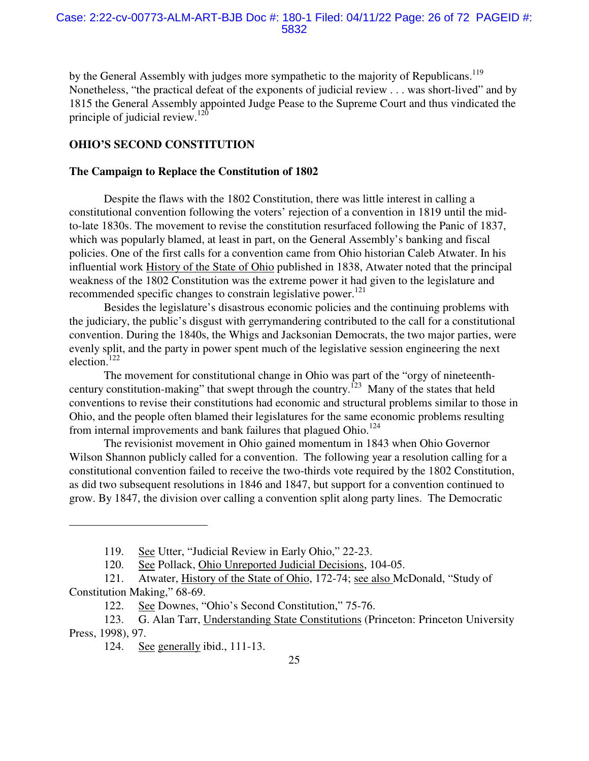by the General Assembly with judges more sympathetic to the majority of Republicans.[119] Nonetheless, "the practical defeat of the exponents of judicial review . . . was short-lived" and by 1815 the General Assembly appointed Judge Pease to the Supreme Court and thus vindicated the principle of judicial review.[120]

## OHIO'S SECOND CONSTITUTION

### The Campaign to Replace the Constitution of 1802

Despite the flaws with the 1802 Constitution, there was little interest in calling a constitutional convention following the voters' rejection of a convention in 1819 until the mid-to-late 1830s. The movement to revise the constitution resurfaced following the Panic of 1837, which was popularly blamed, at least in part, on the General Assembly's banking and fiscal policies. One of the first calls for a convention came from Ohio historian Caleb Atwater. In his influential work History of the State of Ohio published in 1838, Atwater noted that the principal weakness of the 1802 Constitution was the extreme power it had given to the legislature and recommended specific changes to constrain legislative power.[121]

Besides the legislature's disastrous economic policies and the continuing problems with the judiciary, the public's disgust with gerrymandering contributed to the call for a constitutional convention. During the 1840s, the Whigs and Jacksonian Democrats, the two major parties, were evenly split, and the party in power spent much of the legislative session engineering the next election.[122]

The movement for constitutional change in Ohio was part of the "orgy of nineteenth-century constitution-making" that swept through the country.[123] Many of the states that held conventions to revise their constitutions had economic and structural problems similar to those in Ohio, and the people often blamed their legislatures for the same economic problems resulting from internal improvements and bank failures that plagued Ohio.[124]

The revisionist movement in Ohio gained momentum in 1843 when Ohio Governor Wilson Shannon publicly called for a convention. The following year a resolution calling for a constitutional convention failed to receive the two-thirds vote required by the 1802 Constitution, as did two subsequent resolutions in 1846 and 1847, but support for a convention continued to grow. By 1847, the division over calling a convention split along party lines. The Democratic

---

119. See Utter, "Judicial Review in Early Ohio," 22-23.

120. See Pollack, Ohio Unreported Judicial Decisions, 104-05.

121. Atwater, History of the State of Ohio, 172-74; see also McDonald, "Study of Constitution Making," 68-69.

122. See Downes, "Ohio's Second Constitution," 75-76.

123. G. Alan Tarr, Understanding State Constitutions (Princeton: Princeton University Press, 1998), 97.

124. See generally ibid., 111-13.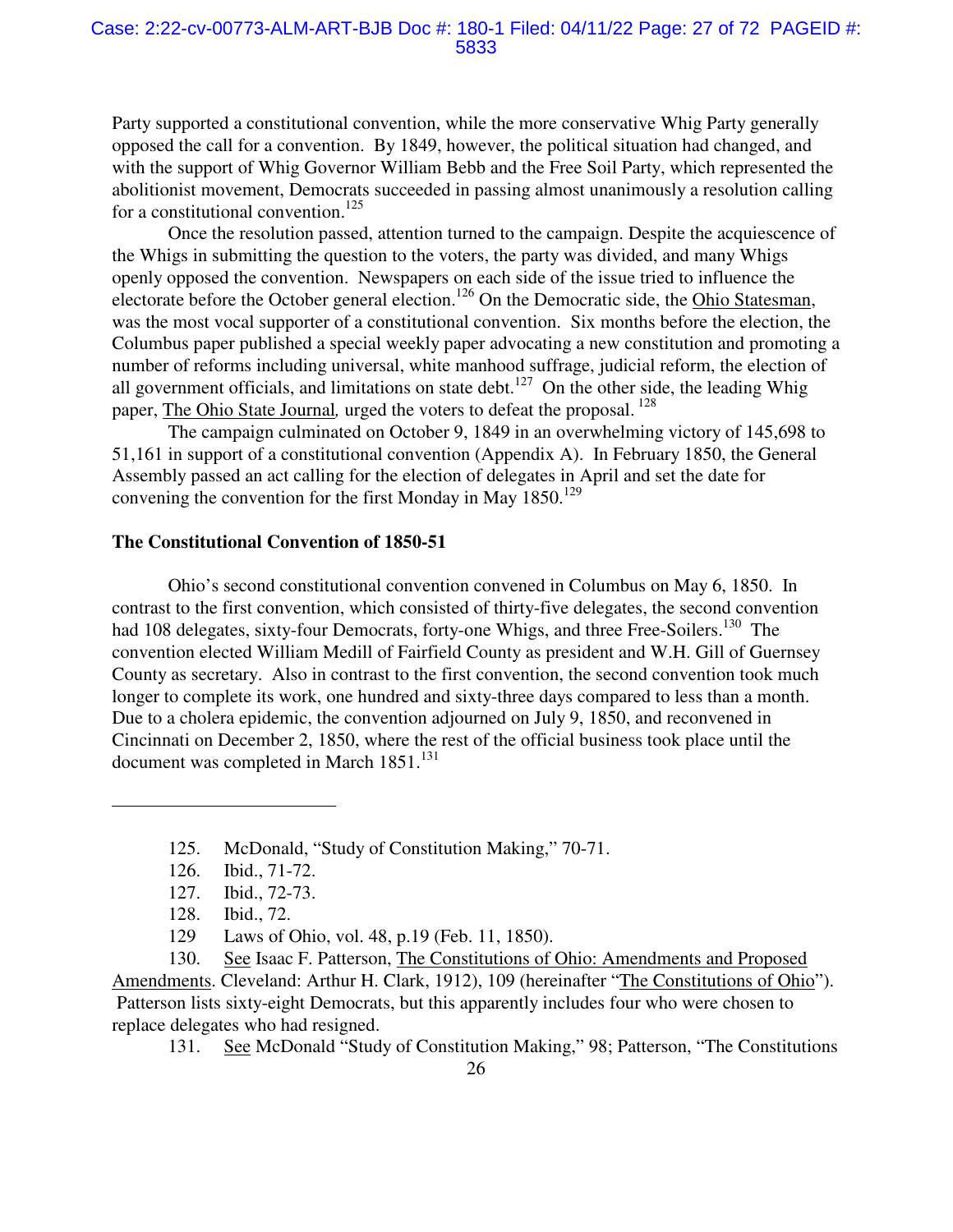Party supported a constitutional convention, while the more conservative Whig Party generally opposed the call for a convention. By 1849, however, the political situation had changed, and with the support of Whig Governor William Bebb and the Free Soil Party, which represented the abolitionist movement, Democrats succeeded in passing almost unanimously a resolution calling for a constitutional convention.[125]

Once the resolution passed, attention turned to the campaign. Despite the acquiescence of the Whigs in submitting the question to the voters, the party was divided, and many Whigs openly opposed the convention. Newspapers on each side of the issue tried to influence the electorate before the October general election.[126] On the Democratic side, the Ohio Statesman, was the most vocal supporter of a constitutional convention. Six months before the election, the Columbus paper published a special weekly paper advocating a new constitution and promoting a number of reforms including universal, white manhood suffrage, judicial reform, the election of all government officials, and limitations on state debt.[127] On the other side, the leading Whig paper, *The Ohio State Journal,* urged the voters to defeat the proposal.[128]

The campaign culminated on October 9, 1849 in an overwhelming victory of 145,698 to 51,161 in support of a constitutional convention (Appendix A). In February 1850, the General Assembly passed an act calling for the election of delegates in April and set the date for convening the convention for the first Monday in May 1850.[129]

## The Constitutional Convention of 1850-51

Ohio's second constitutional convention convened in Columbus on May 6, 1850. In contrast to the first convention, which consisted of thirty-five delegates, the second convention had 108 delegates, sixty-four Democrats, forty-one Whigs, and three Free-Soilers.[130] The convention elected William Medill of Fairfield County as president and W.H. Gill of Guernsey County as secretary. Also in contrast to the first convention, the second convention took much longer to complete its work, one hundred and sixty-three days compared to less than a month. Due to a cholera epidemic, the convention adjourned on July 9, 1850, and reconvened in Cincinnati on December 2, 1850, where the rest of the official business took place until the document was completed in March 1851.[131]

---

125. McDonald, "Study of Constitution Making," 70-71.

126. Ibid., 71-72.

127. Ibid., 72-73.

128. Ibid., 72.

129 Laws of Ohio, vol. 48, p.19 (Feb. 11, 1850).

130. See Isaac F. Patterson, The Constitutions of Ohio: Amendments and Proposed Amendments. Cleveland: Arthur H. Clark, 1912), 109 (hereinafter "The Constitutions of Ohio"). Patterson lists sixty-eight Democrats, but this apparently includes four who were chosen to replace delegates who had resigned.

131. See McDonald "Study of Constitution Making," 98; Patterson, "The Constitutions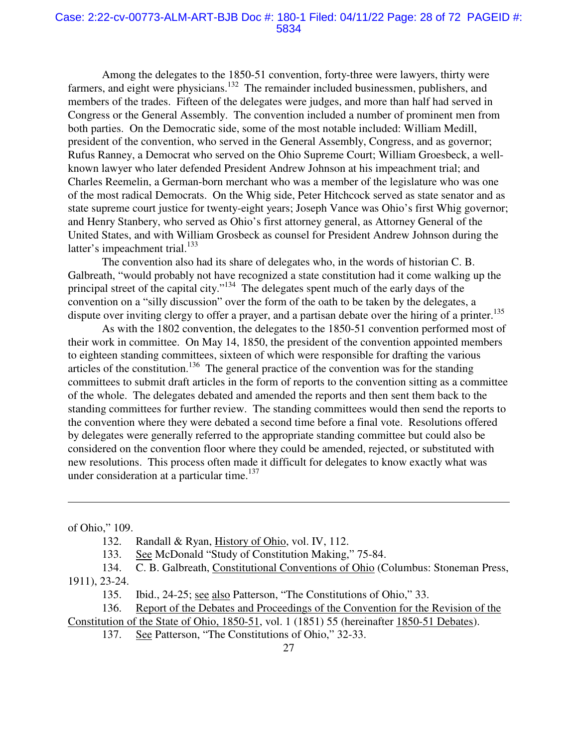Among the delegates to the 1850-51 convention, forty-three were lawyers, thirty were farmers, and eight were physicians.[132] The remainder included businessmen, publishers, and members of the trades. Fifteen of the delegates were judges, and more than half had served in Congress or the General Assembly. The convention included a number of prominent men from both parties. On the Democratic side, some of the most notable included: William Medill, president of the convention, who served in the General Assembly, Congress, and as governor; Rufus Ranney, a Democrat who served on the Ohio Supreme Court; William Groesbeck, a well-known lawyer who later defended President Andrew Johnson at his impeachment trial; and Charles Reemelin, a German-born merchant who was a member of the legislature who was one of the most radical Democrats. On the Whig side, Peter Hitchcock served as state senator and as state supreme court justice for twenty-eight years; Joseph Vance was Ohio's first Whig governor; and Henry Stanbery, who served as Ohio's first attorney general, as Attorney General of the United States, and with William Grosbeck as counsel for President Andrew Johnson during the latter's impeachment trial.[133]

The convention also had its share of delegates who, in the words of historian C. B. Galbreath, "would probably not have recognized a state constitution had it come walking up the principal street of the capital city."[134] The delegates spent much of the early days of the convention on a "silly discussion" over the form of the oath to be taken by the delegates, a dispute over inviting clergy to offer a prayer, and a partisan debate over the hiring of a printer.[135]

As with the 1802 convention, the delegates to the 1850-51 convention performed most of their work in committee. On May 14, 1850, the president of the convention appointed members to eighteen standing committees, sixteen of which were responsible for drafting the various articles of the constitution.[136] The general practice of the convention was for the standing committees to submit draft articles in the form of reports to the convention sitting as a committee of the whole. The delegates debated and amended the reports and then sent them back to the standing committees for further review. The standing committees would then send the reports to the convention where they were debated a second time before a final vote. Resolutions offered by delegates were generally referred to the appropriate standing committee but could also be considered on the convention floor where they could be amended, rejected, or substituted with new resolutions. This process often made it difficult for delegates to know exactly what was under consideration at a particular time.[137]

---

of Ohio," 109.

132. Randall & Ryan, History of Ohio, vol. IV, 112.

133. See McDonald "Study of Constitution Making," 75-84.

134. C. B. Galbreath, Constitutional Conventions of Ohio (Columbus: Stoneman Press, 1911), 23-24.

135. Ibid., 24-25; see also Patterson, "The Constitutions of Ohio," 33.

136. Report of the Debates and Proceedings of the Convention for the Revision of the Constitution of the State of Ohio, 1850-51, vol. 1 (1851) 55 (hereinafter 1850-51 Debates).

137. See Patterson, "The Constitutions of Ohio," 32-33.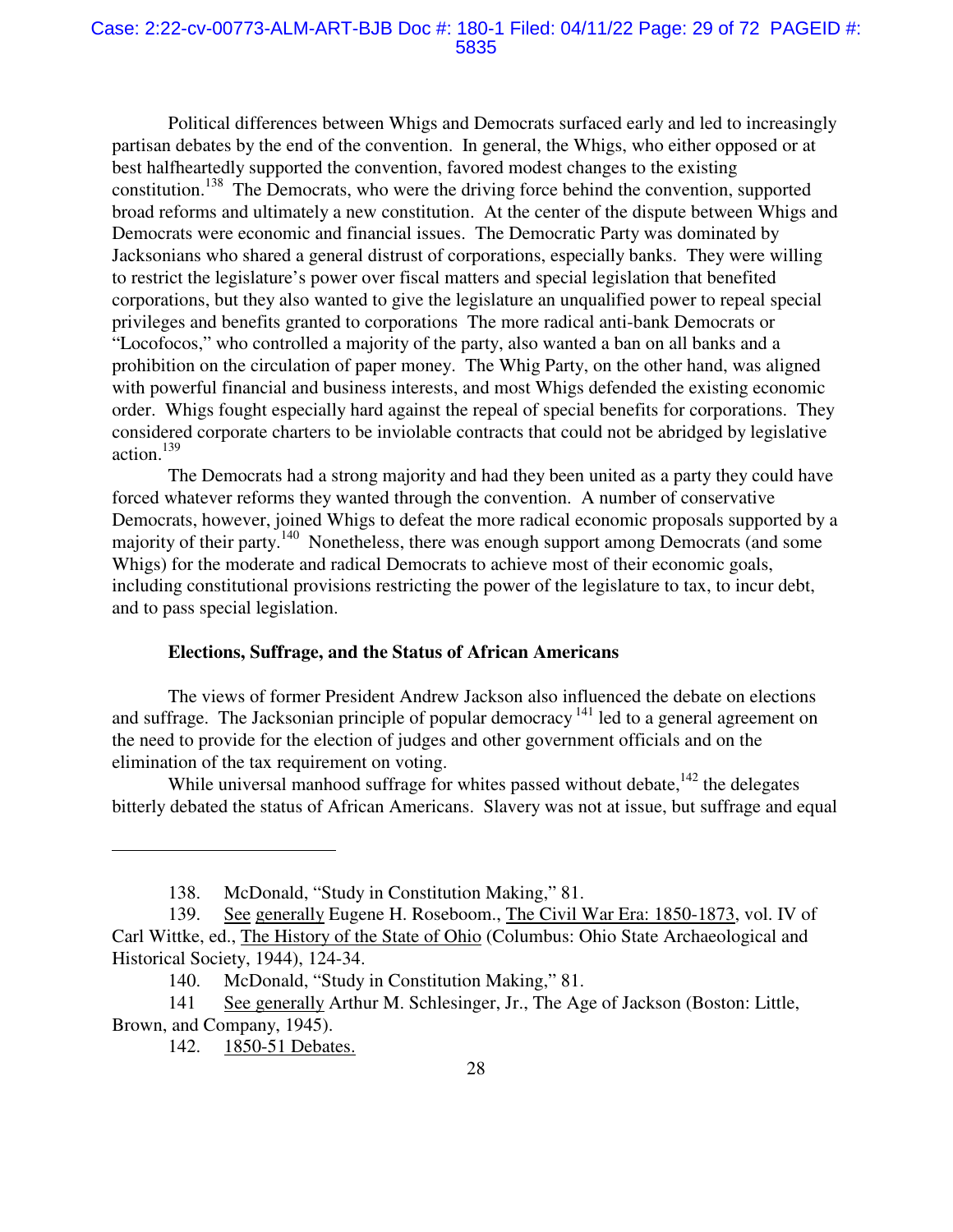Political differences between Whigs and Democrats surfaced early and led to increasingly partisan debates by the end of the convention. In general, the Whigs, who either opposed or at best halfheartedly supported the convention, favored modest changes to the existing constitution.[138] The Democrats, who were the driving force behind the convention, supported broad reforms and ultimately a new constitution. At the center of the dispute between Whigs and Democrats were economic and financial issues. The Democratic Party was dominated by Jacksonians who shared a general distrust of corporations, especially banks. They were willing to restrict the legislature's power over fiscal matters and special legislation that benefited corporations, but they also wanted to give the legislature an unqualified power to repeal special privileges and benefits granted to corporations The more radical anti-bank Democrats or "Locofocos," who controlled a majority of the party, also wanted a ban on all banks and a prohibition on the circulation of paper money. The Whig Party, on the other hand, was aligned with powerful financial and business interests, and most Whigs defended the existing economic order. Whigs fought especially hard against the repeal of special benefits for corporations. They considered corporate charters to be inviolable contracts that could not be abridged by legislative action.[139]

The Democrats had a strong majority and had they been united as a party they could have forced whatever reforms they wanted through the convention. A number of conservative Democrats, however, joined Whigs to defeat the more radical economic proposals supported by a majority of their party.[140] Nonetheless, there was enough support among Democrats (and some Whigs) for the moderate and radical Democrats to achieve most of their economic goals, including constitutional provisions restricting the power of the legislature to tax, to incur debt, and to pass special legislation.

**Elections, Suffrage, and the Status of African Americans**

The views of former President Andrew Jackson also influenced the debate on elections and suffrage. The Jacksonian principle of popular democracy[141] led to a general agreement on the need to provide for the election of judges and other government officials and on the elimination of the tax requirement on voting.

While universal manhood suffrage for whites passed without debate,[142] the delegates bitterly debated the status of African Americans. Slavery was not at issue, but suffrage and equal

---

138. McDonald, "Study in Constitution Making," 81.

139. See generally Eugene H. Roseboom., The Civil War Era: 1850-1873, vol. IV of Carl Wittke, ed., The History of the State of Ohio (Columbus: Ohio State Archaeological and Historical Society, 1944), 124-34.

140. McDonald, "Study in Constitution Making," 81.

141 See generally Arthur M. Schlesinger, Jr., The Age of Jackson (Boston: Little, Brown, and Company, 1945).

142. 1850-51 Debates.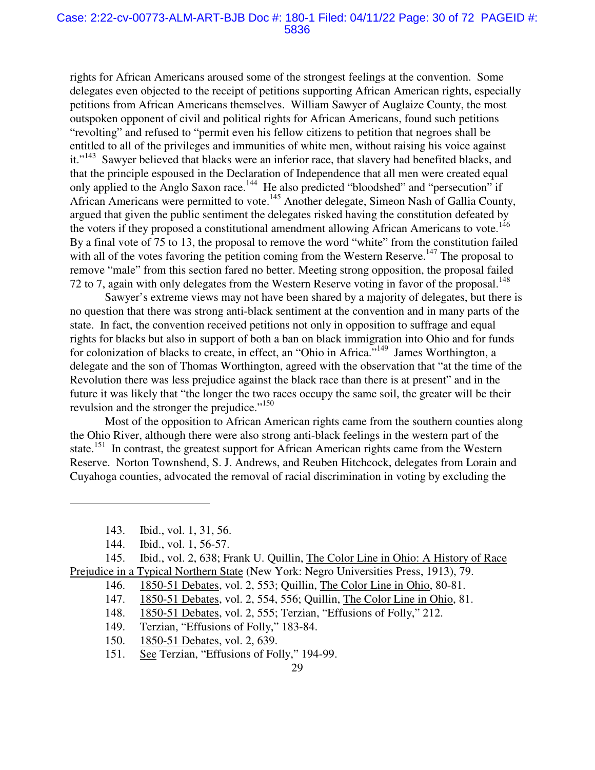rights for African Americans aroused some of the strongest feelings at the convention. Some delegates even objected to the receipt of petitions supporting African American rights, especially petitions from African Americans themselves. William Sawyer of Auglaize County, the most outspoken opponent of civil and political rights for African Americans, found such petitions "revolting" and refused to "permit even his fellow citizens to petition that negroes shall be entitled to all of the privileges and immunities of white men, without raising his voice against it."[143] Sawyer believed that blacks were an inferior race, that slavery had benefited blacks, and that the principle espoused in the Declaration of Independence that all men were created equal only applied to the Anglo Saxon race.[144] He also predicted "bloodshed" and "persecution" if African Americans were permitted to vote.[145] Another delegate, Simeon Nash of Gallia County, argued that given the public sentiment the delegates risked having the constitution defeated by the voters if they proposed a constitutional amendment allowing African Americans to vote.[146] By a final vote of 75 to 13, the proposal to remove the word "white" from the constitution failed with all of the votes favoring the petition coming from the Western Reserve.[147] The proposal to remove "male" from this section fared no better. Meeting strong opposition, the proposal failed 72 to 7, again with only delegates from the Western Reserve voting in favor of the proposal.[148]

Sawyer's extreme views may not have been shared by a majority of delegates, but there is no question that there was strong anti-black sentiment at the convention and in many parts of the state. In fact, the convention received petitions not only in opposition to suffrage and equal rights for blacks but also in support of both a ban on black immigration into Ohio and for funds for colonization of blacks to create, in effect, an "Ohio in Africa."[149] James Worthington, a delegate and the son of Thomas Worthington, agreed with the observation that "at the time of the Revolution there was less prejudice against the black race than there is at present" and in the future it was likely that "the longer the two races occupy the same soil, the greater will be their revulsion and the stronger the prejudice."[150]

Most of the opposition to African American rights came from the southern counties along the Ohio River, although there were also strong anti-black feelings in the western part of the state.[151] In contrast, the greatest support for African American rights came from the Western Reserve. Norton Townshend, S. J. Andrews, and Reuben Hitchcock, delegates from Lorain and Cuyahoga counties, advocated the removal of racial discrimination in voting by excluding the

---

143. Ibid., vol. 1, 31, 56.

144. Ibid., vol. 1, 56-57.

145. Ibid., vol. 2, 638; Frank U. Quillin, The Color Line in Ohio: A History of Race Prejudice in a Typical Northern State (New York: Negro Universities Press, 1913), 79.

146. 1850-51 Debates, vol. 2, 553; Quillin, The Color Line in Ohio, 80-81.

147. 1850-51 Debates, vol. 2, 554, 556; Quillin, The Color Line in Ohio, 81.

148. 1850-51 Debates, vol. 2, 555; Terzian, "Effusions of Folly," 212.

149. Terzian, "Effusions of Folly," 183-84.

150. 1850-51 Debates, vol. 2, 639.

151. See Terzian, "Effusions of Folly," 194-99.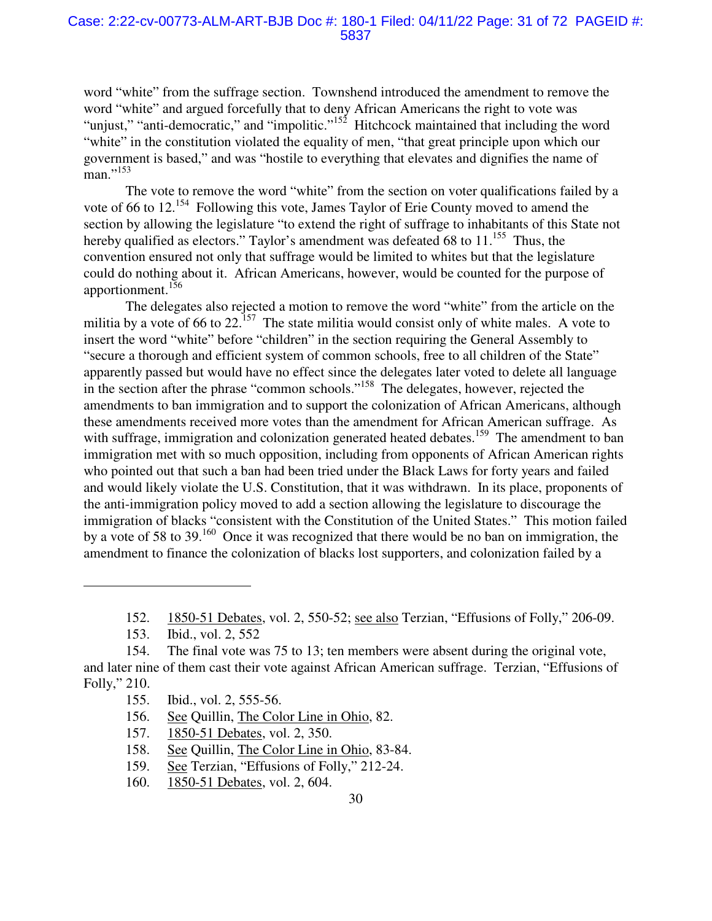word "white" from the suffrage section. Townshend introduced the amendment to remove the word "white" and argued forcefully that to deny African Americans the right to vote was "unjust," "anti-democratic," and "impolitic."[152] Hitchcock maintained that including the word "white" in the constitution violated the equality of men, "that great principle upon which our government is based," and was "hostile to everything that elevates and dignifies the name of man."[153]

The vote to remove the word "white" from the section on voter qualifications failed by a vote of 66 to 12.[154] Following this vote, James Taylor of Erie County moved to amend the section by allowing the legislature "to extend the right of suffrage to inhabitants of this State not hereby qualified as electors." Taylor's amendment was defeated 68 to 11.[155] Thus, the convention ensured not only that suffrage would be limited to whites but that the legislature could do nothing about it. African Americans, however, would be counted for the purpose of apportionment.[156]

The delegates also rejected a motion to remove the word "white" from the article on the militia by a vote of 66 to 22.[157] The state militia would consist only of white males. A vote to insert the word "white" before "children" in the section requiring the General Assembly to "secure a thorough and efficient system of common schools, free to all children of the State" apparently passed but would have no effect since the delegates later voted to delete all language in the section after the phrase "common schools."[158] The delegates, however, rejected the amendments to ban immigration and to support the colonization of African Americans, although these amendments received more votes than the amendment for African American suffrage. As with suffrage, immigration and colonization generated heated debates.[159] The amendment to ban immigration met with so much opposition, including from opponents of African American rights who pointed out that such a ban had been tried under the Black Laws for forty years and failed and would likely violate the U.S. Constitution, that it was withdrawn. In its place, proponents of the anti-immigration policy moved to add a section allowing the legislature to discourage the immigration of blacks "consistent with the Constitution of the United States." This motion failed by a vote of 58 to 39.[160] Once it was recognized that there would be no ban on immigration, the amendment to finance the colonization of blacks lost supporters, and colonization failed by a

---

152. 1850-51 Debates, vol. 2, 550-52; see also Terzian, "Effusions of Folly," 206-09.

153. Ibid., vol. 2, 552

154. The final vote was 75 to 13; ten members were absent during the original vote, and later nine of them cast their vote against African American suffrage. Terzian, "Effusions of Folly," 210.

155. Ibid., vol. 2, 555-56.

156. See Quillin, The Color Line in Ohio, 82.

157. 1850-51 Debates, vol. 2, 350.

158. See Quillin, The Color Line in Ohio, 83-84.

159. See Terzian, "Effusions of Folly," 212-24.

160. 1850-51 Debates, vol. 2, 604.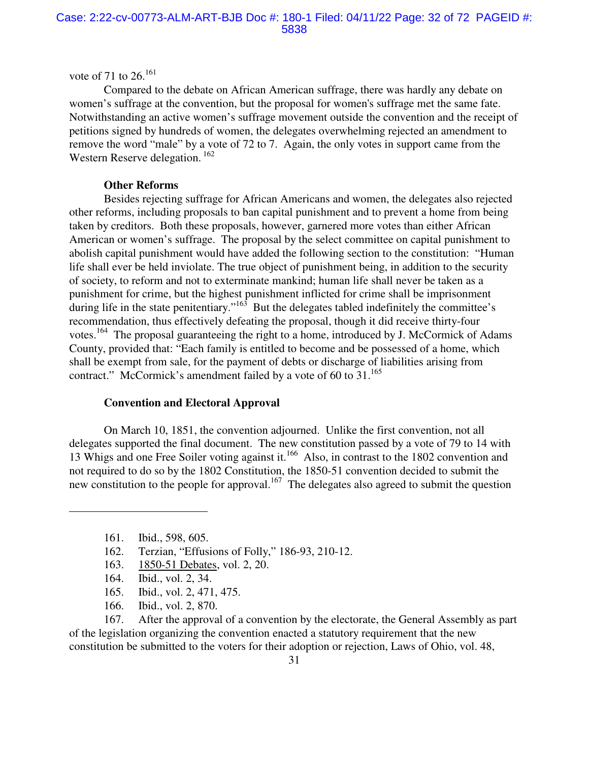vote of 71 to 26.[161]

Compared to the debate on African American suffrage, there was hardly any debate on women's suffrage at the convention, but the proposal for women's suffrage met the same fate. Notwithstanding an active women's suffrage movement outside the convention and the receipt of petitions signed by hundreds of women, the delegates overwhelming rejected an amendment to remove the word "male" by a vote of 72 to 7. Again, the only votes in support came from the Western Reserve delegation.[162]

**Other Reforms**

Besides rejecting suffrage for African Americans and women, the delegates also rejected other reforms, including proposals to ban capital punishment and to prevent a home from being taken by creditors. Both these proposals, however, garnered more votes than either African American or women's suffrage. The proposal by the select committee on capital punishment to abolish capital punishment would have added the following section to the constitution: "Human life shall ever be held inviolate. The true object of punishment being, in addition to the security of society, to reform and not to exterminate mankind; human life shall never be taken as a punishment for crime, but the highest punishment inflicted for crime shall be imprisonment during life in the state penitentiary."[163] But the delegates tabled indefinitely the committee's recommendation, thus effectively defeating the proposal, though it did receive thirty-four votes.[164] The proposal guaranteeing the right to a home, introduced by J. McCormick of Adams County, provided that: "Each family is entitled to become and be possessed of a home, which shall be exempt from sale, for the payment of debts or discharge of liabilities arising from contract." McCormick's amendment failed by a vote of 60 to 31.[165]

**Convention and Electoral Approval**

On March 10, 1851, the convention adjourned. Unlike the first convention, not all delegates supported the final document. The new constitution passed by a vote of 79 to 14 with 13 Whigs and one Free Soiler voting against it.[166] Also, in contrast to the 1802 convention and not required to do so by the 1802 Constitution, the 1850-51 convention decided to submit the new constitution to the people for approval.[167] The delegates also agreed to submit the question

---

161. Ibid., 598, 605.
162. Terzian, "Effusions of Folly," 186-93, 210-12.
163. 1850-51 Debates, vol. 2, 20.
164. Ibid., vol. 2, 34.
165. Ibid., vol. 2, 471, 475.
166. Ibid., vol. 2, 870.
167. After the approval of a convention by the electorate, the General Assembly as part of the legislation organizing the convention enacted a statutory requirement that the new constitution be submitted to the voters for their adoption or rejection, Laws of Ohio, vol. 48,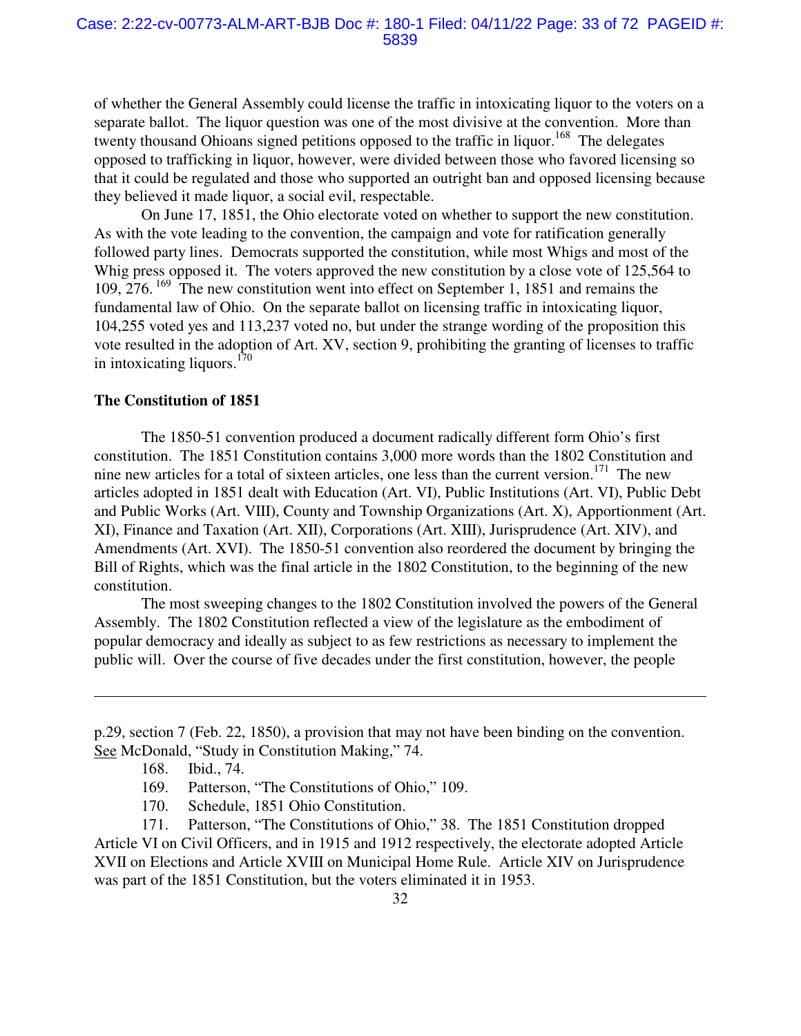of whether the General Assembly could license the traffic in intoxicating liquor to the voters on a separate ballot. The liquor question was one of the most divisive at the convention. More than twenty thousand Ohioans signed petitions opposed to the traffic in liquor.[168] The delegates opposed to trafficking in liquor, however, were divided between those who favored licensing so that it could be regulated and those who supported an outright ban and opposed licensing because they believed it made liquor, a social evil, respectable.

On June 17, 1851, the Ohio electorate voted on whether to support the new constitution. As with the vote leading to the convention, the campaign and vote for ratification generally followed party lines. Democrats supported the constitution, while most Whigs and most of the Whig press opposed it. The voters approved the new constitution by a close vote of 125,564 to 109, 276.[169] The new constitution went into effect on September 1, 1851 and remains the fundamental law of Ohio. On the separate ballot on licensing traffic in intoxicating liquor, 104,255 voted yes and 113,237 voted no, but under the strange wording of the proposition this vote resulted in the adoption of Art. XV, section 9, prohibiting the granting of licenses to traffic in intoxicating liquors.[170]

**The Constitution of 1851**

The 1850-51 convention produced a document radically different form Ohio's first constitution. The 1851 Constitution contains 3,000 more words than the 1802 Constitution and nine new articles for a total of sixteen articles, one less than the current version.[171] The new articles adopted in 1851 dealt with Education (Art. VI), Public Institutions (Art. VI), Public Debt and Public Works (Art. VIII), County and Township Organizations (Art. X), Apportionment (Art. XI), Finance and Taxation (Art. XII), Corporations (Art. XIII), Jurisprudence (Art. XIV), and Amendments (Art. XVI). The 1850-51 convention also reordered the document by bringing the Bill of Rights, which was the final article in the 1802 Constitution, to the beginning of the new constitution.

The most sweeping changes to the 1802 Constitution involved the powers of the General Assembly. The 1802 Constitution reflected a view of the legislature as the embodiment of popular democracy and ideally as subject to as few restrictions as necessary to implement the public will. Over the course of five decades under the first constitution, however, the people

---

p.29, section 7 (Feb. 22, 1850), a provision that may not have been binding on the convention. See McDonald, "Study in Constitution Making," 74.

168. Ibid., 74.

169. Patterson, "The Constitutions of Ohio," 109.

170. Schedule, 1851 Ohio Constitution.

171. Patterson, "The Constitutions of Ohio," 38. The 1851 Constitution dropped Article VI on Civil Officers, and in 1915 and 1912 respectively, the electorate adopted Article XVII on Elections and Article XVIII on Municipal Home Rule. Article XIV on Jurisprudence was part of the 1851 Constitution, but the voters eliminated it in 1953.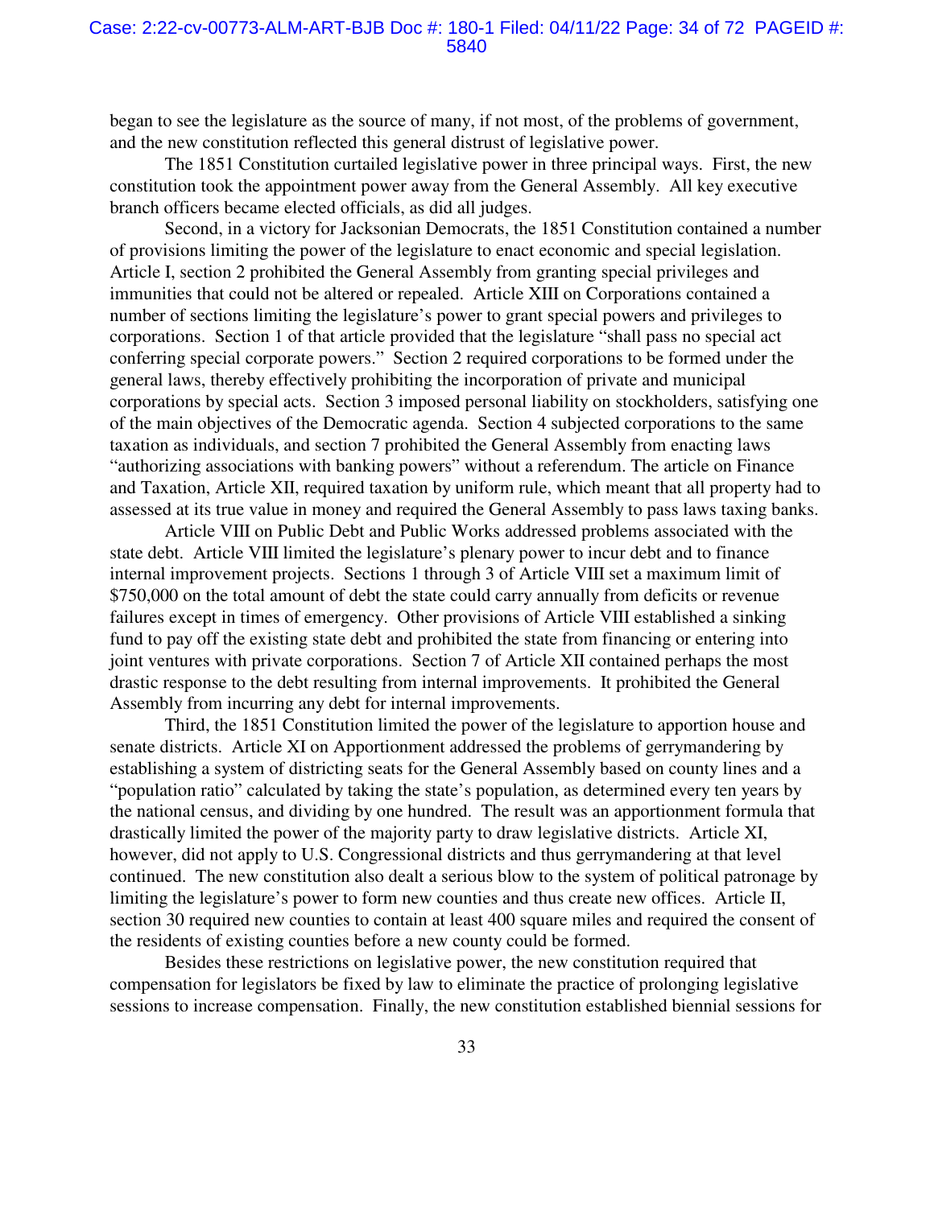began to see the legislature as the source of many, if not most, of the problems of government, and the new constitution reflected this general distrust of legislative power.

The 1851 Constitution curtailed legislative power in three principal ways. First, the new constitution took the appointment power away from the General Assembly. All key executive branch officers became elected officials, as did all judges.

Second, in a victory for Jacksonian Democrats, the 1851 Constitution contained a number of provisions limiting the power of the legislature to enact economic and special legislation. Article I, section 2 prohibited the General Assembly from granting special privileges and immunities that could not be altered or repealed. Article XIII on Corporations contained a number of sections limiting the legislature's power to grant special powers and privileges to corporations. Section 1 of that article provided that the legislature "shall pass no special act conferring special corporate powers." Section 2 required corporations to be formed under the general laws, thereby effectively prohibiting the incorporation of private and municipal corporations by special acts. Section 3 imposed personal liability on stockholders, satisfying one of the main objectives of the Democratic agenda. Section 4 subjected corporations to the same taxation as individuals, and section 7 prohibited the General Assembly from enacting laws "authorizing associations with banking powers" without a referendum. The article on Finance and Taxation, Article XII, required taxation by uniform rule, which meant that all property had to assessed at its true value in money and required the General Assembly to pass laws taxing banks.

Article VIII on Public Debt and Public Works addressed problems associated with the state debt. Article VIII limited the legislature's plenary power to incur debt and to finance internal improvement projects. Sections 1 through 3 of Article VIII set a maximum limit of $750,000 on the total amount of debt the state could carry annually from deficits or revenue failures except in times of emergency. Other provisions of Article VIII established a sinking fund to pay off the existing state debt and prohibited the state from financing or entering into joint ventures with private corporations. Section 7 of Article XII contained perhaps the most drastic response to the debt resulting from internal improvements. It prohibited the General Assembly from incurring any debt for internal improvements.

Third, the 1851 Constitution limited the power of the legislature to apportion house and senate districts. Article XI on Apportionment addressed the problems of gerrymandering by establishing a system of districting seats for the General Assembly based on county lines and a "population ratio" calculated by taking the state's population, as determined every ten years by the national census, and dividing by one hundred. The result was an apportionment formula that drastically limited the power of the majority party to draw legislative districts. Article XI, however, did not apply to U.S. Congressional districts and thus gerrymandering at that level continued. The new constitution also dealt a serious blow to the system of political patronage by limiting the legislature's power to form new counties and thus create new offices. Article II, section 30 required new counties to contain at least 400 square miles and required the consent of the residents of existing counties before a new county could be formed.

Besides these restrictions on legislative power, the new constitution required that compensation for legislators be fixed by law to eliminate the practice of prolonging legislative sessions to increase compensation. Finally, the new constitution established biennial sessions for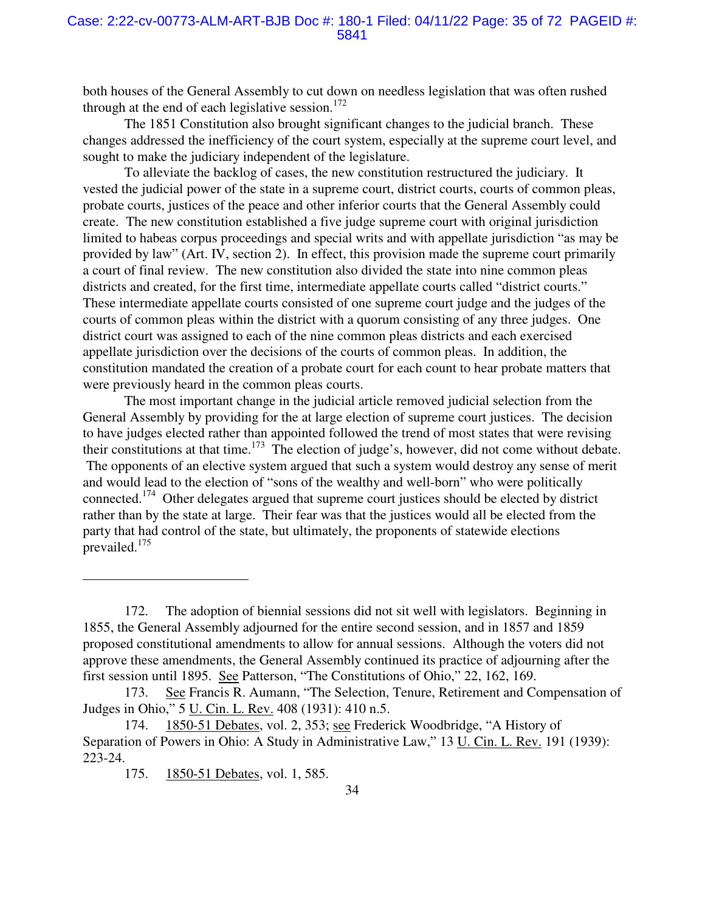both houses of the General Assembly to cut down on needless legislation that was often rushed through at the end of each legislative session.[172]

The 1851 Constitution also brought significant changes to the judicial branch. These changes addressed the inefficiency of the court system, especially at the supreme court level, and sought to make the judiciary independent of the legislature.

To alleviate the backlog of cases, the new constitution restructured the judiciary. It vested the judicial power of the state in a supreme court, district courts, courts of common pleas, probate courts, justices of the peace and other inferior courts that the General Assembly could create. The new constitution established a five judge supreme court with original jurisdiction limited to habeas corpus proceedings and special writs and with appellate jurisdiction "as may be provided by law" (Art. IV, section 2). In effect, this provision made the supreme court primarily a court of final review. The new constitution also divided the state into nine common pleas districts and created, for the first time, intermediate appellate courts called "district courts." These intermediate appellate courts consisted of one supreme court judge and the judges of the courts of common pleas within the district with a quorum consisting of any three judges. One district court was assigned to each of the nine common pleas districts and each exercised appellate jurisdiction over the decisions of the courts of common pleas. In addition, the constitution mandated the creation of a probate court for each count to hear probate matters that were previously heard in the common pleas courts.

The most important change in the judicial article removed judicial selection from the General Assembly by providing for the at large election of supreme court justices. The decision to have judges elected rather than appointed followed the trend of most states that were revising their constitutions at that time.[173] The election of judge's, however, did not come without debate. The opponents of an elective system argued that such a system would destroy any sense of merit and would lead to the election of "sons of the wealthy and well-born" who were politically connected.[174] Other delegates argued that supreme court justices should be elected by district rather than by the state at large. Their fear was that the justices would all be elected from the party that had control of the state, but ultimately, the proponents of statewide elections prevailed.[175]

---

172. The adoption of biennial sessions did not sit well with legislators. Beginning in 1855, the General Assembly adjourned for the entire second session, and in 1857 and 1859 proposed constitutional amendments to allow for annual sessions. Although the voters did not approve these amendments, the General Assembly continued its practice of adjourning after the first session until 1895. See Patterson, "The Constitutions of Ohio," 22, 162, 169.

173. See Francis R. Aumann, "The Selection, Tenure, Retirement and Compensation of Judges in Ohio," 5 U. Cin. L. Rev. 408 (1931): 410 n.5.

174. 1850-51 Debates, vol. 2, 353; see Frederick Woodbridge, "A History of Separation of Powers in Ohio: A Study in Administrative Law," 13 U. Cin. L. Rev. 191 (1939): 223-24.

175. 1850-51 Debates, vol. 1, 585.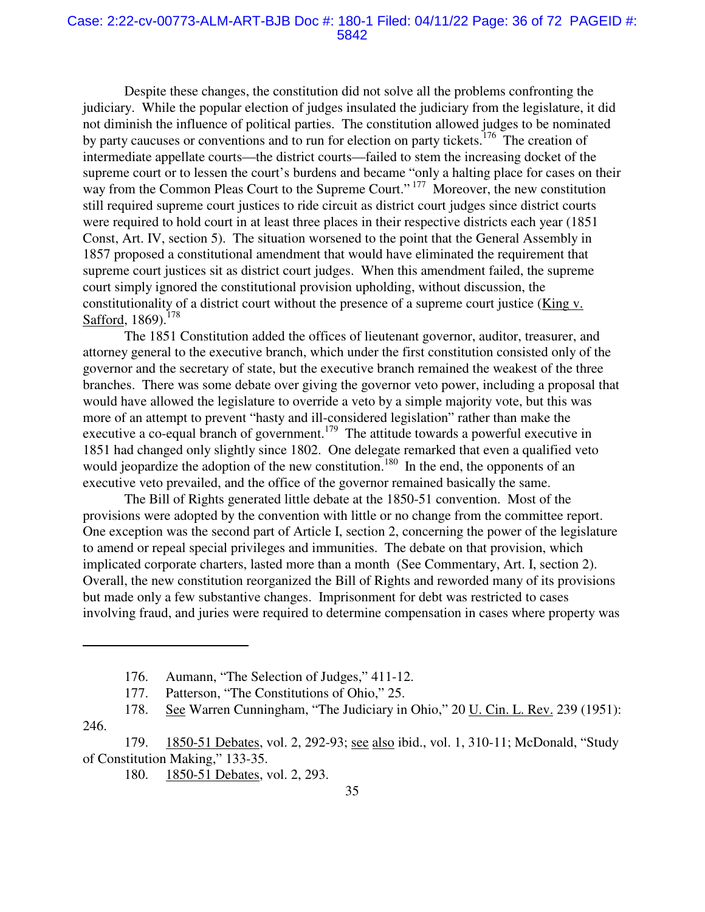Despite these changes, the constitution did not solve all the problems confronting the judiciary. While the popular election of judges insulated the judiciary from the legislature, it did not diminish the influence of political parties. The constitution allowed judges to be nominated by party caucuses or conventions and to run for election on party tickets.[176] The creation of intermediate appellate courts—the district courts—failed to stem the increasing docket of the supreme court or to lessen the court's burdens and became "only a halting place for cases on their way from the Common Pleas Court to the Supreme Court."[177] Moreover, the new constitution still required supreme court justices to ride circuit as district court judges since district courts were required to hold court in at least three places in their respective districts each year (1851 Const, Art. IV, section 5). The situation worsened to the point that the General Assembly in 1857 proposed a constitutional amendment that would have eliminated the requirement that supreme court justices sit as district court judges. When this amendment failed, the supreme court simply ignored the constitutional provision upholding, without discussion, the constitutionality of a district court without the presence of a supreme court justice (King v. Safford, 1869).[178]

The 1851 Constitution added the offices of lieutenant governor, auditor, treasurer, and attorney general to the executive branch, which under the first constitution consisted only of the governor and the secretary of state, but the executive branch remained the weakest of the three branches. There was some debate over giving the governor veto power, including a proposal that would have allowed the legislature to override a veto by a simple majority vote, but this was more of an attempt to prevent "hasty and ill-considered legislation" rather than make the executive a co-equal branch of government.[179] The attitude towards a powerful executive in 1851 had changed only slightly since 1802. One delegate remarked that even a qualified veto would jeopardize the adoption of the new constitution.[180] In the end, the opponents of an executive veto prevailed, and the office of the governor remained basically the same.

The Bill of Rights generated little debate at the 1850-51 convention. Most of the provisions were adopted by the convention with little or no change from the committee report. One exception was the second part of Article I, section 2, concerning the power of the legislature to amend or repeal special privileges and immunities. The debate on that provision, which implicated corporate charters, lasted more than a month (See Commentary, Art. I, section 2). Overall, the new constitution reorganized the Bill of Rights and reworded many of its provisions but made only a few substantive changes. Imprisonment for debt was restricted to cases involving fraud, and juries were required to determine compensation in cases where property was

---

176. Aumann, "The Selection of Judges," 411-12.

177. Patterson, "The Constitutions of Ohio," 25.

178. See Warren Cunningham, "The Judiciary in Ohio," 20 U. Cin. L. Rev. 239 (1951): 246.

179. 1850-51 Debates, vol. 2, 292-93; see also ibid., vol. 1, 310-11; McDonald, "Study of Constitution Making," 133-35.

180. 1850-51 Debates, vol. 2, 293.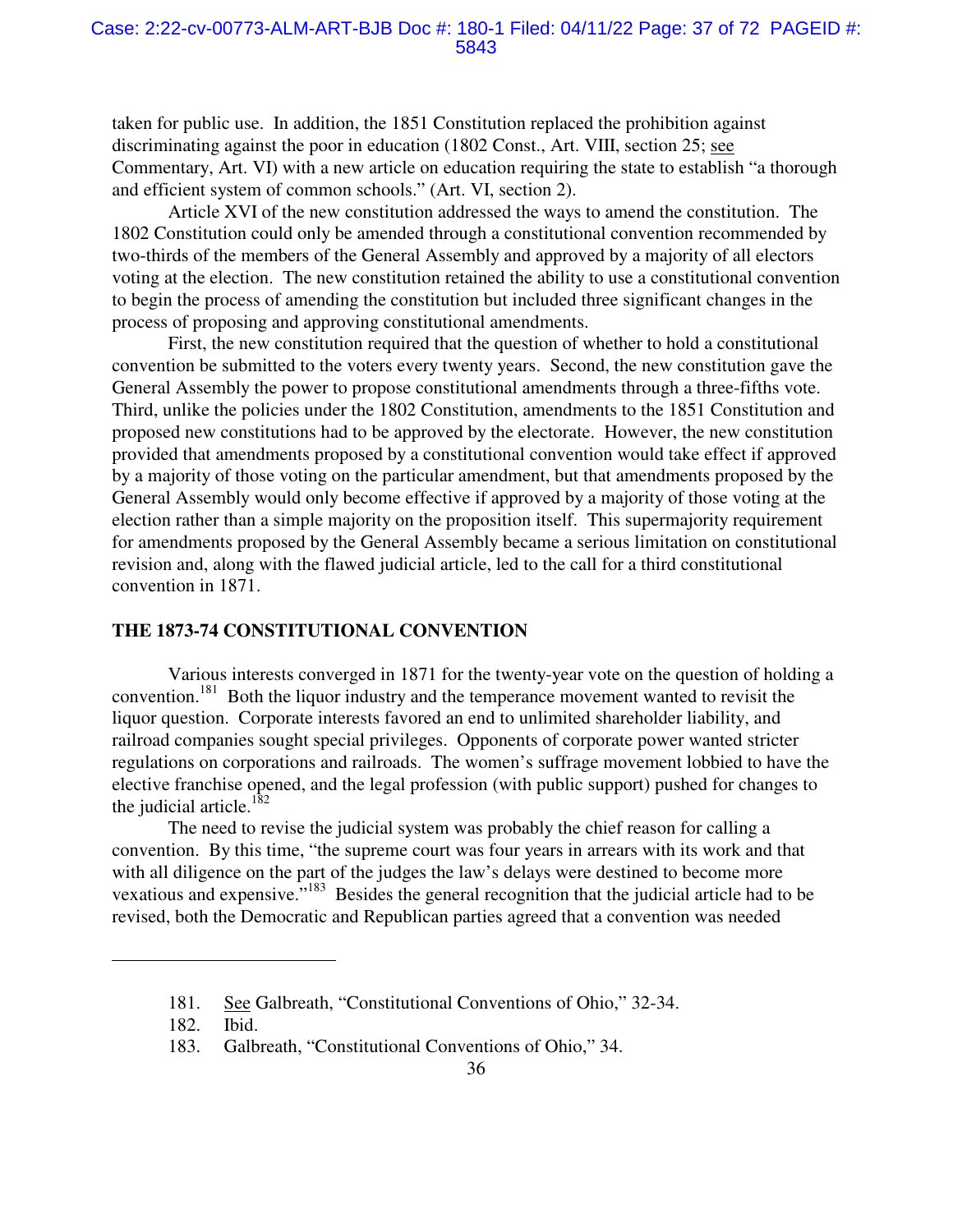taken for public use. In addition, the 1851 Constitution replaced the prohibition against discriminating against the poor in education (1802 Const., Art. VIII, section 25; see Commentary, Art. VI) with a new article on education requiring the state to establish "a thorough and efficient system of common schools." (Art. VI, section 2).

Article XVI of the new constitution addressed the ways to amend the constitution. The 1802 Constitution could only be amended through a constitutional convention recommended by two-thirds of the members of the General Assembly and approved by a majority of all electors voting at the election. The new constitution retained the ability to use a constitutional convention to begin the process of amending the constitution but included three significant changes in the process of proposing and approving constitutional amendments.

First, the new constitution required that the question of whether to hold a constitutional convention be submitted to the voters every twenty years. Second, the new constitution gave the General Assembly the power to propose constitutional amendments through a three-fifths vote. Third, unlike the policies under the 1802 Constitution, amendments to the 1851 Constitution and proposed new constitutions had to be approved by the electorate. However, the new constitution provided that amendments proposed by a constitutional convention would take effect if approved by a majority of those voting on the particular amendment, but that amendments proposed by the General Assembly would only become effective if approved by a majority of those voting at the election rather than a simple majority on the proposition itself. This supermajority requirement for amendments proposed by the General Assembly became a serious limitation on constitutional revision and, along with the flawed judicial article, led to the call for a third constitutional convention in 1871.

## THE 1873-74 CONSTITUTIONAL CONVENTION

Various interests converged in 1871 for the twenty-year vote on the question of holding a convention.[181] Both the liquor industry and the temperance movement wanted to revisit the liquor question. Corporate interests favored an end to unlimited shareholder liability, and railroad companies sought special privileges. Opponents of corporate power wanted stricter regulations on corporations and railroads. The women's suffrage movement lobbied to have the elective franchise opened, and the legal profession (with public support) pushed for changes to the judicial article.[182]

The need to revise the judicial system was probably the chief reason for calling a convention. By this time, "the supreme court was four years in arrears with its work and that with all diligence on the part of the judges the law's delays were destined to become more vexatious and expensive."[183] Besides the general recognition that the judicial article had to be revised, both the Democratic and Republican parties agreed that a convention was needed

---

181. See Galbreath, "Constitutional Conventions of Ohio," 32-34.

182. Ibid.

183. Galbreath, "Constitutional Conventions of Ohio," 34.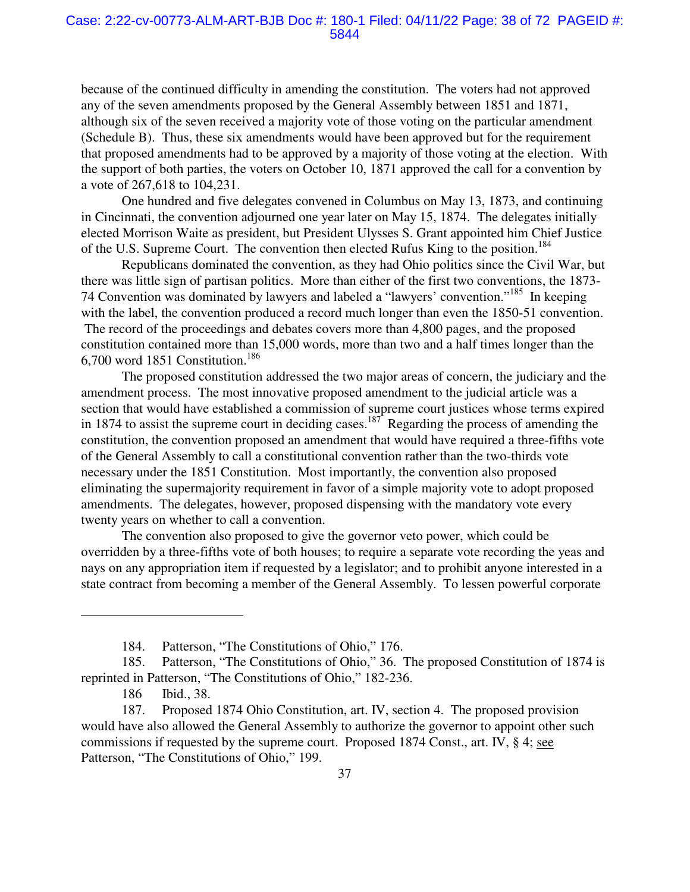because of the continued difficulty in amending the constitution. The voters had not approved any of the seven amendments proposed by the General Assembly between 1851 and 1871, although six of the seven received a majority vote of those voting on the particular amendment (Schedule B). Thus, these six amendments would have been approved but for the requirement that proposed amendments had to be approved by a majority of those voting at the election. With the support of both parties, the voters on October 10, 1871 approved the call for a convention by a vote of 267,618 to 104,231.

One hundred and five delegates convened in Columbus on May 13, 1873, and continuing in Cincinnati, the convention adjourned one year later on May 15, 1874. The delegates initially elected Morrison Waite as president, but President Ulysses S. Grant appointed him Chief Justice of the U.S. Supreme Court. The convention then elected Rufus King to the position.[184]

Republicans dominated the convention, as they had Ohio politics since the Civil War, but there was little sign of partisan politics. More than either of the first two conventions, the 1873-74 Convention was dominated by lawyers and labeled a "lawyers' convention."[185] In keeping with the label, the convention produced a record much longer than even the 1850-51 convention. The record of the proceedings and debates covers more than 4,800 pages, and the proposed constitution contained more than 15,000 words, more than two and a half times longer than the 6,700 word 1851 Constitution.[186]

The proposed constitution addressed the two major areas of concern, the judiciary and the amendment process. The most innovative proposed amendment to the judicial article was a section that would have established a commission of supreme court justices whose terms expired in 1874 to assist the supreme court in deciding cases.[187] Regarding the process of amending the constitution, the convention proposed an amendment that would have required a three-fifths vote of the General Assembly to call a constitutional convention rather than the two-thirds vote necessary under the 1851 Constitution. Most importantly, the convention also proposed eliminating the supermajority requirement in favor of a simple majority vote to adopt proposed amendments. The delegates, however, proposed dispensing with the mandatory vote every twenty years on whether to call a convention.

The convention also proposed to give the governor veto power, which could be overridden by a three-fifths vote of both houses; to require a separate vote recording the yeas and nays on any appropriation item if requested by a legislator; and to prohibit anyone interested in a state contract from becoming a member of the General Assembly. To lessen powerful corporate

---

184. Patterson, "The Constitutions of Ohio," 176.

185. Patterson, "The Constitutions of Ohio," 36. The proposed Constitution of 1874 is reprinted in Patterson, "The Constitutions of Ohio," 182-236.

186 Ibid., 38.

187. Proposed 1874 Ohio Constitution, art. IV, section 4. The proposed provision would have also allowed the General Assembly to authorize the governor to appoint other such commissions if requested by the supreme court. Proposed 1874 Const., art. IV, § 4; see Patterson, "The Constitutions of Ohio," 199.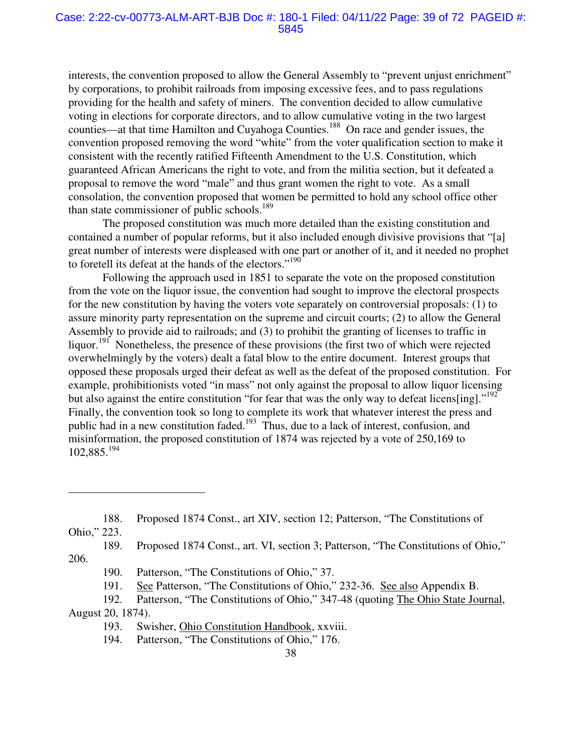interests, the convention proposed to allow the General Assembly to "prevent unjust enrichment" by corporations, to prohibit railroads from imposing excessive fees, and to pass regulations providing for the health and safety of miners. The convention decided to allow cumulative voting in elections for corporate directors, and to allow cumulative voting in the two largest counties—at that time Hamilton and Cuyahoga Counties.[188] On race and gender issues, the convention proposed removing the word "white" from the voter qualification section to make it consistent with the recently ratified Fifteenth Amendment to the U.S. Constitution, which guaranteed African Americans the right to vote, and from the militia section, but it defeated a proposal to remove the word "male" and thus grant women the right to vote. As a small consolation, the convention proposed that women be permitted to hold any school office other than state commissioner of public schools.[189]

The proposed constitution was much more detailed than the existing constitution and contained a number of popular reforms, but it also included enough divisive provisions that "[a] great number of interests were displeased with one part or another of it, and it needed no prophet to foretell its defeat at the hands of the electors."[190]

Following the approach used in 1851 to separate the vote on the proposed constitution from the vote on the liquor issue, the convention had sought to improve the electoral prospects for the new constitution by having the voters vote separately on controversial proposals: (1) to assure minority party representation on the supreme and circuit courts; (2) to allow the General Assembly to provide aid to railroads; and (3) to prohibit the granting of licenses to traffic in liquor.[191] Nonetheless, the presence of these provisions (the first two of which were rejected overwhelmingly by the voters) dealt a fatal blow to the entire document. Interest groups that opposed these proposals urged their defeat as well as the defeat of the proposed constitution. For example, prohibitionists voted "in mass" not only against the proposal to allow liquor licensing but also against the entire constitution "for fear that was the only way to defeat licens[ing]."[192] Finally, the convention took so long to complete its work that whatever interest the press and public had in a new constitution faded.[193] Thus, due to a lack of interest, confusion, and misinformation, the proposed constitution of 1874 was rejected by a vote of 250,169 to 102,885.[194]

---

188. Proposed 1874 Const., art XIV, section 12; Patterson, "The Constitutions of Ohio," 223.

189. Proposed 1874 Const., art. VI, section 3; Patterson, "The Constitutions of Ohio," 206.

190. Patterson, "The Constitutions of Ohio," 37.

191. See Patterson, "The Constitutions of Ohio," 232-36. See also Appendix B.

192. Patterson, "The Constitutions of Ohio," 347-48 (quoting The Ohio State Journal, August 20, 1874).

193. Swisher, Ohio Constitution Handbook, xxviii.

194. Patterson, "The Constitutions of Ohio," 176.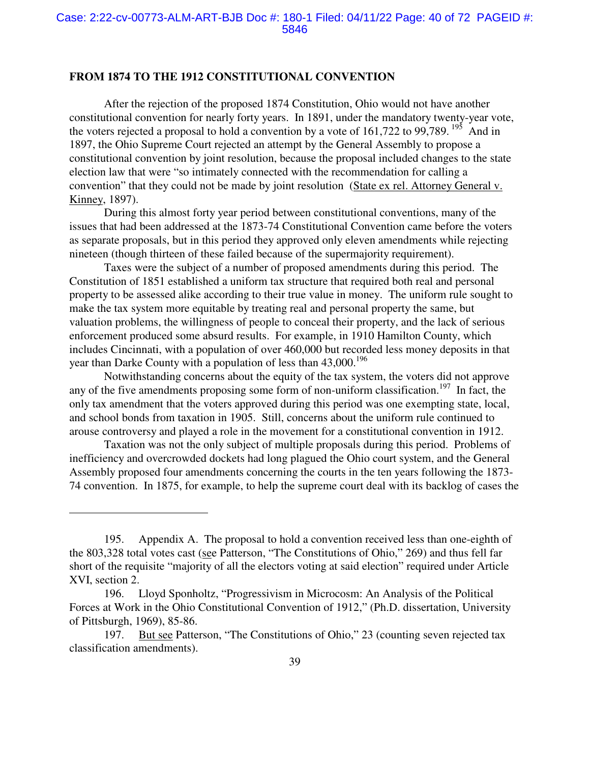## FROM 1874 TO THE 1912 CONSTITUTIONAL CONVENTION

After the rejection of the proposed 1874 Constitution, Ohio would not have another constitutional convention for nearly forty years. In 1891, under the mandatory twenty-year vote, the voters rejected a proposal to hold a convention by a vote of 161,722 to 99,789.[195] And in 1897, the Ohio Supreme Court rejected an attempt by the General Assembly to propose a constitutional convention by joint resolution, because the proposal included changes to the state election law that were "so intimately connected with the recommendation for calling a convention" that they could not be made by joint resolution (State ex rel. Attorney General v. Kinney, 1897).

During this almost forty year period between constitutional conventions, many of the issues that had been addressed at the 1873-74 Constitutional Convention came before the voters as separate proposals, but in this period they approved only eleven amendments while rejecting nineteen (though thirteen of these failed because of the supermajority requirement).

Taxes were the subject of a number of proposed amendments during this period. The Constitution of 1851 established a uniform tax structure that required both real and personal property to be assessed alike according to their true value in money. The uniform rule sought to make the tax system more equitable by treating real and personal property the same, but valuation problems, the willingness of people to conceal their property, and the lack of serious enforcement produced some absurd results. For example, in 1910 Hamilton County, which includes Cincinnati, with a population of over 460,000 but recorded less money deposits in that year than Darke County with a population of less than 43,000.[196]

Notwithstanding concerns about the equity of the tax system, the voters did not approve any of the five amendments proposing some form of non-uniform classification.[197] In fact, the only tax amendment that the voters approved during this period was one exempting state, local, and school bonds from taxation in 1905. Still, concerns about the uniform rule continued to arouse controversy and played a role in the movement for a constitutional convention in 1912.

Taxation was not the only subject of multiple proposals during this period. Problems of inefficiency and overcrowded dockets had long plagued the Ohio court system, and the General Assembly proposed four amendments concerning the courts in the ten years following the 1873-74 convention. In 1875, for example, to help the supreme court deal with its backlog of cases the

---

195. Appendix A. The proposal to hold a convention received less than one-eighth of the 803,328 total votes cast (see Patterson, "The Constitutions of Ohio," 269) and thus fell far short of the requisite "majority of all the electors voting at said election" required under Article XVI, section 2.

196. Lloyd Sponholtz, "Progressivism in Microcosm: An Analysis of the Political Forces at Work in the Ohio Constitutional Convention of 1912," (Ph.D. dissertation, University of Pittsburgh, 1969), 85-86.

197. But see Patterson, "The Constitutions of Ohio," 23 (counting seven rejected tax classification amendments).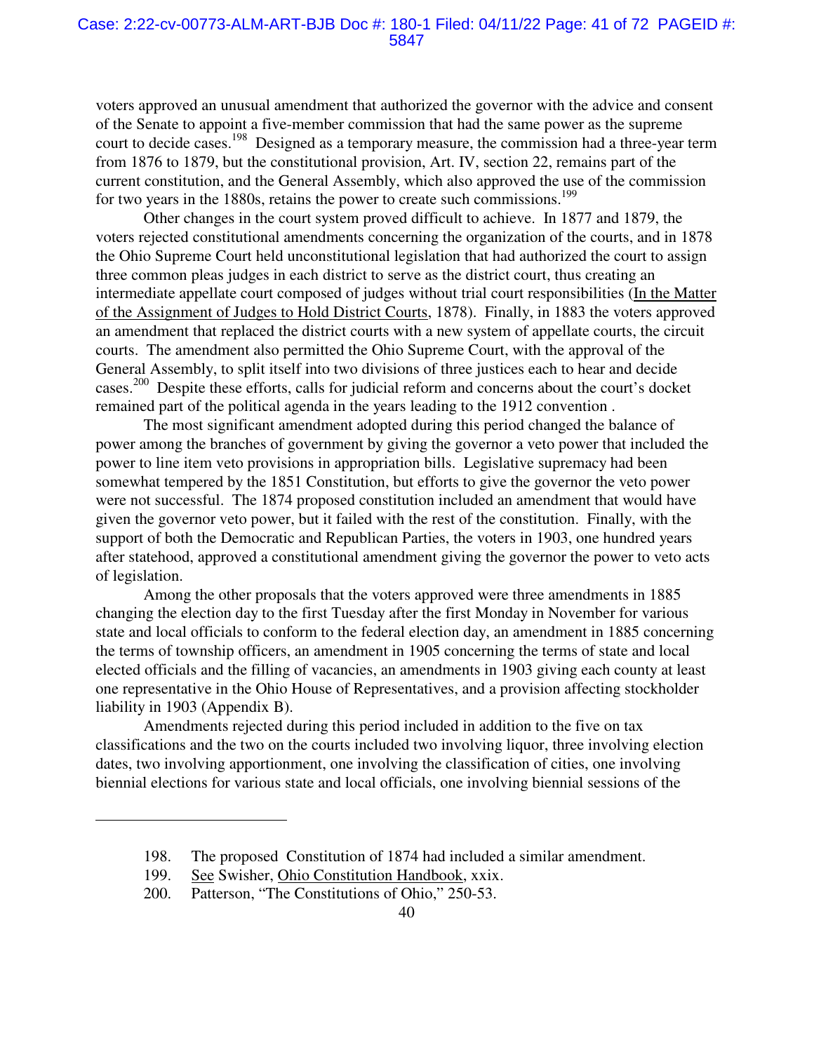voters approved an unusual amendment that authorized the governor with the advice and consent of the Senate to appoint a five-member commission that had the same power as the supreme court to decide cases.[198] Designed as a temporary measure, the commission had a three-year term from 1876 to 1879, but the constitutional provision, Art. IV, section 22, remains part of the current constitution, and the General Assembly, which also approved the use of the commission for two years in the 1880s, retains the power to create such commissions.[199]

Other changes in the court system proved difficult to achieve. In 1877 and 1879, the voters rejected constitutional amendments concerning the organization of the courts, and in 1878 the Ohio Supreme Court held unconstitutional legislation that had authorized the court to assign three common pleas judges in each district to serve as the district court, thus creating an intermediate appellate court composed of judges without trial court responsibilities (In the Matter of the Assignment of Judges to Hold District Courts, 1878). Finally, in 1883 the voters approved an amendment that replaced the district courts with a new system of appellate courts, the circuit courts. The amendment also permitted the Ohio Supreme Court, with the approval of the General Assembly, to split itself into two divisions of three justices each to hear and decide cases.[200] Despite these efforts, calls for judicial reform and concerns about the court's docket remained part of the political agenda in the years leading to the 1912 convention .

The most significant amendment adopted during this period changed the balance of power among the branches of government by giving the governor a veto power that included the power to line item veto provisions in appropriation bills. Legislative supremacy had been somewhat tempered by the 1851 Constitution, but efforts to give the governor the veto power were not successful. The 1874 proposed constitution included an amendment that would have given the governor veto power, but it failed with the rest of the constitution. Finally, with the support of both the Democratic and Republican Parties, the voters in 1903, one hundred years after statehood, approved a constitutional amendment giving the governor the power to veto acts of legislation.

Among the other proposals that the voters approved were three amendments in 1885 changing the election day to the first Tuesday after the first Monday in November for various state and local officials to conform to the federal election day, an amendment in 1885 concerning the terms of township officers, an amendment in 1905 concerning the terms of state and local elected officials and the filling of vacancies, an amendments in 1903 giving each county at least one representative in the Ohio House of Representatives, and a provision affecting stockholder liability in 1903 (Appendix B).

Amendments rejected during this period included in addition to the five on tax classifications and the two on the courts included two involving liquor, three involving election dates, two involving apportionment, one involving the classification of cities, one involving biennial elections for various state and local officials, one involving biennial sessions of the

---

198. The proposed Constitution of 1874 had included a similar amendment.

199. See Swisher, Ohio Constitution Handbook, xxix.

200. Patterson, "The Constitutions of Ohio," 250-53.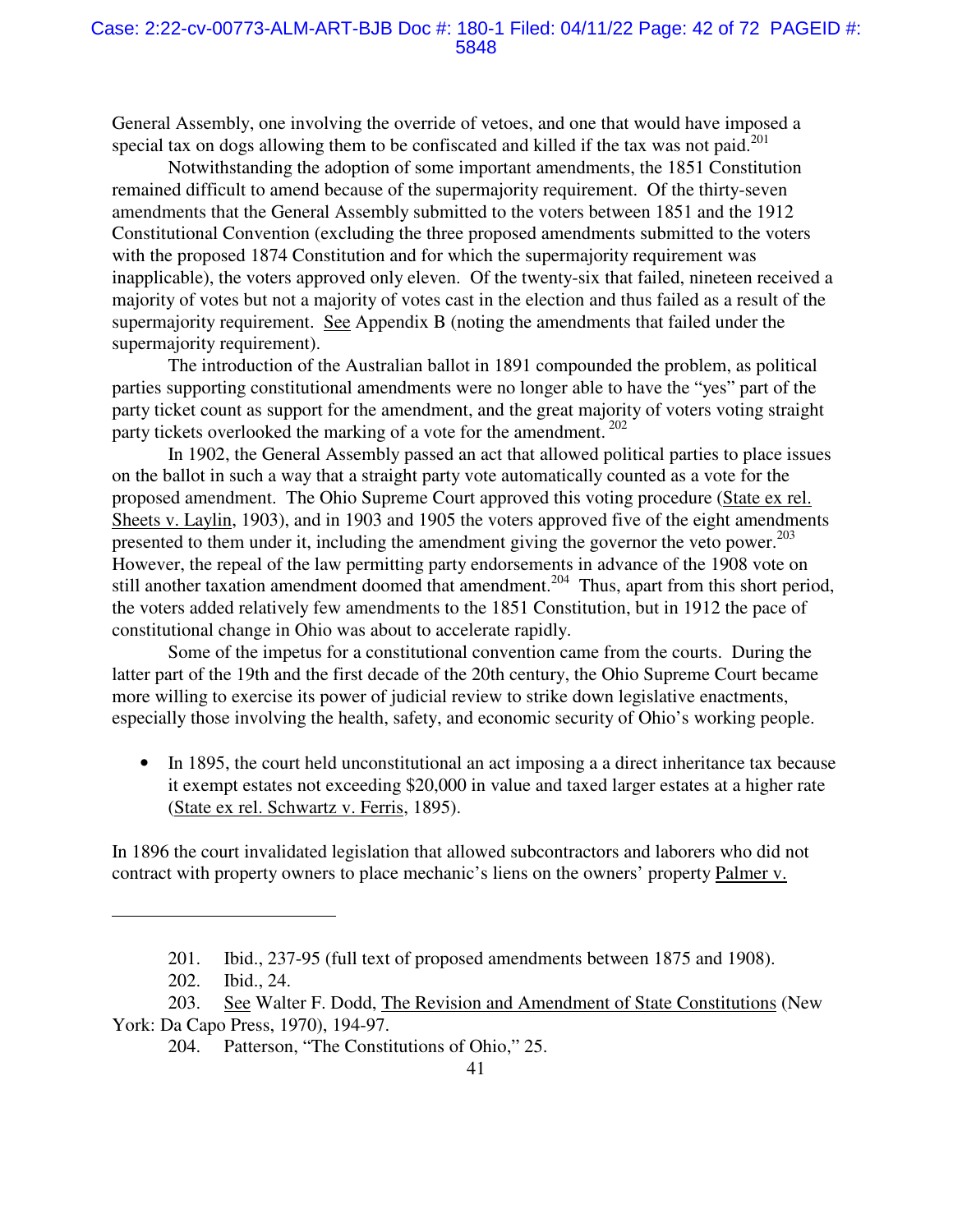General Assembly, one involving the override of vetoes, and one that would have imposed a special tax on dogs allowing them to be confiscated and killed if the tax was not paid.[201]

Notwithstanding the adoption of some important amendments, the 1851 Constitution remained difficult to amend because of the supermajority requirement. Of the thirty-seven amendments that the General Assembly submitted to the voters between 1851 and the 1912 Constitutional Convention (excluding the three proposed amendments submitted to the voters with the proposed 1874 Constitution and for which the supermajority requirement was inapplicable), the voters approved only eleven. Of the twenty-six that failed, nineteen received a majority of votes but not a majority of votes cast in the election and thus failed as a result of the supermajority requirement. See Appendix B (noting the amendments that failed under the supermajority requirement).

The introduction of the Australian ballot in 1891 compounded the problem, as political parties supporting constitutional amendments were no longer able to have the "yes" part of the party ticket count as support for the amendment, and the great majority of voters voting straight party tickets overlooked the marking of a vote for the amendment.[202]

In 1902, the General Assembly passed an act that allowed political parties to place issues on the ballot in such a way that a straight party vote automatically counted as a vote for the proposed amendment. The Ohio Supreme Court approved this voting procedure (State ex rel. Sheets v. Laylin, 1903), and in 1903 and 1905 the voters approved five of the eight amendments presented to them under it, including the amendment giving the governor the veto power.[203] However, the repeal of the law permitting party endorsements in advance of the 1908 vote on still another taxation amendment doomed that amendment.[204] Thus, apart from this short period, the voters added relatively few amendments to the 1851 Constitution, but in 1912 the pace of constitutional change in Ohio was about to accelerate rapidly.

Some of the impetus for a constitutional convention came from the courts. During the latter part of the 19th and the first decade of the 20th century, the Ohio Supreme Court became more willing to exercise its power of judicial review to strike down legislative enactments, especially those involving the health, safety, and economic security of Ohio's working people.

- In 1895, the court held unconstitutional an act imposing a a direct inheritance tax because it exempt estates not exceeding $20,000 in value and taxed larger estates at a higher rate (State ex rel. Schwartz v. Ferris, 1895).

In 1896 the court invalidated legislation that allowed subcontractors and laborers who did not contract with property owners to place mechanic's liens on the owners' property Palmer v.

---

201. Ibid., 237-95 (full text of proposed amendments between 1875 and 1908).

202. Ibid., 24.

203. See Walter F. Dodd, The Revision and Amendment of State Constitutions (New York: Da Capo Press, 1970), 194-97.

204. Patterson, "The Constitutions of Ohio," 25.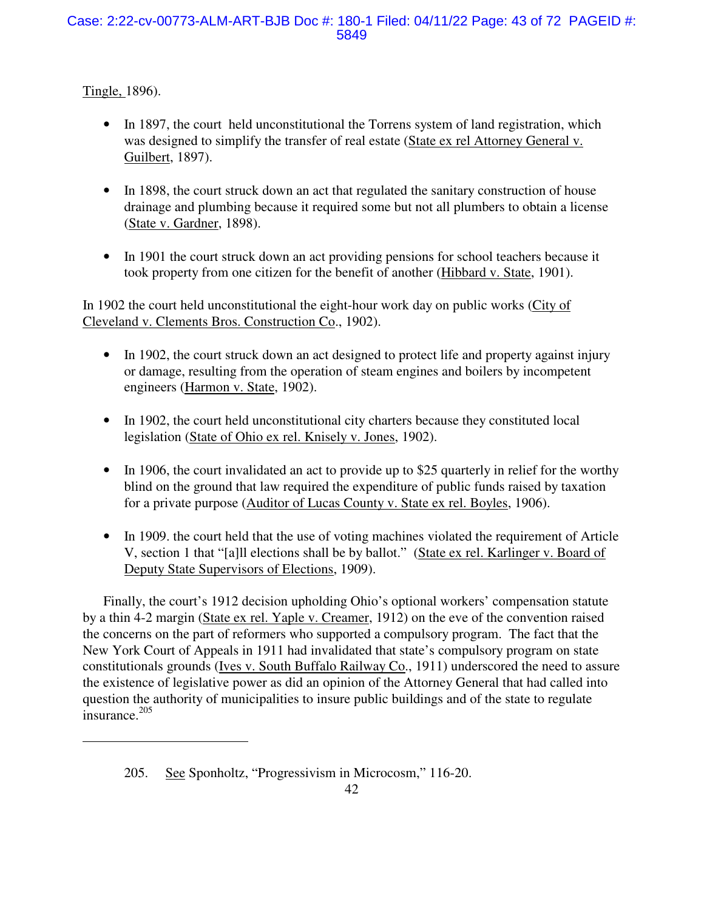Tingle, 1896).

- In 1897, the court held unconstitutional the Torrens system of land registration, which was designed to simplify the transfer of real estate (State ex rel Attorney General v. Guilbert, 1897).

- In 1898, the court struck down an act that regulated the sanitary construction of house drainage and plumbing because it required some but not all plumbers to obtain a license (State v. Gardner, 1898).

- In 1901 the court struck down an act providing pensions for school teachers because it took property from one citizen for the benefit of another (Hibbard v. State, 1901).

In 1902 the court held unconstitutional the eight-hour work day on public works (City of Cleveland v. Clements Bros. Construction Co., 1902).

- In 1902, the court struck down an act designed to protect life and property against injury or damage, resulting from the operation of steam engines and boilers by incompetent engineers (Harmon v. State, 1902).

- In 1902, the court held unconstitutional city charters because they constituted local legislation (State of Ohio ex rel. Knisely v. Jones, 1902).

- In 1906, the court invalidated an act to provide up to $25 quarterly in relief for the worthy blind on the ground that law required the expenditure of public funds raised by taxation for a private purpose (Auditor of Lucas County v. State ex rel. Boyles, 1906).

- In 1909. the court held that the use of voting machines violated the requirement of Article V, section 1 that "[a]ll elections shall be by ballot." (State ex rel. Karlinger v. Board of Deputy State Supervisors of Elections, 1909).

Finally, the court's 1912 decision upholding Ohio's optional workers' compensation statute by a thin 4-2 margin (State ex rel. Yaple v. Creamer, 1912) on the eve of the convention raised the concerns on the part of reformers who supported a compulsory program. The fact that the New York Court of Appeals in 1911 had invalidated that state's compulsory program on state constitutionals grounds (Ives v. South Buffalo Railway Co., 1911) underscored the need to assure the existence of legislative power as did an opinion of the Attorney General that had called into question the authority of municipalities to insure public buildings and of the state to regulate insurance.[205]

---

205. See Sponholtz, "Progressivism in Microcosm," 116-20.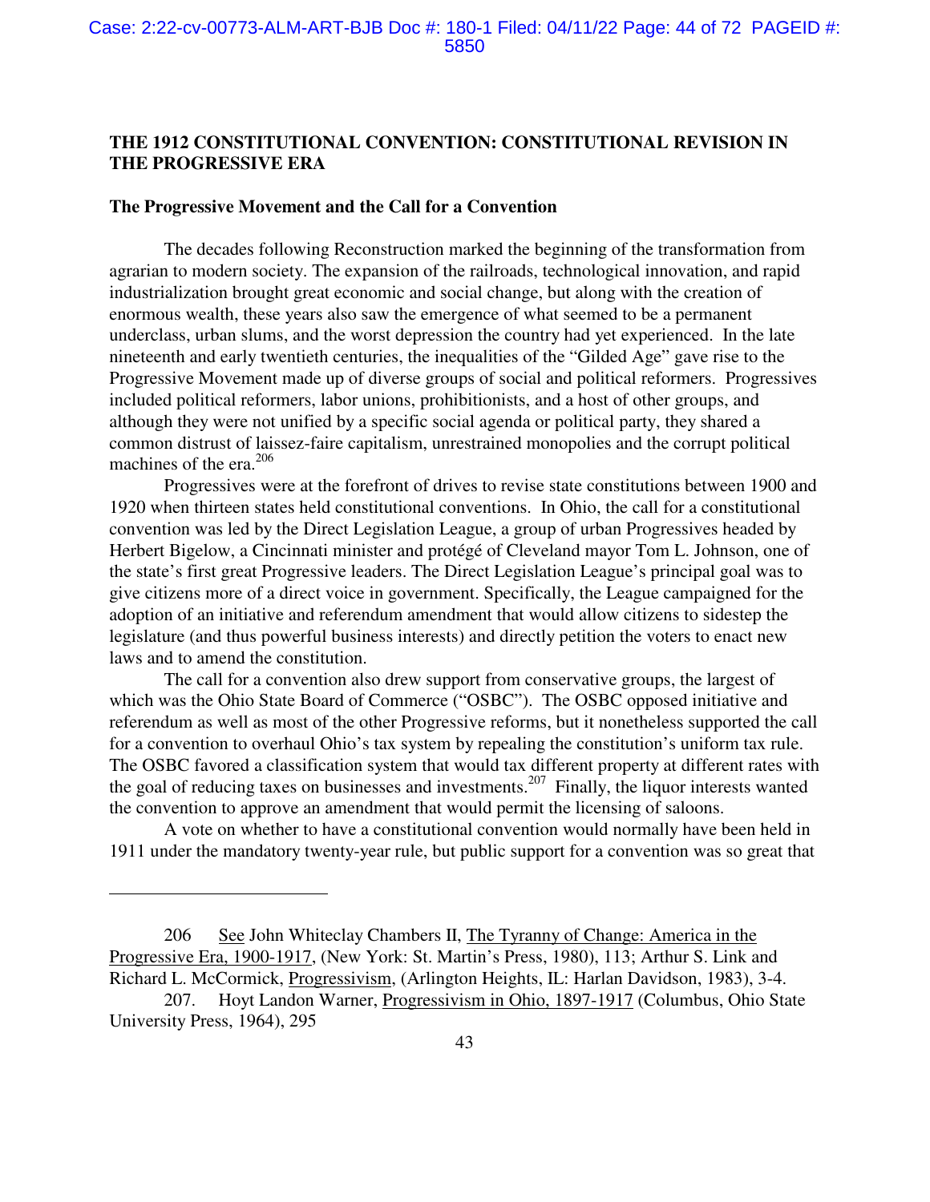## THE 1912 CONSTITUTIONAL CONVENTION: CONSTITUTIONAL REVISION IN THE PROGRESSIVE ERA

### The Progressive Movement and the Call for a Convention

The decades following Reconstruction marked the beginning of the transformation from agrarian to modern society. The expansion of the railroads, technological innovation, and rapid industrialization brought great economic and social change, but along with the creation of enormous wealth, these years also saw the emergence of what seemed to be a permanent underclass, urban slums, and the worst depression the country had yet experienced. In the late nineteenth and early twentieth centuries, the inequalities of the "Gilded Age" gave rise to the Progressive Movement made up of diverse groups of social and political reformers. Progressives included political reformers, labor unions, prohibitionists, and a host of other groups, and although they were not unified by a specific social agenda or political party, they shared a common distrust of laissez-faire capitalism, unrestrained monopolies and the corrupt political machines of the era.[206]

Progressives were at the forefront of drives to revise state constitutions between 1900 and 1920 when thirteen states held constitutional conventions. In Ohio, the call for a constitutional convention was led by the Direct Legislation League, a group of urban Progressives headed by Herbert Bigelow, a Cincinnati minister and protégé of Cleveland mayor Tom L. Johnson, one of the state's first great Progressive leaders. The Direct Legislation League's principal goal was to give citizens more of a direct voice in government. Specifically, the League campaigned for the adoption of an initiative and referendum amendment that would allow citizens to sidestep the legislature (and thus powerful business interests) and directly petition the voters to enact new laws and to amend the constitution.

The call for a convention also drew support from conservative groups, the largest of which was the Ohio State Board of Commerce ("OSBC"). The OSBC opposed initiative and referendum as well as most of the other Progressive reforms, but it nonetheless supported the call for a convention to overhaul Ohio's tax system by repealing the constitution's uniform tax rule. The OSBC favored a classification system that would tax different property at different rates with the goal of reducing taxes on businesses and investments.[207] Finally, the liquor interests wanted the convention to approve an amendment that would permit the licensing of saloons.

A vote on whether to have a constitutional convention would normally have been held in 1911 under the mandatory twenty-year rule, but public support for a convention was so great that

---

206 See John Whiteclay Chambers II, The Tyranny of Change: America in the Progressive Era, 1900-1917, (New York: St. Martin's Press, 1980), 113; Arthur S. Link and Richard L. McCormick, Progressivism, (Arlington Heights, IL: Harlan Davidson, 1983), 3-4.

207. Hoyt Landon Warner, Progressivism in Ohio, 1897-1917 (Columbus, Ohio State University Press, 1964), 295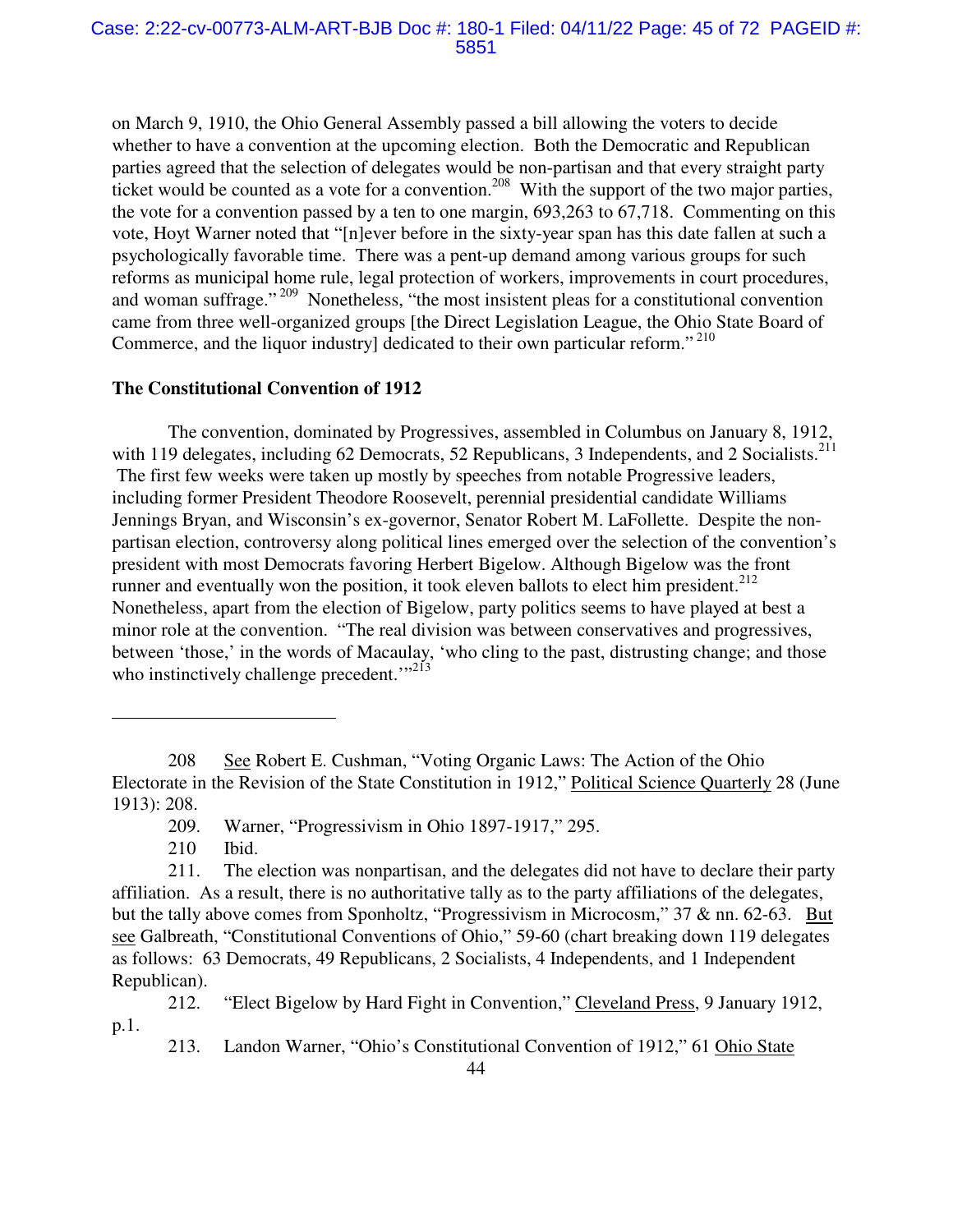on March 9, 1910, the Ohio General Assembly passed a bill allowing the voters to decide whether to have a convention at the upcoming election. Both the Democratic and Republican parties agreed that the selection of delegates would be non-partisan and that every straight party ticket would be counted as a vote for a convention.[208] With the support of the two major parties, the vote for a convention passed by a ten to one margin, 693,263 to 67,718. Commenting on this vote, Hoyt Warner noted that "[n]ever before in the sixty-year span has this date fallen at such a psychologically favorable time. There was a pent-up demand among various groups for such reforms as municipal home rule, legal protection of workers, improvements in court procedures, and woman suffrage."[209] Nonetheless, "the most insistent pleas for a constitutional convention came from three well-organized groups [the Direct Legislation League, the Ohio State Board of Commerce, and the liquor industry] dedicated to their own particular reform."[210]

**The Constitutional Convention of 1912**

The convention, dominated by Progressives, assembled in Columbus on January 8, 1912, with 119 delegates, including 62 Democrats, 52 Republicans, 3 Independents, and 2 Socialists.[211] The first few weeks were taken up mostly by speeches from notable Progressive leaders, including former President Theodore Roosevelt, perennial presidential candidate Williams Jennings Bryan, and Wisconsin's ex-governor, Senator Robert M. LaFollette. Despite the non-partisan election, controversy along political lines emerged over the selection of the convention's president with most Democrats favoring Herbert Bigelow. Although Bigelow was the front runner and eventually won the position, it took eleven ballots to elect him president.[212] Nonetheless, apart from the election of Bigelow, party politics seems to have played at best a minor role at the convention. "The real division was between conservatives and progressives, between 'those,' in the words of Macaulay, 'who cling to the past, distrusting change; and those who instinctively challenge precedent.'"[213]

---

208 See Robert E. Cushman, "Voting Organic Laws: The Action of the Ohio Electorate in the Revision of the State Constitution in 1912," Political Science Quarterly 28 (June 1913): 208.

209. Warner, "Progressivism in Ohio 1897-1917," 295.

210 Ibid.

211. The election was nonpartisan, and the delegates did not have to declare their party affiliation. As a result, there is no authoritative tally as to the party affiliations of the delegates, but the tally above comes from Sponholtz, "Progressivism in Microcosm," 37 & nn. 62-63. But see Galbreath, "Constitutional Conventions of Ohio," 59-60 (chart breaking down 119 delegates as follows: 63 Democrats, 49 Republicans, 2 Socialists, 4 Independents, and 1 Independent Republican).

212. "Elect Bigelow by Hard Fight in Convention," Cleveland Press, 9 January 1912, p.1.

213. Landon Warner, "Ohio's Constitutional Convention of 1912," 61 Ohio State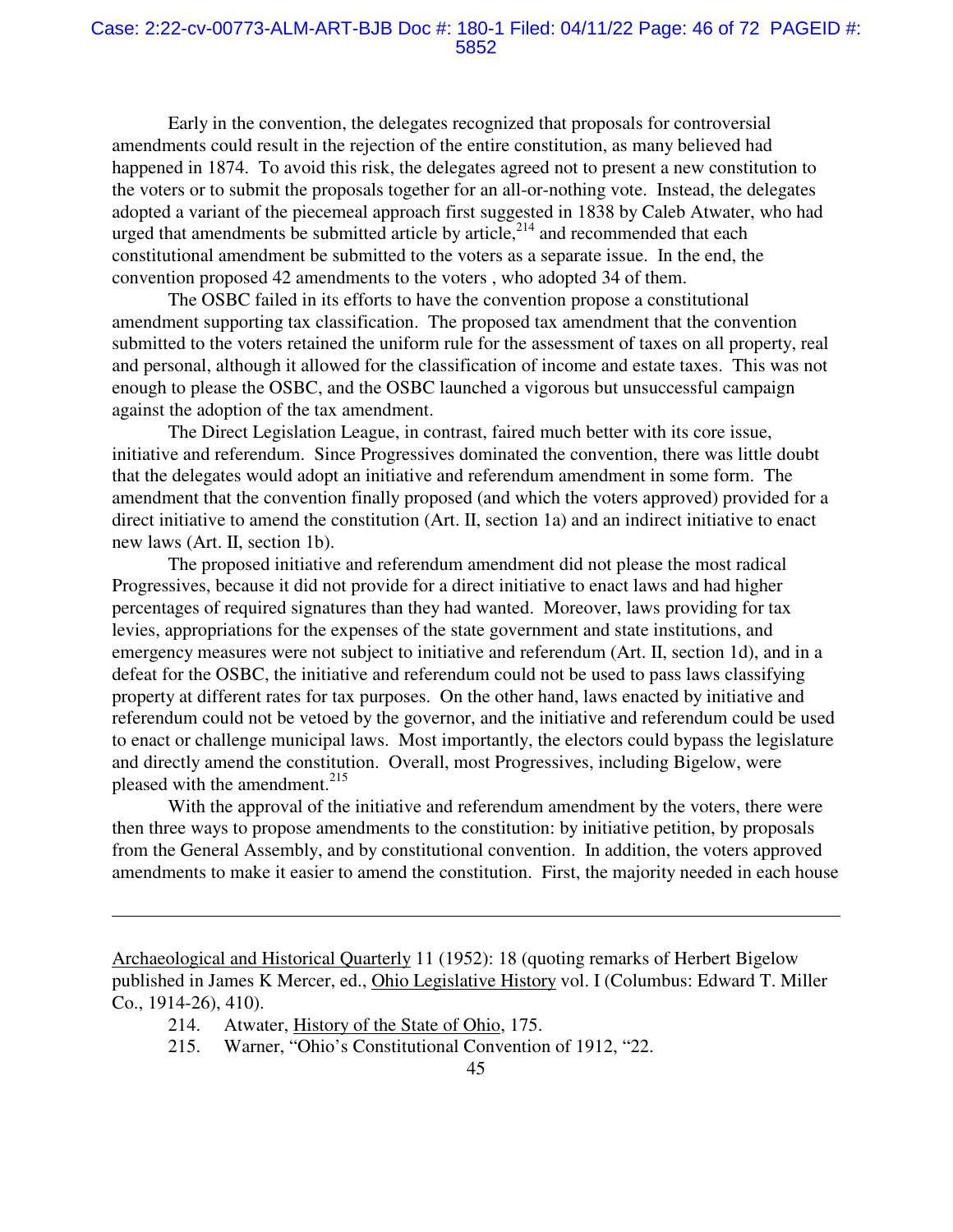Early in the convention, the delegates recognized that proposals for controversial amendments could result in the rejection of the entire constitution, as many believed had happened in 1874. To avoid this risk, the delegates agreed not to present a new constitution to the voters or to submit the proposals together for an all-or-nothing vote. Instead, the delegates adopted a variant of the piecemeal approach first suggested in 1838 by Caleb Atwater, who had urged that amendments be submitted article by article,[214] and recommended that each constitutional amendment be submitted to the voters as a separate issue. In the end, the convention proposed 42 amendments to the voters , who adopted 34 of them.

The OSBC failed in its efforts to have the convention propose a constitutional amendment supporting tax classification. The proposed tax amendment that the convention submitted to the voters retained the uniform rule for the assessment of taxes on all property, real and personal, although it allowed for the classification of income and estate taxes. This was not enough to please the OSBC, and the OSBC launched a vigorous but unsuccessful campaign against the adoption of the tax amendment.

The Direct Legislation League, in contrast, faired much better with its core issue, initiative and referendum. Since Progressives dominated the convention, there was little doubt that the delegates would adopt an initiative and referendum amendment in some form. The amendment that the convention finally proposed (and which the voters approved) provided for a direct initiative to amend the constitution (Art. II, section 1a) and an indirect initiative to enact new laws (Art. II, section 1b).

The proposed initiative and referendum amendment did not please the most radical Progressives, because it did not provide for a direct initiative to enact laws and had higher percentages of required signatures than they had wanted. Moreover, laws providing for tax levies, appropriations for the expenses of the state government and state institutions, and emergency measures were not subject to initiative and referendum (Art. II, section 1d), and in a defeat for the OSBC, the initiative and referendum could not be used to pass laws classifying property at different rates for tax purposes. On the other hand, laws enacted by initiative and referendum could not be vetoed by the governor, and the initiative and referendum could be used to enact or challenge municipal laws. Most importantly, the electors could bypass the legislature and directly amend the constitution. Overall, most Progressives, including Bigelow, were pleased with the amendment.[215]

With the approval of the initiative and referendum amendment by the voters, there were then three ways to propose amendments to the constitution: by initiative petition, by proposals from the General Assembly, and by constitutional convention. In addition, the voters approved amendments to make it easier to amend the constitution. First, the majority needed in each house

---

Archaeological and Historical Quarterly 11 (1952): 18 (quoting remarks of Herbert Bigelow published in James K Mercer, ed., Ohio Legislative History vol. I (Columbus: Edward T. Miller Co., 1914-26), 410).

214. Atwater, History of the State of Ohio, 175.

215. Warner, "Ohio's Constitutional Convention of 1912, "22.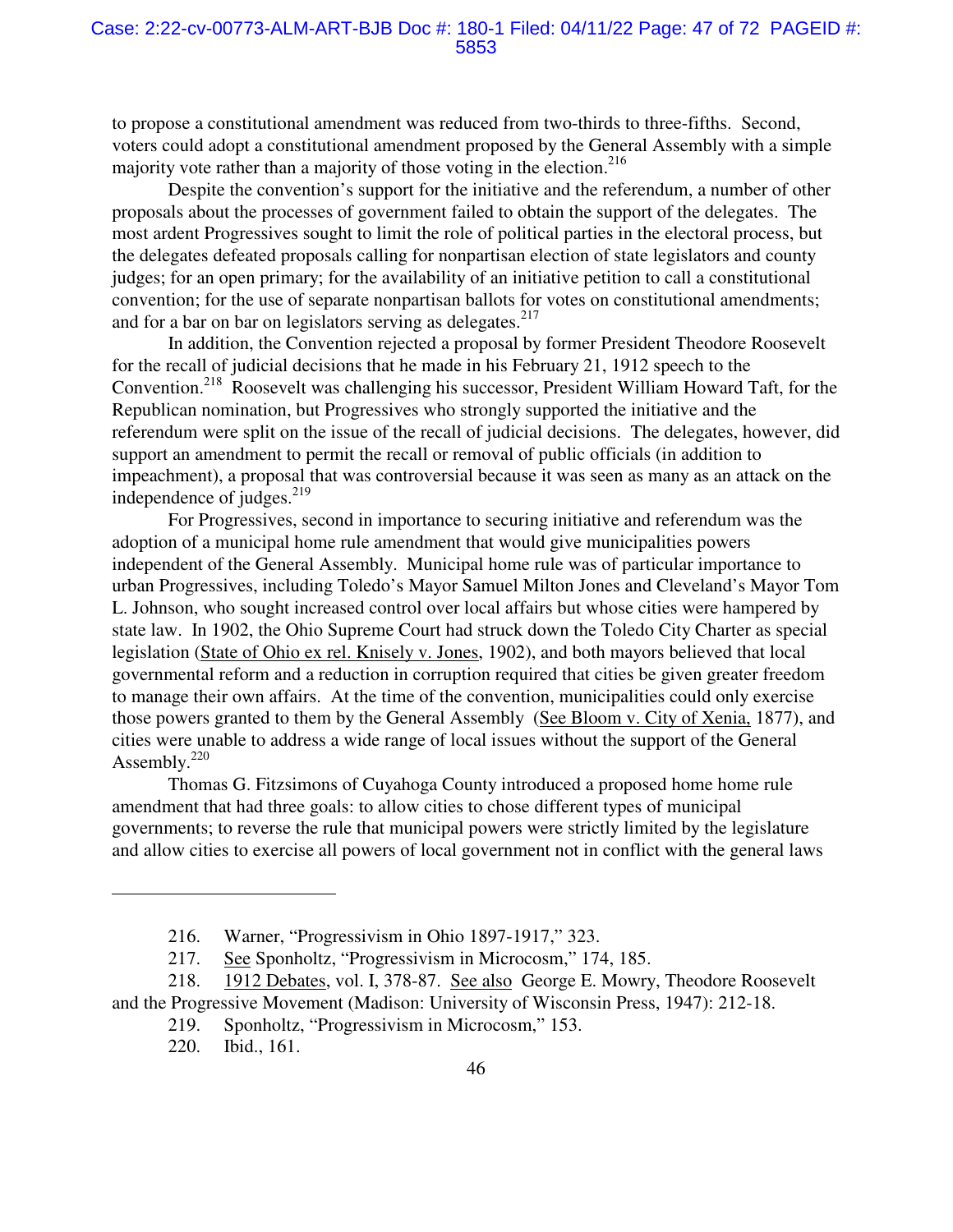to propose a constitutional amendment was reduced from two-thirds to three-fifths. Second, voters could adopt a constitutional amendment proposed by the General Assembly with a simple majority vote rather than a majority of those voting in the election.[216]

Despite the convention's support for the initiative and the referendum, a number of other proposals about the processes of government failed to obtain the support of the delegates. The most ardent Progressives sought to limit the role of political parties in the electoral process, but the delegates defeated proposals calling for nonpartisan election of state legislators and county judges; for an open primary; for the availability of an initiative petition to call a constitutional convention; for the use of separate nonpartisan ballots for votes on constitutional amendments; and for a bar on bar on legislators serving as delegates.[217]

In addition, the Convention rejected a proposal by former President Theodore Roosevelt for the recall of judicial decisions that he made in his February 21, 1912 speech to the Convention.[218] Roosevelt was challenging his successor, President William Howard Taft, for the Republican nomination, but Progressives who strongly supported the initiative and the referendum were split on the issue of the recall of judicial decisions. The delegates, however, did support an amendment to permit the recall or removal of public officials (in addition to impeachment), a proposal that was controversial because it was seen as many as an attack on the independence of judges.[219]

For Progressives, second in importance to securing initiative and referendum was the adoption of a municipal home rule amendment that would give municipalities powers independent of the General Assembly. Municipal home rule was of particular importance to urban Progressives, including Toledo's Mayor Samuel Milton Jones and Cleveland's Mayor Tom L. Johnson, who sought increased control over local affairs but whose cities were hampered by state law. In 1902, the Ohio Supreme Court had struck down the Toledo City Charter as special legislation (State of Ohio ex rel. Knisely v. Jones, 1902), and both mayors believed that local governmental reform and a reduction in corruption required that cities be given greater freedom to manage their own affairs. At the time of the convention, municipalities could only exercise those powers granted to them by the General Assembly (See Bloom v. City of Xenia, 1877), and cities were unable to address a wide range of local issues without the support of the General Assembly.[220]

Thomas G. Fitzsimons of Cuyahoga County introduced a proposed home home rule amendment that had three goals: to allow cities to chose different types of municipal governments; to reverse the rule that municipal powers were strictly limited by the legislature and allow cities to exercise all powers of local government not in conflict with the general laws

---

216. Warner, "Progressivism in Ohio 1897-1917," 323.

217. See Sponholtz, "Progressivism in Microcosm," 174, 185.

218. 1912 Debates, vol. I, 378-87. See also George E. Mowry, Theodore Roosevelt and the Progressive Movement (Madison: University of Wisconsin Press, 1947): 212-18.

219. Sponholtz, "Progressivism in Microcosm," 153.

220. Ibid., 161.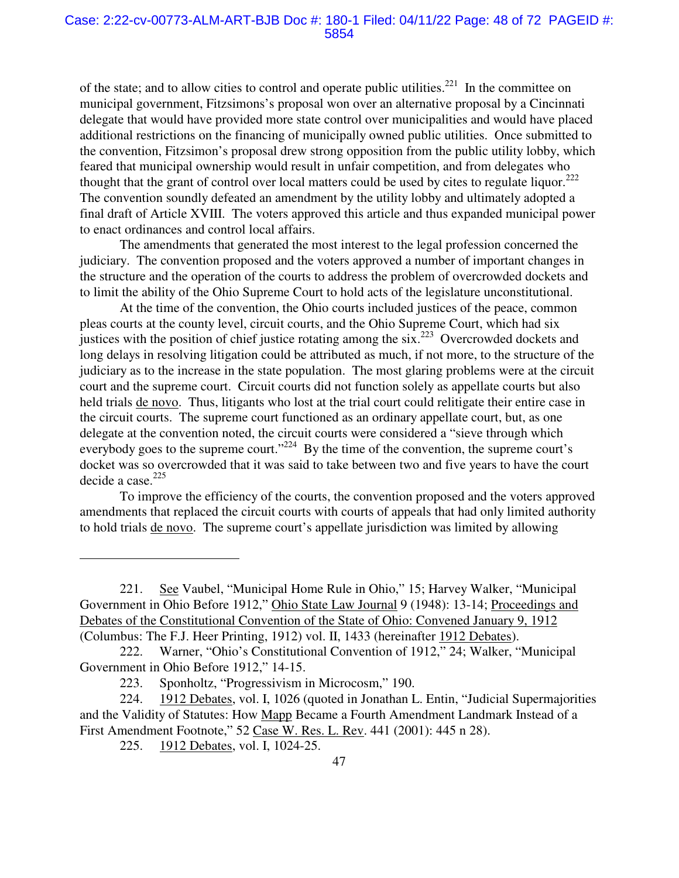of the state; and to allow cities to control and operate public utilities.[221] In the committee on municipal government, Fitzsimons's proposal won over an alternative proposal by a Cincinnati delegate that would have provided more state control over municipalities and would have placed additional restrictions on the financing of municipally owned public utilities. Once submitted to the convention, Fitzsimon's proposal drew strong opposition from the public utility lobby, which feared that municipal ownership would result in unfair competition, and from delegates who thought that the grant of control over local matters could be used by cites to regulate liquor.[222] The convention soundly defeated an amendment by the utility lobby and ultimately adopted a final draft of Article XVIII. The voters approved this article and thus expanded municipal power to enact ordinances and control local affairs.

The amendments that generated the most interest to the legal profession concerned the judiciary. The convention proposed and the voters approved a number of important changes in the structure and the operation of the courts to address the problem of overcrowded dockets and to limit the ability of the Ohio Supreme Court to hold acts of the legislature unconstitutional.

At the time of the convention, the Ohio courts included justices of the peace, common pleas courts at the county level, circuit courts, and the Ohio Supreme Court, which had six justices with the position of chief justice rotating among the six.[223] Overcrowded dockets and long delays in resolving litigation could be attributed as much, if not more, to the structure of the judiciary as to the increase in the state population. The most glaring problems were at the circuit court and the supreme court. Circuit courts did not function solely as appellate courts but also held trials de novo. Thus, litigants who lost at the trial court could relitigate their entire case in the circuit courts. The supreme court functioned as an ordinary appellate court, but, as one delegate at the convention noted, the circuit courts were considered a "sieve through which everybody goes to the supreme court."[224] By the time of the convention, the supreme court's docket was so overcrowded that it was said to take between two and five years to have the court decide a case.[225]

To improve the efficiency of the courts, the convention proposed and the voters approved amendments that replaced the circuit courts with courts of appeals that had only limited authority to hold trials de novo. The supreme court's appellate jurisdiction was limited by allowing

---

221. See Vaubel, "Municipal Home Rule in Ohio," 15; Harvey Walker, "Municipal Government in Ohio Before 1912," Ohio State Law Journal 9 (1948): 13-14; Proceedings and Debates of the Constitutional Convention of the State of Ohio: Convened January 9, 1912 (Columbus: The F.J. Heer Printing, 1912) vol. II, 1433 (hereinafter 1912 Debates).

222. Warner, "Ohio's Constitutional Convention of 1912," 24; Walker, "Municipal Government in Ohio Before 1912," 14-15.

223. Sponholtz, "Progressivism in Microcosm," 190.

224. 1912 Debates, vol. I, 1026 (quoted in Jonathan L. Entin, "Judicial Supermajorities and the Validity of Statutes: How Mapp Became a Fourth Amendment Landmark Instead of a First Amendment Footnote," 52 Case W. Res. L. Rev. 441 (2001): 445 n 28).

225. 1912 Debates, vol. I, 1024-25.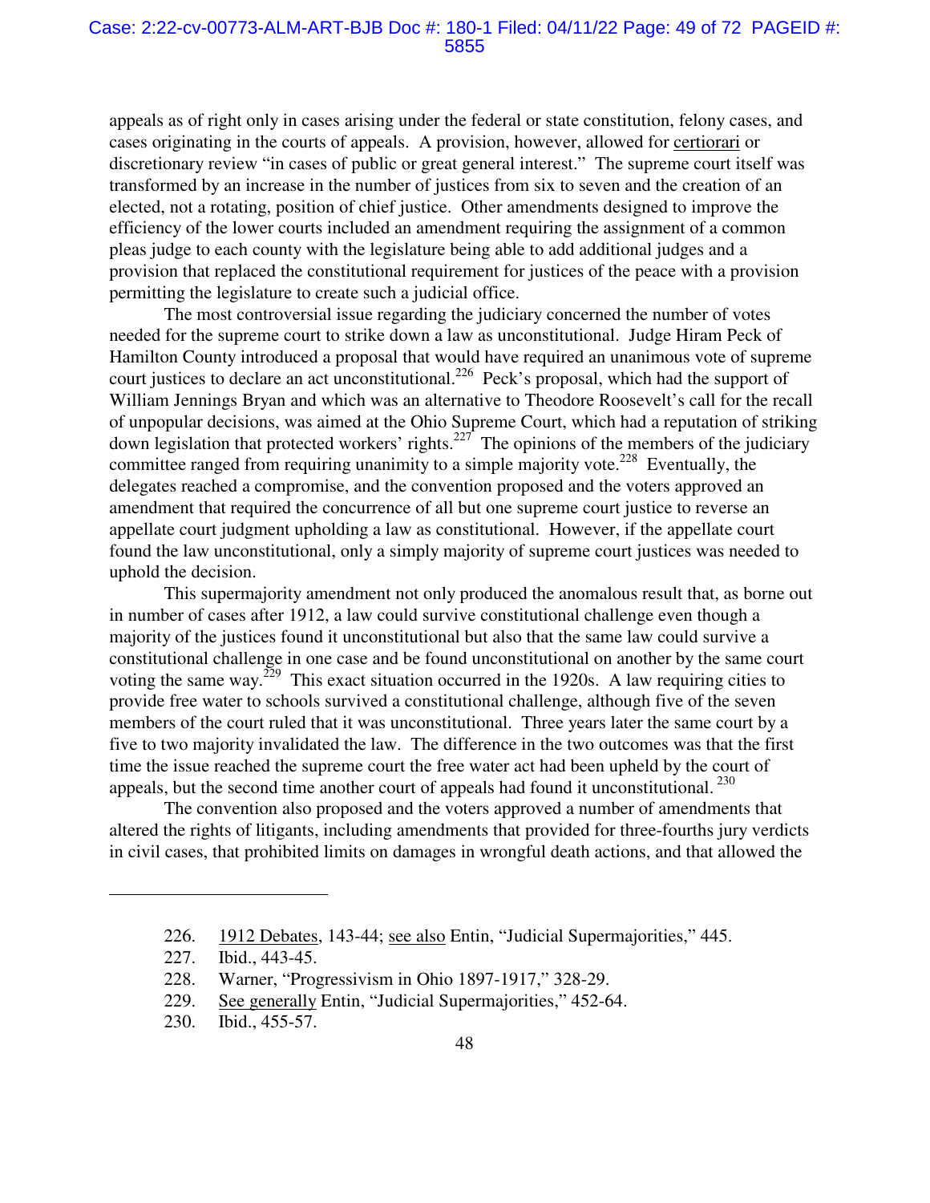appeals as of right only in cases arising under the federal or state constitution, felony cases, and cases originating in the courts of appeals. A provision, however, allowed for certiorari or discretionary review "in cases of public or great general interest." The supreme court itself was transformed by an increase in the number of justices from six to seven and the creation of an elected, not a rotating, position of chief justice. Other amendments designed to improve the efficiency of the lower courts included an amendment requiring the assignment of a common pleas judge to each county with the legislature being able to add additional judges and a provision that replaced the constitutional requirement for justices of the peace with a provision permitting the legislature to create such a judicial office.

The most controversial issue regarding the judiciary concerned the number of votes needed for the supreme court to strike down a law as unconstitutional. Judge Hiram Peck of Hamilton County introduced a proposal that would have required an unanimous vote of supreme court justices to declare an act unconstitutional.[226] Peck's proposal, which had the support of William Jennings Bryan and which was an alternative to Theodore Roosevelt's call for the recall of unpopular decisions, was aimed at the Ohio Supreme Court, which had a reputation of striking down legislation that protected workers' rights.[227] The opinions of the members of the judiciary committee ranged from requiring unanimity to a simple majority vote.[228] Eventually, the delegates reached a compromise, and the convention proposed and the voters approved an amendment that required the concurrence of all but one supreme court justice to reverse an appellate court judgment upholding a law as constitutional. However, if the appellate court found the law unconstitutional, only a simply majority of supreme court justices was needed to uphold the decision.

This supermajority amendment not only produced the anomalous result that, as borne out in number of cases after 1912, a law could survive constitutional challenge even though a majority of the justices found it unconstitutional but also that the same law could survive a constitutional challenge in one case and be found unconstitutional on another by the same court voting the same way.[229] This exact situation occurred in the 1920s. A law requiring cities to provide free water to schools survived a constitutional challenge, although five of the seven members of the court ruled that it was unconstitutional. Three years later the same court by a five to two majority invalidated the law. The difference in the two outcomes was that the first time the issue reached the supreme court the free water act had been upheld by the court of appeals, but the second time another court of appeals had found it unconstitutional.[230]

The convention also proposed and the voters approved a number of amendments that altered the rights of litigants, including amendments that provided for three-fourths jury verdicts in civil cases, that prohibited limits on damages in wrongful death actions, and that allowed the

---

226. 1912 Debates, 143-44; see also Entin, "Judicial Supermajorities," 445.
227. Ibid., 443-45.
228. Warner, "Progressivism in Ohio 1897-1917," 328-29.
229. See generally Entin, "Judicial Supermajorities," 452-64.
230. Ibid., 455-57.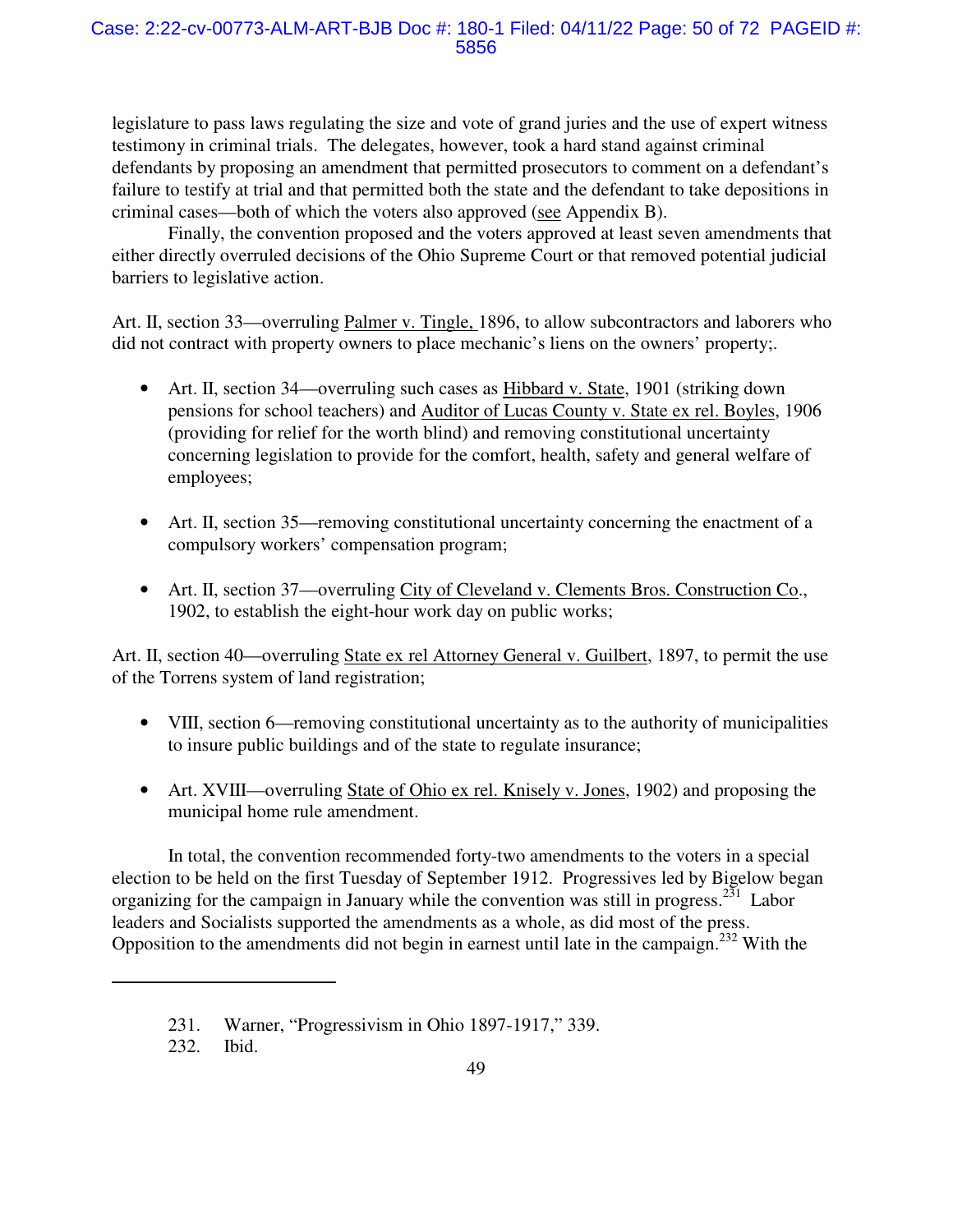legislature to pass laws regulating the size and vote of grand juries and the use of expert witness testimony in criminal trials. The delegates, however, took a hard stand against criminal defendants by proposing an amendment that permitted prosecutors to comment on a defendant's failure to testify at trial and that permitted both the state and the defendant to take depositions in criminal cases—both of which the voters also approved (see Appendix B).

Finally, the convention proposed and the voters approved at least seven amendments that either directly overruled decisions of the Ohio Supreme Court or that removed potential judicial barriers to legislative action.

Art. II, section 33—overruling Palmer v. Tingle, 1896, to allow subcontractors and laborers who did not contract with property owners to place mechanic's liens on the owners' property;.

- Art. II, section 34—overruling such cases as Hibbard v. State, 1901 (striking down pensions for school teachers) and Auditor of Lucas County v. State ex rel. Boyles, 1906 (providing for relief for the worth blind) and removing constitutional uncertainty concerning legislation to provide for the comfort, health, safety and general welfare of employees;

- Art. II, section 35—removing constitutional uncertainty concerning the enactment of a compulsory workers' compensation program;

- Art. II, section 37—overruling City of Cleveland v. Clements Bros. Construction Co., 1902, to establish the eight-hour work day on public works;

Art. II, section 40—overruling State ex rel Attorney General v. Guilbert, 1897, to permit the use of the Torrens system of land registration;

- VIII, section 6—removing constitutional uncertainty as to the authority of municipalities to insure public buildings and of the state to regulate insurance;

- Art. XVIII—overruling State of Ohio ex rel. Knisely v. Jones, 1902) and proposing the municipal home rule amendment.

In total, the convention recommended forty-two amendments to the voters in a special election to be held on the first Tuesday of September 1912. Progressives led by Bigelow began organizing for the campaign in January while the convention was still in progress.[231] Labor leaders and Socialists supported the amendments as a whole, as did most of the press. Opposition to the amendments did not begin in earnest until late in the campaign.[232] With the

231. Warner, "Progressivism in Ohio 1897-1917," 339.
232. Ibid.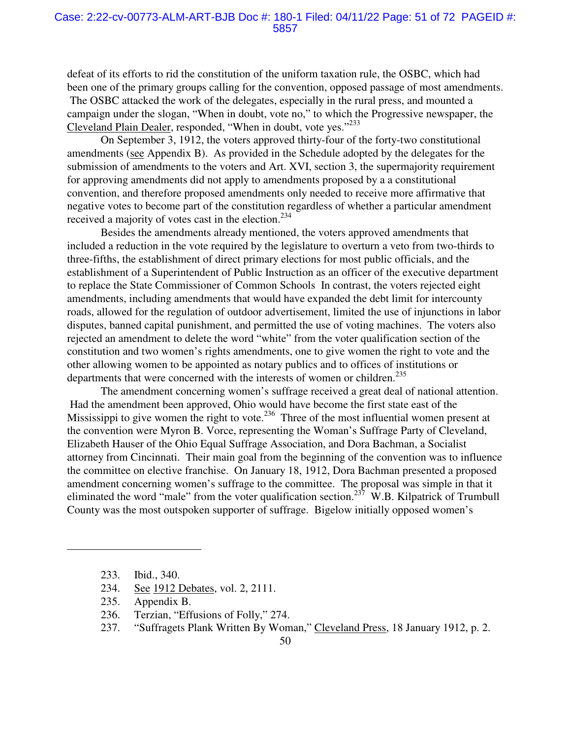defeat of its efforts to rid the constitution of the uniform taxation rule, the OSBC, which had been one of the primary groups calling for the convention, opposed passage of most amendments. The OSBC attacked the work of the delegates, especially in the rural press, and mounted a campaign under the slogan, "When in doubt, vote no," to which the Progressive newspaper, the Cleveland Plain Dealer, responded, "When in doubt, vote yes."[233]

On September 3, 1912, the voters approved thirty-four of the forty-two constitutional amendments (see Appendix B). As provided in the Schedule adopted by the delegates for the submission of amendments to the voters and Art. XVI, section 3, the supermajority requirement for approving amendments did not apply to amendments proposed by a a constitutional convention, and therefore proposed amendments only needed to receive more affirmative that negative votes to become part of the constitution regardless of whether a particular amendment received a majority of votes cast in the election.[234]

Besides the amendments already mentioned, the voters approved amendments that included a reduction in the vote required by the legislature to overturn a veto from two-thirds to three-fifths, the establishment of direct primary elections for most public officials, and the establishment of a Superintendent of Public Instruction as an officer of the executive department to replace the State Commissioner of Common Schools In contrast, the voters rejected eight amendments, including amendments that would have expanded the debt limit for intercounty roads, allowed for the regulation of outdoor advertisement, limited the use of injunctions in labor disputes, banned capital punishment, and permitted the use of voting machines. The voters also rejected an amendment to delete the word "white" from the voter qualification section of the constitution and two women's rights amendments, one to give women the right to vote and the other allowing women to be appointed as notary publics and to offices of institutions or departments that were concerned with the interests of women or children.[235]

The amendment concerning women's suffrage received a great deal of national attention. Had the amendment been approved, Ohio would have become the first state east of the Mississippi to give women the right to vote.[236] Three of the most influential women present at the convention were Myron B. Vorce, representing the Woman's Suffrage Party of Cleveland, Elizabeth Hauser of the Ohio Equal Suffrage Association, and Dora Bachman, a Socialist attorney from Cincinnati. Their main goal from the beginning of the convention was to influence the committee on elective franchise. On January 18, 1912, Dora Bachman presented a proposed amendment concerning women's suffrage to the committee. The proposal was simple in that it eliminated the word "male" from the voter qualification section.[237] W.B. Kilpatrick of Trumbull County was the most outspoken supporter of suffrage. Bigelow initially opposed women's

---

233. Ibid., 340.
234. See 1912 Debates, vol. 2, 2111.
235. Appendix B.
236. Terzian, "Effusions of Folly," 274.
237. "Suffragets Plank Written By Woman," Cleveland Press, 18 January 1912, p. 2.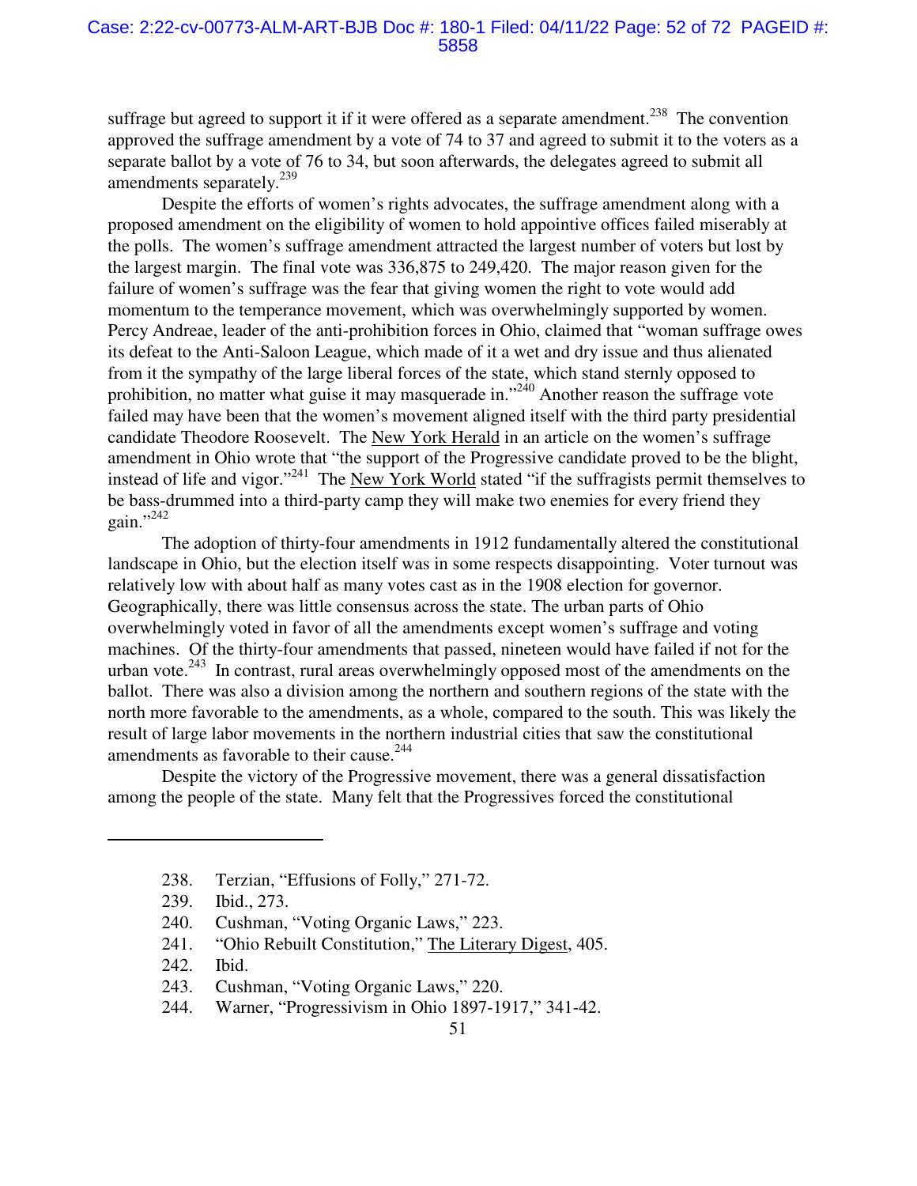suffrage but agreed to support it if it were offered as a separate amendment.[238] The convention approved the suffrage amendment by a vote of 74 to 37 and agreed to submit it to the voters as a separate ballot by a vote of 76 to 34, but soon afterwards, the delegates agreed to submit all amendments separately.[239]

Despite the efforts of women's rights advocates, the suffrage amendment along with a proposed amendment on the eligibility of women to hold appointive offices failed miserably at the polls. The women's suffrage amendment attracted the largest number of voters but lost by the largest margin. The final vote was 336,875 to 249,420. The major reason given for the failure of women's suffrage was the fear that giving women the right to vote would add momentum to the temperance movement, which was overwhelmingly supported by women. Percy Andreae, leader of the anti-prohibition forces in Ohio, claimed that "woman suffrage owes its defeat to the Anti-Saloon League, which made of it a wet and dry issue and thus alienated from it the sympathy of the large liberal forces of the state, which stand sternly opposed to prohibition, no matter what guise it may masquerade in."[240] Another reason the suffrage vote failed may have been that the women's movement aligned itself with the third party presidential candidate Theodore Roosevelt. The New York Herald in an article on the women's suffrage amendment in Ohio wrote that "the support of the Progressive candidate proved to be the blight, instead of life and vigor."[241] The New York World stated "if the suffragists permit themselves to be bass-drummed into a third-party camp they will make two enemies for every friend they gain."[242]

The adoption of thirty-four amendments in 1912 fundamentally altered the constitutional landscape in Ohio, but the election itself was in some respects disappointing. Voter turnout was relatively low with about half as many votes cast as in the 1908 election for governor. Geographically, there was little consensus across the state. The urban parts of Ohio overwhelmingly voted in favor of all the amendments except women's suffrage and voting machines. Of the thirty-four amendments that passed, nineteen would have failed if not for the urban vote.[243] In contrast, rural areas overwhelmingly opposed most of the amendments on the ballot. There was also a division among the northern and southern regions of the state with the north more favorable to the amendments, as a whole, compared to the south. This was likely the result of large labor movements in the northern industrial cities that saw the constitutional amendments as favorable to their cause.[244]

Despite the victory of the Progressive movement, there was a general dissatisfaction among the people of the state. Many felt that the Progressives forced the constitutional

---

238. Terzian, "Effusions of Folly," 271-72.
239. Ibid., 273.
240. Cushman, "Voting Organic Laws," 223.
241. "Ohio Rebuilt Constitution," The Literary Digest, 405.
242. Ibid.
243. Cushman, "Voting Organic Laws," 220.
244. Warner, "Progressivism in Ohio 1897-1917," 341-42.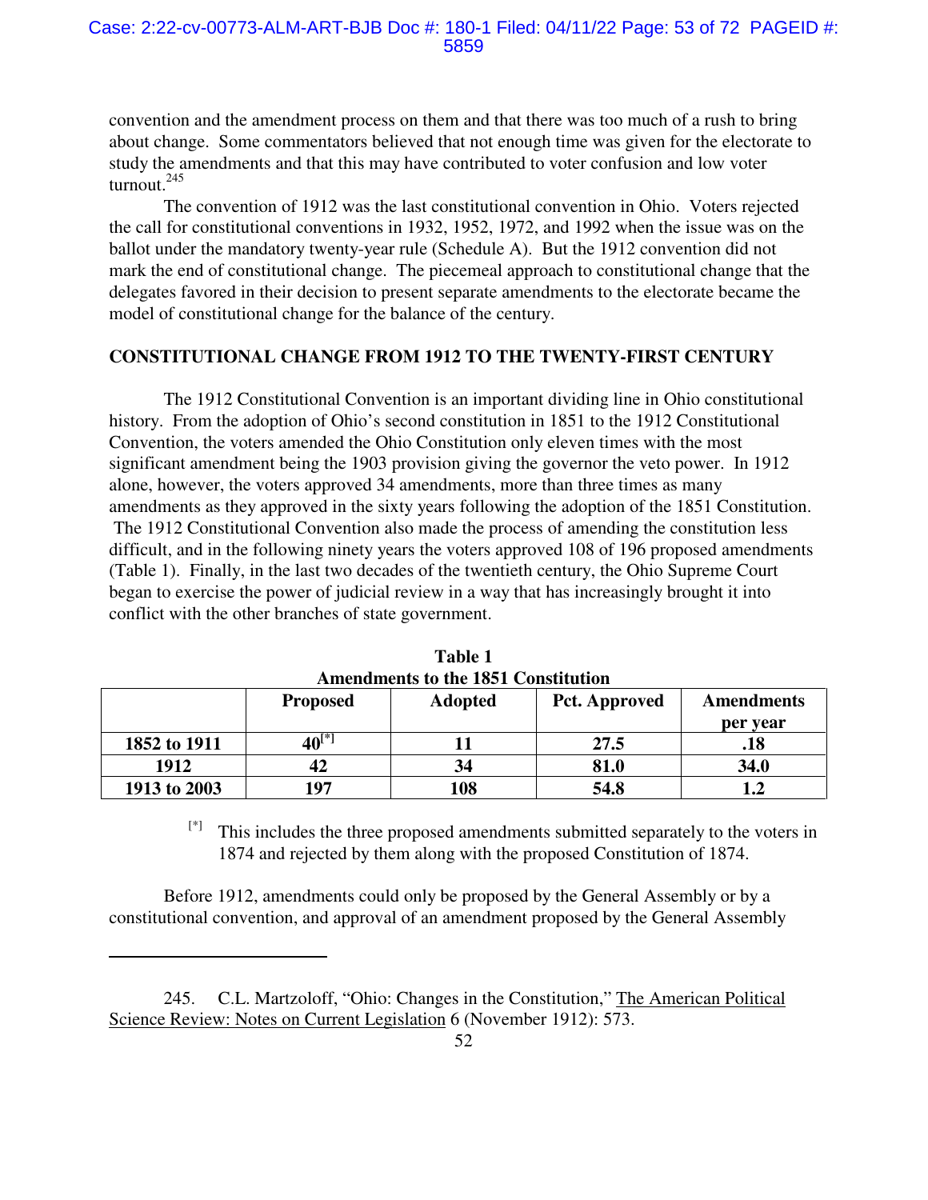convention and the amendment process on them and that there was too much of a rush to bring about change. Some commentators believed that not enough time was given for the electorate to study the amendments and that this may have contributed to voter confusion and low voter turnout.[245]

The convention of 1912 was the last constitutional convention in Ohio. Voters rejected the call for constitutional conventions in 1932, 1952, 1972, and 1992 when the issue was on the ballot under the mandatory twenty-year rule (Schedule A). But the 1912 convention did not mark the end of constitutional change. The piecemeal approach to constitutional change that the delegates favored in their decision to present separate amendments to the electorate became the model of constitutional change for the balance of the century.

## CONSTITUTIONAL CHANGE FROM 1912 TO THE TWENTY-FIRST CENTURY

The 1912 Constitutional Convention is an important dividing line in Ohio constitutional history. From the adoption of Ohio's second constitution in 1851 to the 1912 Constitutional Convention, the voters amended the Ohio Constitution only eleven times with the most significant amendment being the 1903 provision giving the governor the veto power. In 1912 alone, however, the voters approved 34 amendments, more than three times as many amendments as they approved in the sixty years following the adoption of the 1851 Constitution. The 1912 Constitutional Convention also made the process of amending the constitution less difficult, and in the following ninety years the voters approved 108 of 196 proposed amendments (Table 1). Finally, in the last two decades of the twentieth century, the Ohio Supreme Court began to exercise the power of judicial review in a way that has increasingly brought it into conflict with the other branches of state government.

**Table 1**
**Amendments to the 1851 Constitution**

| | Proposed | Adopted | Pct. Approved | Amendments per year |
|---|---|---|---|---|
| **1852 to 1911** | **40[*]** | **11** | **27.5** | **.18** |
| **1912** | **42** | **34** | **81.0** | **34.0** |
| **1913 to 2003** | **197** | **108** | **54.8** | **1.2** |

[*] This includes the three proposed amendments submitted separately to the voters in 1874 and rejected by them along with the proposed Constitution of 1874.

Before 1912, amendments could only be proposed by the General Assembly or by a constitutional convention, and approval of an amendment proposed by the General Assembly

---

245. C.L. Martzoloff, "Ohio: Changes in the Constitution," The American Political Science Review: Notes on Current Legislation 6 (November 1912): 573.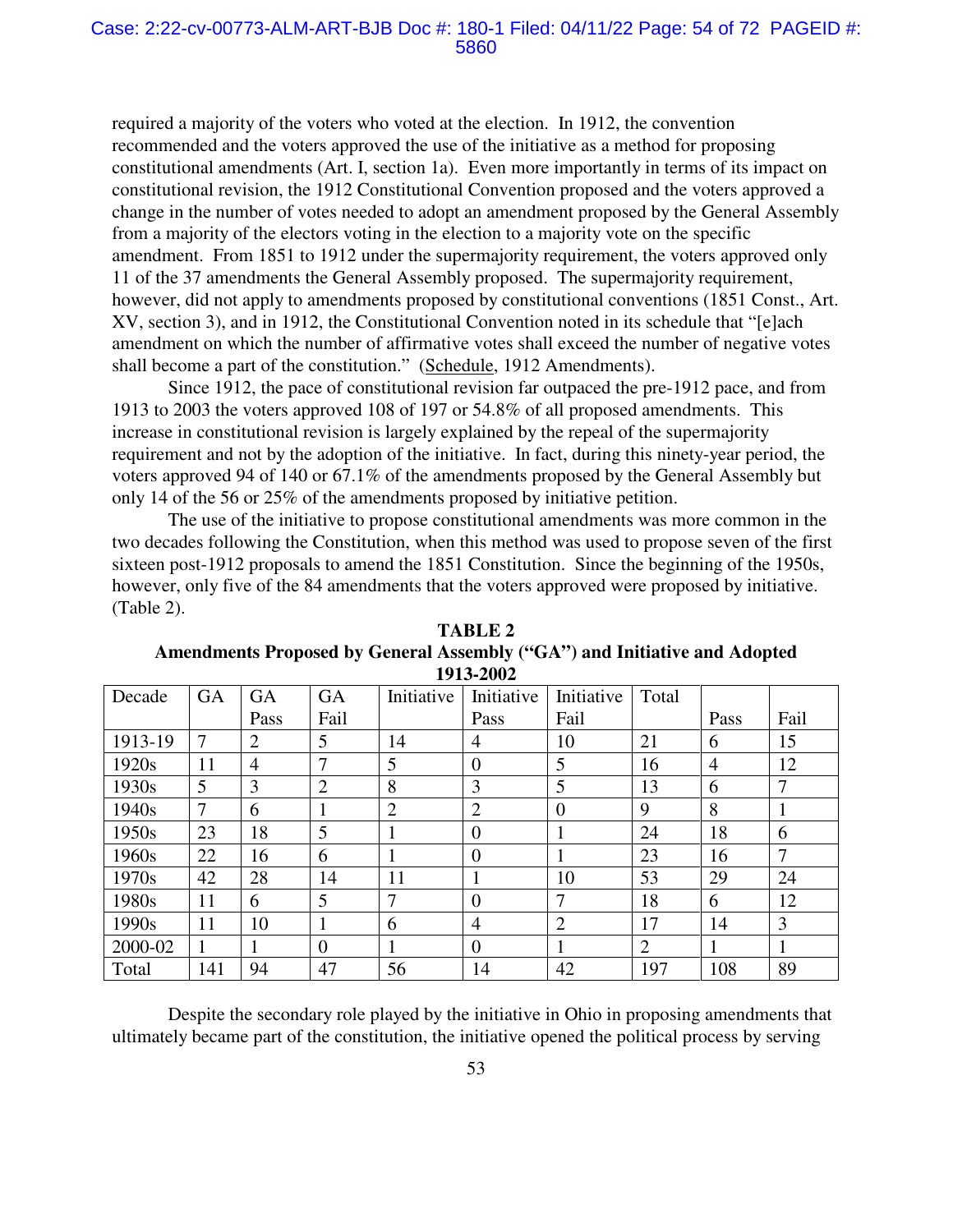required a majority of the voters who voted at the election. In 1912, the convention recommended and the voters approved the use of the initiative as a method for proposing constitutional amendments (Art. I, section 1a). Even more importantly in terms of its impact on constitutional revision, the 1912 Constitutional Convention proposed and the voters approved a change in the number of votes needed to adopt an amendment proposed by the General Assembly from a majority of the electors voting in the election to a majority vote on the specific amendment. From 1851 to 1912 under the supermajority requirement, the voters approved only 11 of the 37 amendments the General Assembly proposed. The supermajority requirement, however, did not apply to amendments proposed by constitutional conventions (1851 Const., Art. XV, section 3), and in 1912, the Constitutional Convention noted in its schedule that "[e]ach amendment on which the number of affirmative votes shall exceed the number of negative votes shall become a part of the constitution." (Schedule, 1912 Amendments).

Since 1912, the pace of constitutional revision far outpaced the pre-1912 pace, and from 1913 to 2003 the voters approved 108 of 197 or 54.8% of all proposed amendments. This increase in constitutional revision is largely explained by the repeal of the supermajority requirement and not by the adoption of the initiative. In fact, during this ninety-year period, the voters approved 94 of 140 or 67.1% of the amendments proposed by the General Assembly but only 14 of the 56 or 25% of the amendments proposed by initiative petition.

The use of the initiative to propose constitutional amendments was more common in the two decades following the Constitution, when this method was used to propose seven of the first sixteen post-1912 proposals to amend the 1851 Constitution. Since the beginning of the 1950s, however, only five of the 84 amendments that the voters approved were proposed by initiative. (Table 2).

**TABLE 2**
**Amendments Proposed by General Assembly ("GA") and Initiative and Adopted 1913-2002**

| Decade | GA | GA Pass | GA Fail | Initiative | Initiative Pass | Initiative Fail | Total | Pass | Fail |
|---|---|---|---|---|---|---|---|---|---|
| 1913-19 | 7 | 2 | 5 | 14 | 4 | 10 | 21 | 6 | 15 |
| 1920s | 11 | 4 | 7 | 5 | 0 | 5 | 16 | 4 | 12 |
| 1930s | 5 | 3 | 2 | 8 | 3 | 5 | 13 | 6 | 7 |
| 1940s | 7 | 6 | 1 | 2 | 2 | 0 | 9 | 8 | 1 |
| 1950s | 23 | 18 | 5 | 1 | 0 | 1 | 24 | 18 | 6 |
| 1960s | 22 | 16 | 6 | 1 | 0 | 1 | 23 | 16 | 7 |
| 1970s | 42 | 28 | 14 | 11 | 1 | 10 | 53 | 29 | 24 |
| 1980s | 11 | 6 | 5 | 7 | 0 | 7 | 18 | 6 | 12 |
| 1990s | 11 | 10 | 1 | 6 | 4 | 2 | 17 | 14 | 3 |
| 2000-02 | 1 | 1 | 0 | 1 | 0 | 1 | 2 | 1 | 1 |
| Total | 141 | 94 | 47 | 56 | 14 | 42 | 197 | 108 | 89 |

Despite the secondary role played by the initiative in Ohio in proposing amendments that ultimately became part of the constitution, the initiative opened the political process by serving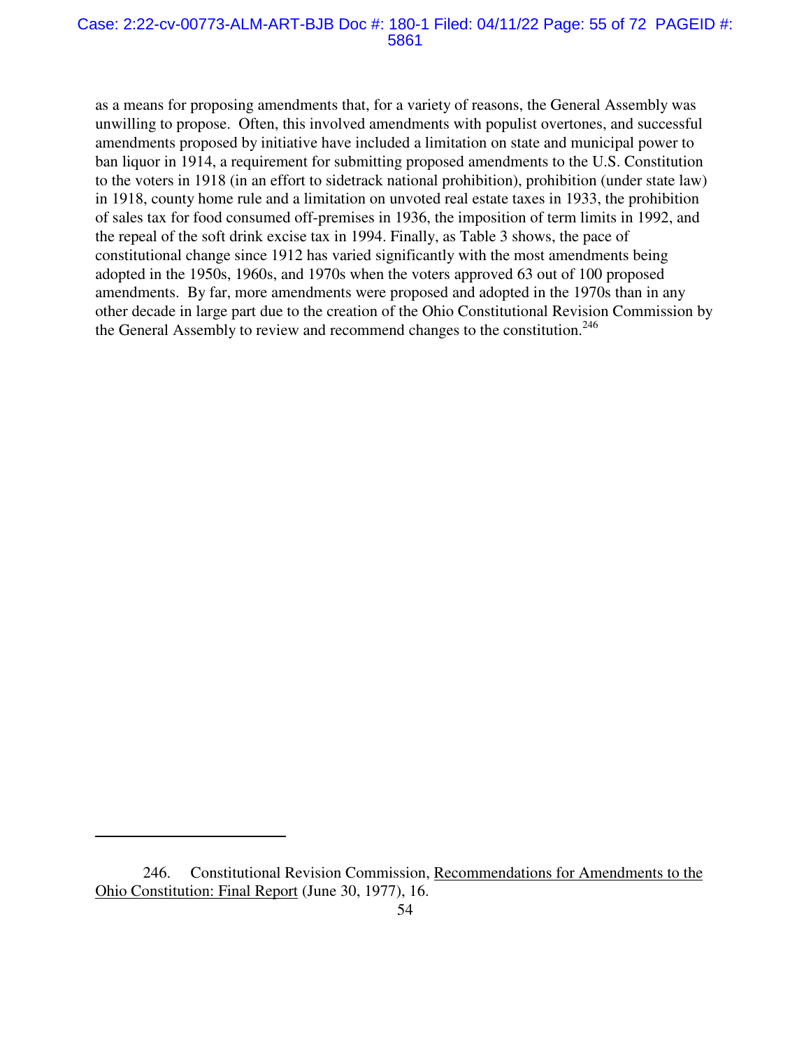as a means for proposing amendments that, for a variety of reasons, the General Assembly was unwilling to propose. Often, this involved amendments with populist overtones, and successful amendments proposed by initiative have included a limitation on state and municipal power to ban liquor in 1914, a requirement for submitting proposed amendments to the U.S. Constitution to the voters in 1918 (in an effort to sidetrack national prohibition), prohibition (under state law) in 1918, county home rule and a limitation on unvoted real estate taxes in 1933, the prohibition of sales tax for food consumed off-premises in 1936, the imposition of term limits in 1992, and the repeal of the soft drink excise tax in 1994. Finally, as Table 3 shows, the pace of constitutional change since 1912 has varied significantly with the most amendments being adopted in the 1950s, 1960s, and 1970s when the voters approved 63 out of 100 proposed amendments. By far, more amendments were proposed and adopted in the 1970s than in any other decade in large part due to the creation of the Ohio Constitutional Revision Commission by the General Assembly to review and recommend changes to the constitution.[246]

---

246. Constitutional Revision Commission, Recommendations for Amendments to the Ohio Constitution: Final Report (June 30, 1977), 16.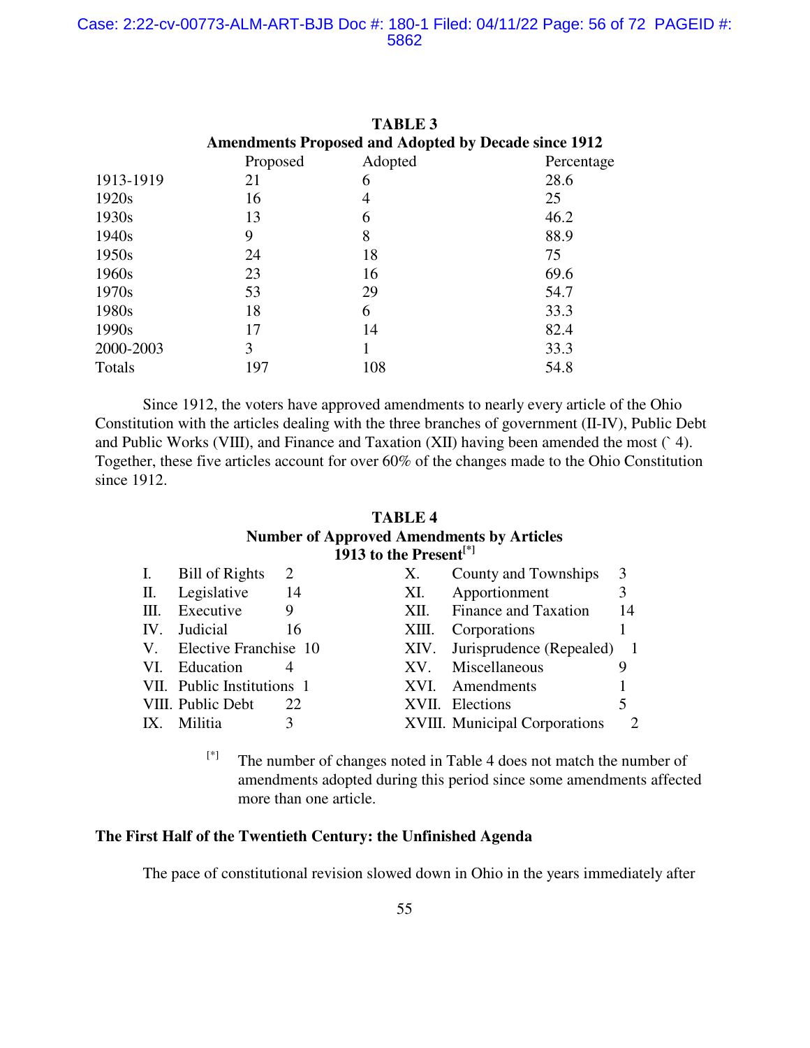**TABLE 3**
**Amendments Proposed and Adopted by Decade since 1912**

| | Proposed | Adopted | Percentage |
|---|---|---|---|
| 1913-1919 | 21 | 6 | 28.6 |
| 1920s | 16 | 4 | 25 |
| 1930s | 13 | 6 | 46.2 |
| 1940s | 9 | 8 | 88.9 |
| 1950s | 24 | 18 | 75 |
| 1960s | 23 | 16 | 69.6 |
| 1970s | 53 | 29 | 54.7 |
| 1980s | 18 | 6 | 33.3 |
| 1990s | 17 | 14 | 82.4 |
| 2000-2003 | 3 | 1 | 33.3 |
| Totals | 197 | 108 | 54.8 |

Since 1912, the voters have approved amendments to nearly every article of the Ohio Constitution with the articles dealing with the three branches of government (II-IV), Public Debt and Public Works (VIII), and Finance and Taxation (XII) having been amended the most (` 4). Together, these five articles account for over 60% of the changes made to the Ohio Constitution since 1912.

**TABLE 4**
**Number of Approved Amendments by Articles**
**1913 to the Present**[*]

| | Article | Number | | Article | Number |
|---|---|---|---|---|---|
| I. | Bill of Rights | 2 | X. | County and Townships | 3 |
| II. | Legislative | 14 | XI. | Apportionment | 3 |
| III. | Executive | 9 | XII. | Finance and Taxation | 14 |
| IV. | Judicial | 16 | XIII. | Corporations | 1 |
| V. | Elective Franchise | 10 | XIV. | Jurisprudence (Repealed) | 1 |
| VI. | Education | 4 | XV. | Miscellaneous | 9 |
| VII. | Public Institutions | 1 | XVI. | Amendments | 1 |
| VIII. | Public Debt | 22 | XVII. | Elections | 5 |
| IX. | Militia | 3 | XVIII. | Municipal Corporations | 2 |

[*] The number of changes noted in Table 4 does not match the number of amendments adopted during this period since some amendments affected more than one article.

**The First Half of the Twentieth Century: the Unfinished Agenda**

The pace of constitutional revision slowed down in Ohio in the years immediately after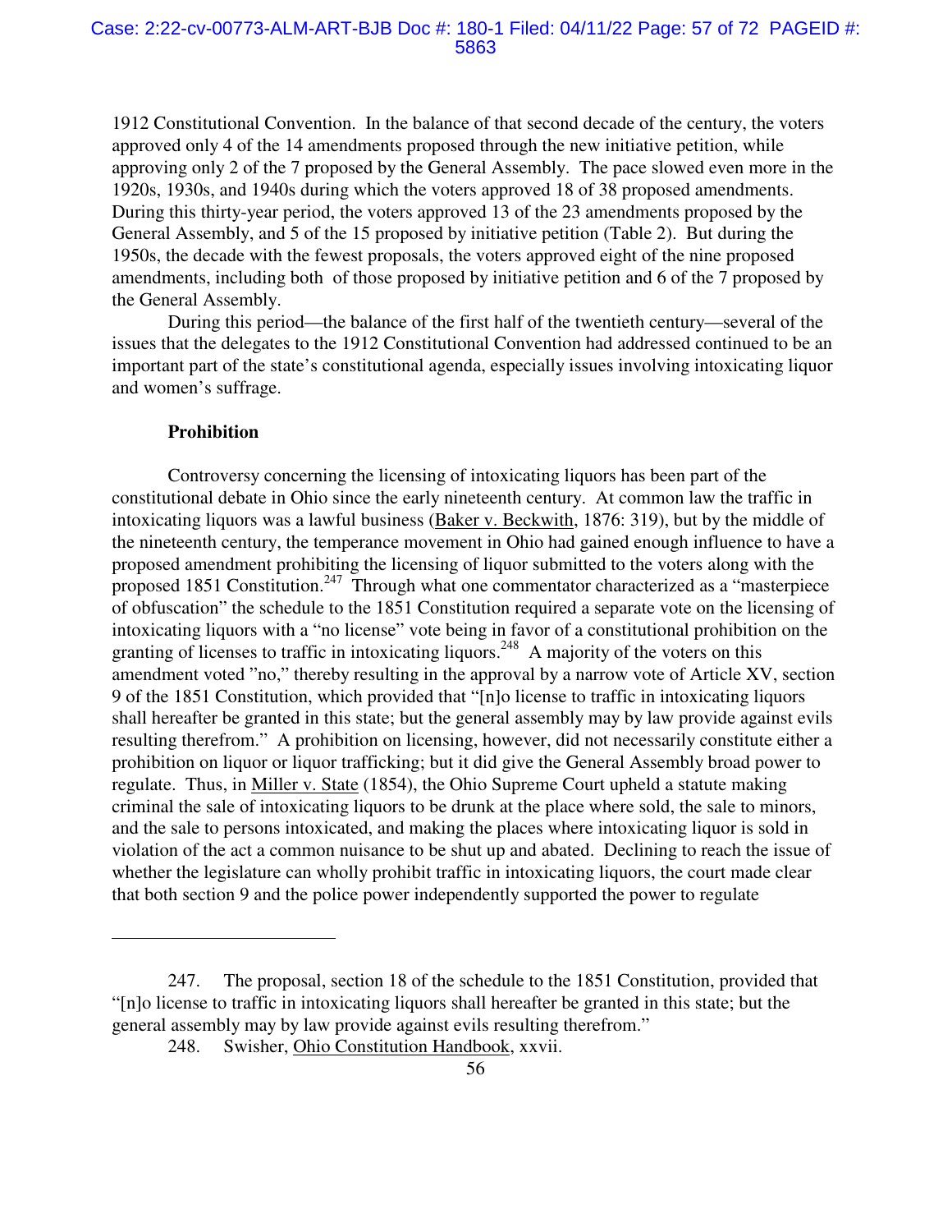1912 Constitutional Convention. In the balance of that second decade of the century, the voters approved only 4 of the 14 amendments proposed through the new initiative petition, while approving only 2 of the 7 proposed by the General Assembly. The pace slowed even more in the 1920s, 1930s, and 1940s during which the voters approved 18 of 38 proposed amendments. During this thirty-year period, the voters approved 13 of the 23 amendments proposed by the General Assembly, and 5 of the 15 proposed by initiative petition (Table 2). But during the 1950s, the decade with the fewest proposals, the voters approved eight of the nine proposed amendments, including both of those proposed by initiative petition and 6 of the 7 proposed by the General Assembly.

During this period—the balance of the first half of the twentieth century—several of the issues that the delegates to the 1912 Constitutional Convention had addressed continued to be an important part of the state's constitutional agenda, especially issues involving intoxicating liquor and women's suffrage.

**Prohibition**

Controversy concerning the licensing of intoxicating liquors has been part of the constitutional debate in Ohio since the early nineteenth century. At common law the traffic in intoxicating liquors was a lawful business (Baker v. Beckwith, 1876: 319), but by the middle of the nineteenth century, the temperance movement in Ohio had gained enough influence to have a proposed amendment prohibiting the licensing of liquor submitted to the voters along with the proposed 1851 Constitution.[247] Through what one commentator characterized as a "masterpiece of obfuscation" the schedule to the 1851 Constitution required a separate vote on the licensing of intoxicating liquors with a "no license" vote being in favor of a constitutional prohibition on the granting of licenses to traffic in intoxicating liquors.[248] A majority of the voters on this amendment voted "no," thereby resulting in the approval by a narrow vote of Article XV, section 9 of the 1851 Constitution, which provided that "[n]o license to traffic in intoxicating liquors shall hereafter be granted in this state; but the general assembly may by law provide against evils resulting therefrom." A prohibition on licensing, however, did not necessarily constitute either a prohibition on liquor or liquor trafficking; but it did give the General Assembly broad power to regulate. Thus, in Miller v. State (1854), the Ohio Supreme Court upheld a statute making criminal the sale of intoxicating liquors to be drunk at the place where sold, the sale to minors, and the sale to persons intoxicated, and making the places where intoxicating liquor is sold in violation of the act a common nuisance to be shut up and abated. Declining to reach the issue of whether the legislature can wholly prohibit traffic in intoxicating liquors, the court made clear that both section 9 and the police power independently supported the power to regulate

---

247. The proposal, section 18 of the schedule to the 1851 Constitution, provided that "[n]o license to traffic in intoxicating liquors shall hereafter be granted in this state; but the general assembly may by law provide against evils resulting therefrom."

248. Swisher, Ohio Constitution Handbook, xxvii.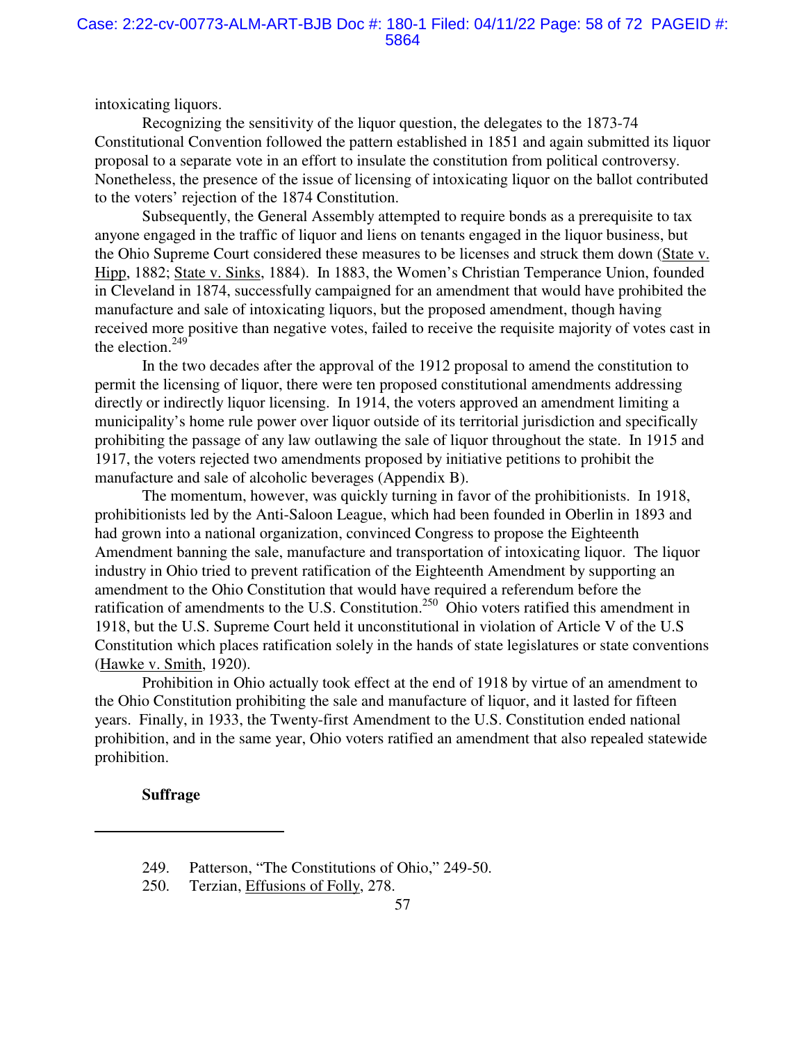intoxicating liquors.

Recognizing the sensitivity of the liquor question, the delegates to the 1873-74 Constitutional Convention followed the pattern established in 1851 and again submitted its liquor proposal to a separate vote in an effort to insulate the constitution from political controversy. Nonetheless, the presence of the issue of licensing of intoxicating liquor on the ballot contributed to the voters' rejection of the 1874 Constitution.

Subsequently, the General Assembly attempted to require bonds as a prerequisite to tax anyone engaged in the traffic of liquor and liens on tenants engaged in the liquor business, but the Ohio Supreme Court considered these measures to be licenses and struck them down (State v. Hipp, 1882; State v. Sinks, 1884). In 1883, the Women's Christian Temperance Union, founded in Cleveland in 1874, successfully campaigned for an amendment that would have prohibited the manufacture and sale of intoxicating liquors, but the proposed amendment, though having received more positive than negative votes, failed to receive the requisite majority of votes cast in the election.[249]

In the two decades after the approval of the 1912 proposal to amend the constitution to permit the licensing of liquor, there were ten proposed constitutional amendments addressing directly or indirectly liquor licensing. In 1914, the voters approved an amendment limiting a municipality's home rule power over liquor outside of its territorial jurisdiction and specifically prohibiting the passage of any law outlawing the sale of liquor throughout the state. In 1915 and 1917, the voters rejected two amendments proposed by initiative petitions to prohibit the manufacture and sale of alcoholic beverages (Appendix B).

The momentum, however, was quickly turning in favor of the prohibitionists. In 1918, prohibitionists led by the Anti-Saloon League, which had been founded in Oberlin in 1893 and had grown into a national organization, convinced Congress to propose the Eighteenth Amendment banning the sale, manufacture and transportation of intoxicating liquor. The liquor industry in Ohio tried to prevent ratification of the Eighteenth Amendment by supporting an amendment to the Ohio Constitution that would have required a referendum before the ratification of amendments to the U.S. Constitution.[250] Ohio voters ratified this amendment in 1918, but the U.S. Supreme Court held it unconstitutional in violation of Article V of the U.S Constitution which places ratification solely in the hands of state legislatures or state conventions (Hawke v. Smith, 1920).

Prohibition in Ohio actually took effect at the end of 1918 by virtue of an amendment to the Ohio Constitution prohibiting the sale and manufacture of liquor, and it lasted for fifteen years. Finally, in 1933, the Twenty-first Amendment to the U.S. Constitution ended national prohibition, and in the same year, Ohio voters ratified an amendment that also repealed statewide prohibition.

**Suffrage**

---

249. Patterson, "The Constitutions of Ohio," 249-50.

250. Terzian, Effusions of Folly, 278.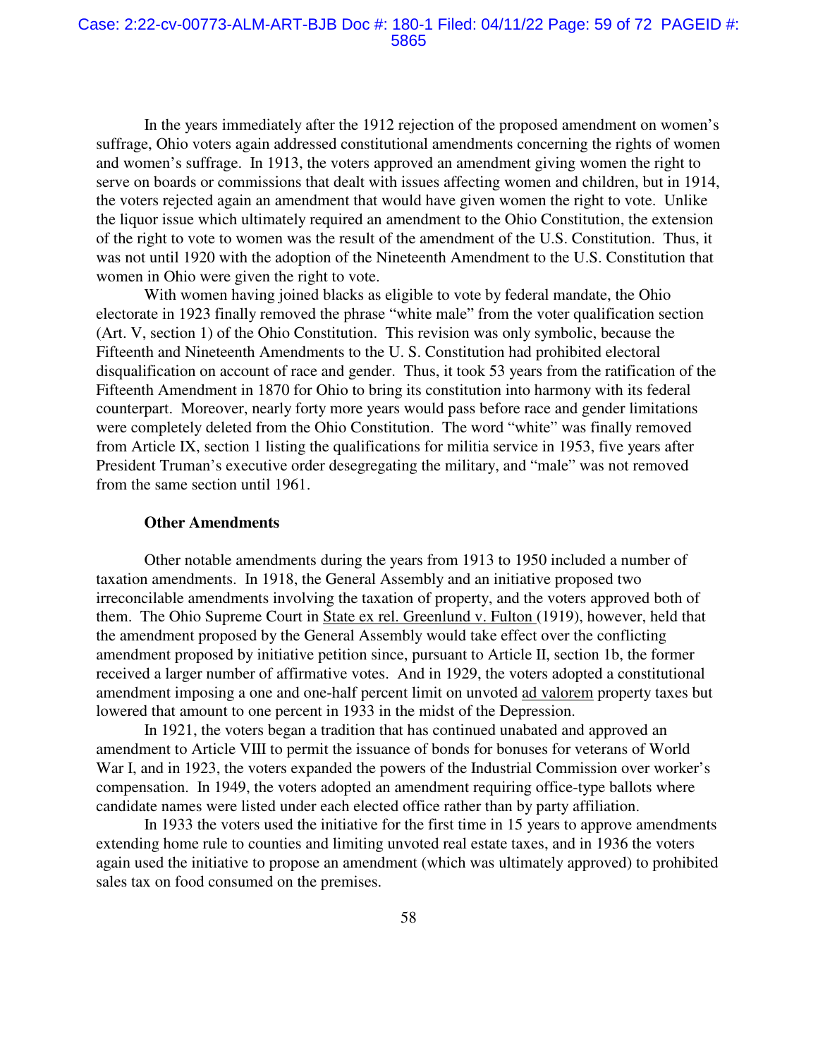In the years immediately after the 1912 rejection of the proposed amendment on women's suffrage, Ohio voters again addressed constitutional amendments concerning the rights of women and women's suffrage. In 1913, the voters approved an amendment giving women the right to serve on boards or commissions that dealt with issues affecting women and children, but in 1914, the voters rejected again an amendment that would have given women the right to vote. Unlike the liquor issue which ultimately required an amendment to the Ohio Constitution, the extension of the right to vote to women was the result of the amendment of the U.S. Constitution. Thus, it was not until 1920 with the adoption of the Nineteenth Amendment to the U.S. Constitution that women in Ohio were given the right to vote.

With women having joined blacks as eligible to vote by federal mandate, the Ohio electorate in 1923 finally removed the phrase "white male" from the voter qualification section (Art. V, section 1) of the Ohio Constitution. This revision was only symbolic, because the Fifteenth and Nineteenth Amendments to the U. S. Constitution had prohibited electoral disqualification on account of race and gender. Thus, it took 53 years from the ratification of the Fifteenth Amendment in 1870 for Ohio to bring its constitution into harmony with its federal counterpart. Moreover, nearly forty more years would pass before race and gender limitations were completely deleted from the Ohio Constitution. The word "white" was finally removed from Article IX, section 1 listing the qualifications for militia service in 1953, five years after President Truman's executive order desegregating the military, and "male" was not removed from the same section until 1961.

**Other Amendments**

Other notable amendments during the years from 1913 to 1950 included a number of taxation amendments. In 1918, the General Assembly and an initiative proposed two irreconcilable amendments involving the taxation of property, and the voters approved both of them. The Ohio Supreme Court in State ex rel. Greenlund v. Fulton (1919), however, held that the amendment proposed by the General Assembly would take effect over the conflicting amendment proposed by initiative petition since, pursuant to Article II, section 1b, the former received a larger number of affirmative votes. And in 1929, the voters adopted a constitutional amendment imposing a one and one-half percent limit on unvoted ad valorem property taxes but lowered that amount to one percent in 1933 in the midst of the Depression.

In 1921, the voters began a tradition that has continued unabated and approved an amendment to Article VIII to permit the issuance of bonds for bonuses for veterans of World War I, and in 1923, the voters expanded the powers of the Industrial Commission over worker's compensation. In 1949, the voters adopted an amendment requiring office-type ballots where candidate names were listed under each elected office rather than by party affiliation.

In 1933 the voters used the initiative for the first time in 15 years to approve amendments extending home rule to counties and limiting unvoted real estate taxes, and in 1936 the voters again used the initiative to propose an amendment (which was ultimately approved) to prohibited sales tax on food consumed on the premises.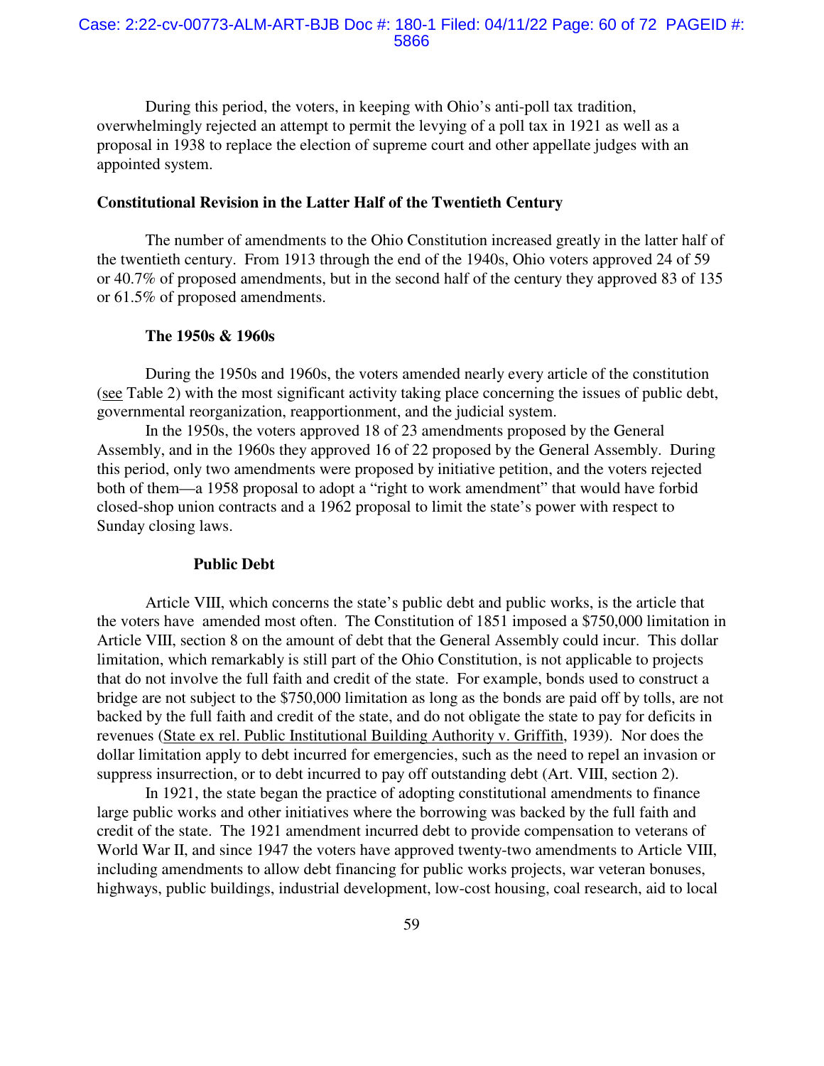During this period, the voters, in keeping with Ohio's anti-poll tax tradition, overwhelmingly rejected an attempt to permit the levying of a poll tax in 1921 as well as a proposal in 1938 to replace the election of supreme court and other appellate judges with an appointed system.

## Constitutional Revision in the Latter Half of the Twentieth Century

The number of amendments to the Ohio Constitution increased greatly in the latter half of the twentieth century. From 1913 through the end of the 1940s, Ohio voters approved 24 of 59 or 40.7% of proposed amendments, but in the second half of the century they approved 83 of 135 or 61.5% of proposed amendments.

### The 1950s & 1960s

During the 1950s and 1960s, the voters amended nearly every article of the constitution (see Table 2) with the most significant activity taking place concerning the issues of public debt, governmental reorganization, reapportionment, and the judicial system.

In the 1950s, the voters approved 18 of 23 amendments proposed by the General Assembly, and in the 1960s they approved 16 of 22 proposed by the General Assembly. During this period, only two amendments were proposed by initiative petition, and the voters rejected both of them—a 1958 proposal to adopt a "right to work amendment" that would have forbid closed-shop union contracts and a 1962 proposal to limit the state's power with respect to Sunday closing laws.

#### Public Debt

Article VIII, which concerns the state's public debt and public works, is the article that the voters have amended most often. The Constitution of 1851 imposed a $750,000 limitation in Article VIII, section 8 on the amount of debt that the General Assembly could incur. This dollar limitation, which remarkably is still part of the Ohio Constitution, is not applicable to projects that do not involve the full faith and credit of the state. For example, bonds used to construct a bridge are not subject to the $750,000 limitation as long as the bonds are paid off by tolls, are not backed by the full faith and credit of the state, and do not obligate the state to pay for deficits in revenues (State ex rel. Public Institutional Building Authority v. Griffith, 1939). Nor does the dollar limitation apply to debt incurred for emergencies, such as the need to repel an invasion or suppress insurrection, or to debt incurred to pay off outstanding debt (Art. VIII, section 2).

In 1921, the state began the practice of adopting constitutional amendments to finance large public works and other initiatives where the borrowing was backed by the full faith and credit of the state. The 1921 amendment incurred debt to provide compensation to veterans of World War II, and since 1947 the voters have approved twenty-two amendments to Article VIII, including amendments to allow debt financing for public works projects, war veteran bonuses, highways, public buildings, industrial development, low-cost housing, coal research, aid to local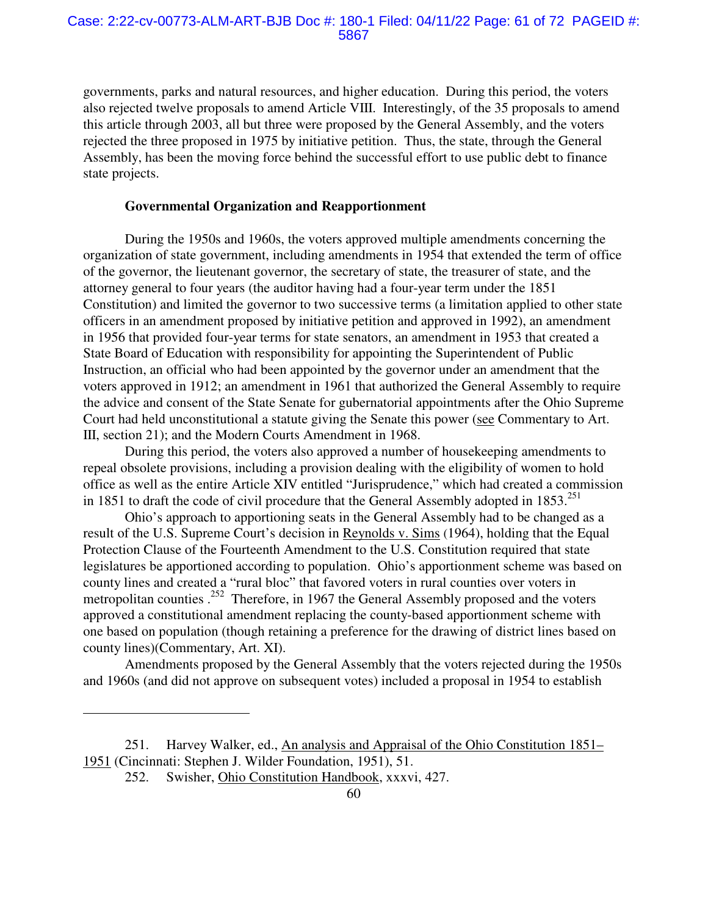governments, parks and natural resources, and higher education. During this period, the voters also rejected twelve proposals to amend Article VIII. Interestingly, of the 35 proposals to amend this article through 2003, all but three were proposed by the General Assembly, and the voters rejected the three proposed in 1975 by initiative petition. Thus, the state, through the General Assembly, has been the moving force behind the successful effort to use public debt to finance state projects.

**Governmental Organization and Reapportionment**

During the 1950s and 1960s, the voters approved multiple amendments concerning the organization of state government, including amendments in 1954 that extended the term of office of the governor, the lieutenant governor, the secretary of state, the treasurer of state, and the attorney general to four years (the auditor having had a four-year term under the 1851 Constitution) and limited the governor to two successive terms (a limitation applied to other state officers in an amendment proposed by initiative petition and approved in 1992), an amendment in 1956 that provided four-year terms for state senators, an amendment in 1953 that created a State Board of Education with responsibility for appointing the Superintendent of Public Instruction, an official who had been appointed by the governor under an amendment that the voters approved in 1912; an amendment in 1961 that authorized the General Assembly to require the advice and consent of the State Senate for gubernatorial appointments after the Ohio Supreme Court had held unconstitutional a statute giving the Senate this power (see Commentary to Art. III, section 21); and the Modern Courts Amendment in 1968.

During this period, the voters also approved a number of housekeeping amendments to repeal obsolete provisions, including a provision dealing with the eligibility of women to hold office as well as the entire Article XIV entitled "Jurisprudence," which had created a commission in 1851 to draft the code of civil procedure that the General Assembly adopted in 1853.[251]

Ohio's approach to apportioning seats in the General Assembly had to be changed as a result of the U.S. Supreme Court's decision in Reynolds v. Sims (1964), holding that the Equal Protection Clause of the Fourteenth Amendment to the U.S. Constitution required that state legislatures be apportioned according to population. Ohio's apportionment scheme was based on county lines and created a "rural bloc" that favored voters in rural counties over voters in metropolitan counties .[252] Therefore, in 1967 the General Assembly proposed and the voters approved a constitutional amendment replacing the county-based apportionment scheme with one based on population (though retaining a preference for the drawing of district lines based on county lines)(Commentary, Art. XI).

Amendments proposed by the General Assembly that the voters rejected during the 1950s and 1960s (and did not approve on subsequent votes) included a proposal in 1954 to establish

---

251. Harvey Walker, ed., An analysis and Appraisal of the Ohio Constitution 1851–1951 (Cincinnati: Stephen J. Wilder Foundation, 1951), 51.

252. Swisher, Ohio Constitution Handbook, xxxvi, 427.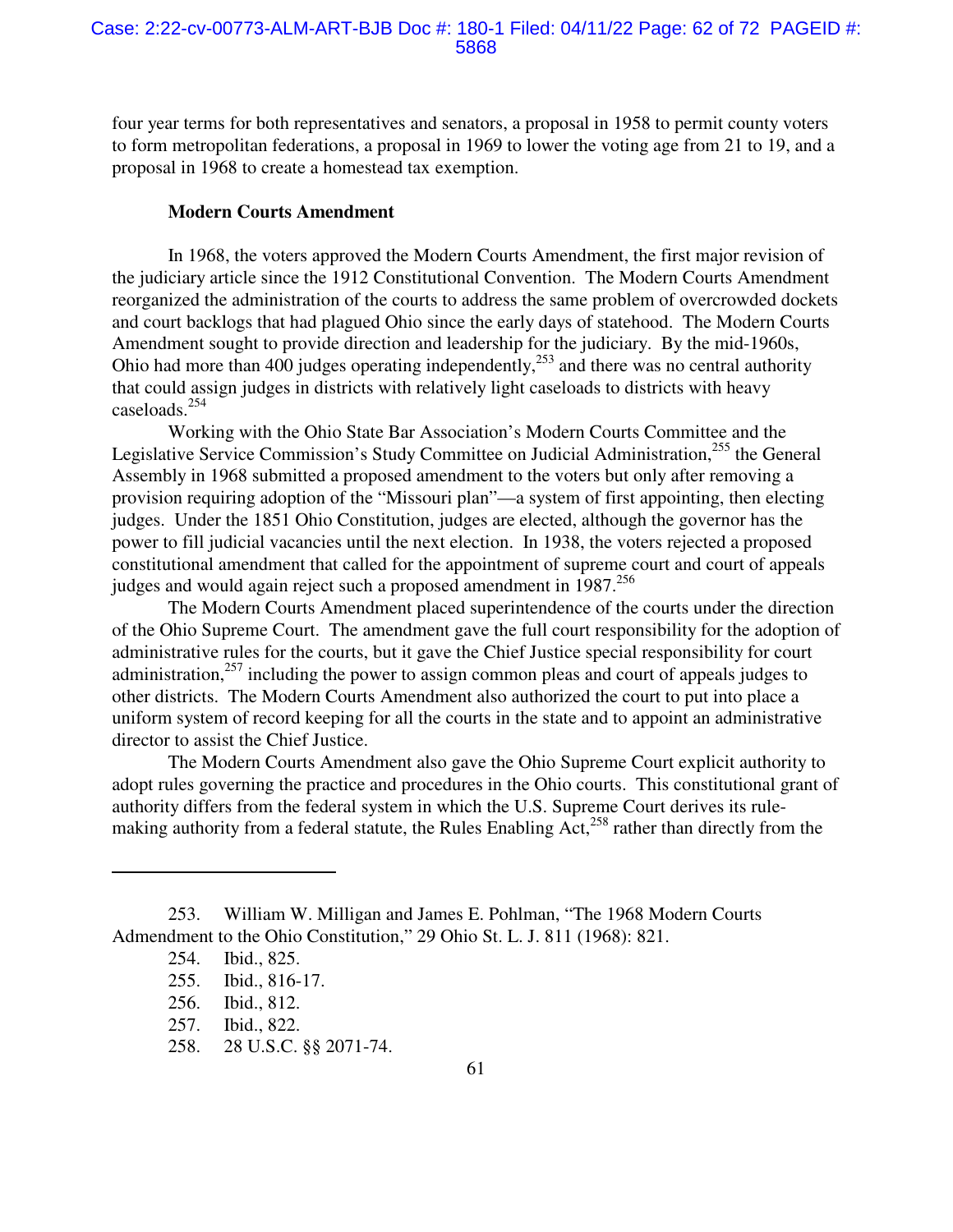four year terms for both representatives and senators, a proposal in 1958 to permit county voters to form metropolitan federations, a proposal in 1969 to lower the voting age from 21 to 19, and a proposal in 1968 to create a homestead tax exemption.

### Modern Courts Amendment

In 1968, the voters approved the Modern Courts Amendment, the first major revision of the judiciary article since the 1912 Constitutional Convention. The Modern Courts Amendment reorganized the administration of the courts to address the same problem of overcrowded dockets and court backlogs that had plagued Ohio since the early days of statehood. The Modern Courts Amendment sought to provide direction and leadership for the judiciary. By the mid-1960s, Ohio had more than 400 judges operating independently,[253] and there was no central authority that could assign judges in districts with relatively light caseloads to districts with heavy caseloads.[254]

Working with the Ohio State Bar Association's Modern Courts Committee and the Legislative Service Commission's Study Committee on Judicial Administration,[255] the General Assembly in 1968 submitted a proposed amendment to the voters but only after removing a provision requiring adoption of the "Missouri plan"—a system of first appointing, then electing judges. Under the 1851 Ohio Constitution, judges are elected, although the governor has the power to fill judicial vacancies until the next election. In 1938, the voters rejected a proposed constitutional amendment that called for the appointment of supreme court and court of appeals judges and would again reject such a proposed amendment in 1987.[256]

The Modern Courts Amendment placed superintendence of the courts under the direction of the Ohio Supreme Court. The amendment gave the full court responsibility for the adoption of administrative rules for the courts, but it gave the Chief Justice special responsibility for court administration,[257] including the power to assign common pleas and court of appeals judges to other districts. The Modern Courts Amendment also authorized the court to put into place a uniform system of record keeping for all the courts in the state and to appoint an administrative director to assist the Chief Justice.

The Modern Courts Amendment also gave the Ohio Supreme Court explicit authority to adopt rules governing the practice and procedures in the Ohio courts. This constitutional grant of authority differs from the federal system in which the U.S. Supreme Court derives its rule-making authority from a federal statute, the Rules Enabling Act,[258] rather than directly from the

---

253. William W. Milligan and James E. Pohlman, "The 1968 Modern Courts Admendment to the Ohio Constitution," 29 Ohio St. L. J. 811 (1968): 821.

254. Ibid., 825.

255. Ibid., 816-17.

256. Ibid., 812.

257. Ibid., 822.

258. 28 U.S.C. §§ 2071-74.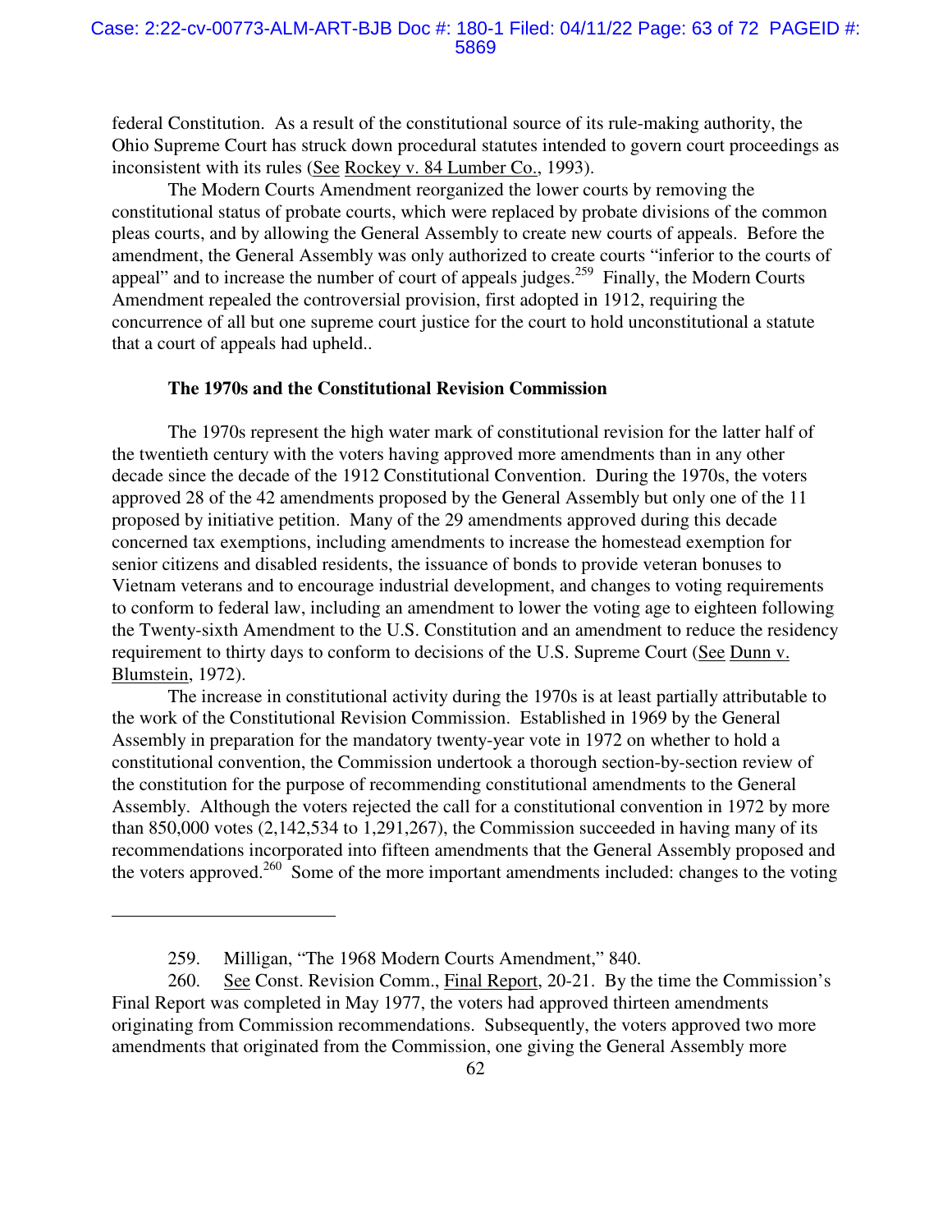federal Constitution. As a result of the constitutional source of its rule-making authority, the Ohio Supreme Court has struck down procedural statutes intended to govern court proceedings as inconsistent with its rules (See Rockey v. 84 Lumber Co., 1993).

The Modern Courts Amendment reorganized the lower courts by removing the constitutional status of probate courts, which were replaced by probate divisions of the common pleas courts, and by allowing the General Assembly to create new courts of appeals. Before the amendment, the General Assembly was only authorized to create courts "inferior to the courts of appeal" and to increase the number of court of appeals judges.[259] Finally, the Modern Courts Amendment repealed the controversial provision, first adopted in 1912, requiring the concurrence of all but one supreme court justice for the court to hold unconstitutional a statute that a court of appeals had upheld..

**The 1970s and the Constitutional Revision Commission**

The 1970s represent the high water mark of constitutional revision for the latter half of the twentieth century with the voters having approved more amendments than in any other decade since the decade of the 1912 Constitutional Convention. During the 1970s, the voters approved 28 of the 42 amendments proposed by the General Assembly but only one of the 11 proposed by initiative petition. Many of the 29 amendments approved during this decade concerned tax exemptions, including amendments to increase the homestead exemption for senior citizens and disabled residents, the issuance of bonds to provide veteran bonuses to Vietnam veterans and to encourage industrial development, and changes to voting requirements to conform to federal law, including an amendment to lower the voting age to eighteen following the Twenty-sixth Amendment to the U.S. Constitution and an amendment to reduce the residency requirement to thirty days to conform to decisions of the U.S. Supreme Court (See Dunn v. Blumstein, 1972).

The increase in constitutional activity during the 1970s is at least partially attributable to the work of the Constitutional Revision Commission. Established in 1969 by the General Assembly in preparation for the mandatory twenty-year vote in 1972 on whether to hold a constitutional convention, the Commission undertook a thorough section-by-section review of the constitution for the purpose of recommending constitutional amendments to the General Assembly. Although the voters rejected the call for a constitutional convention in 1972 by more than 850,000 votes (2,142,534 to 1,291,267), the Commission succeeded in having many of its recommendations incorporated into fifteen amendments that the General Assembly proposed and the voters approved.[260] Some of the more important amendments included: changes to the voting

---

259. Milligan, "The 1968 Modern Courts Amendment," 840.

260. See Const. Revision Comm., Final Report, 20-21. By the time the Commission's Final Report was completed in May 1977, the voters had approved thirteen amendments originating from Commission recommendations. Subsequently, the voters approved two more amendments that originated from the Commission, one giving the General Assembly more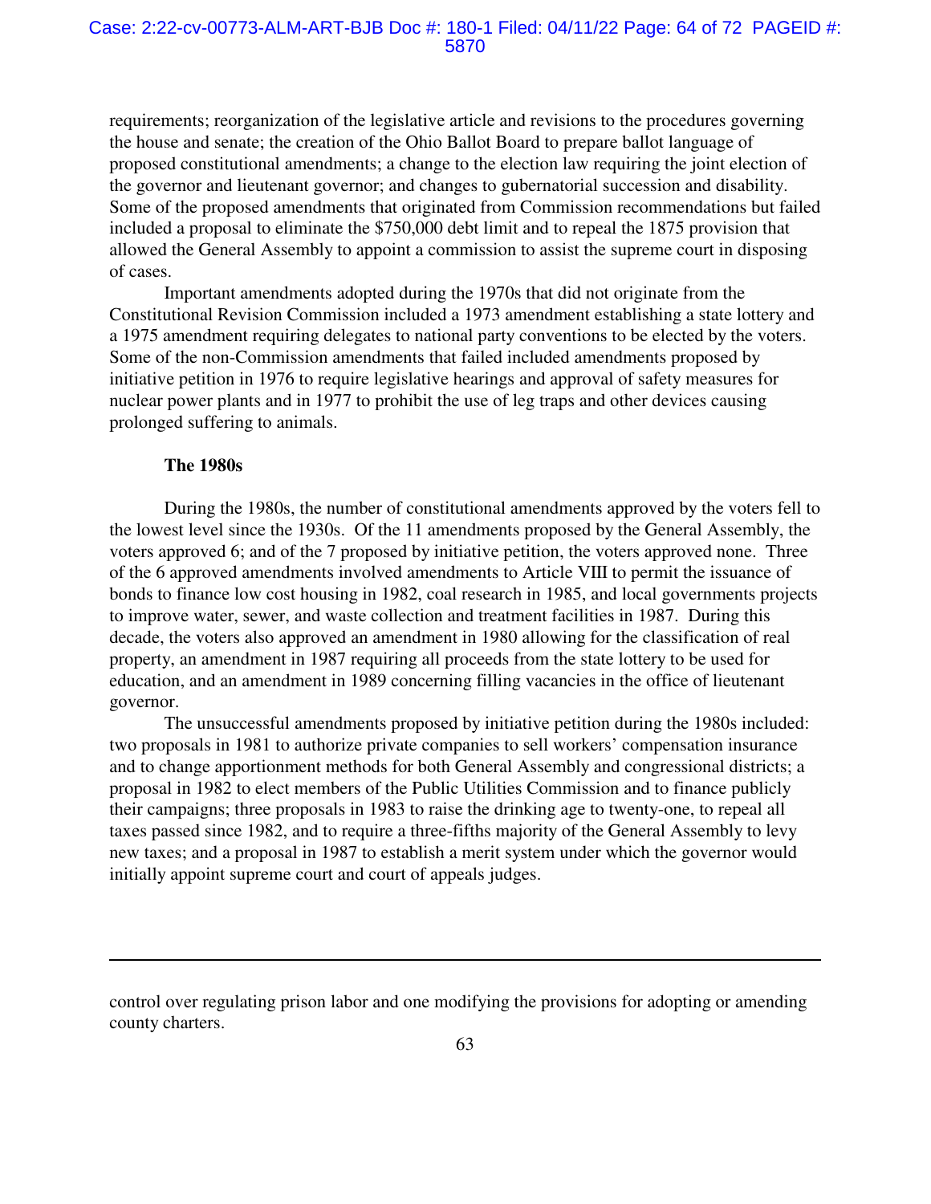requirements; reorganization of the legislative article and revisions to the procedures governing the house and senate; the creation of the Ohio Ballot Board to prepare ballot language of proposed constitutional amendments; a change to the election law requiring the joint election of the governor and lieutenant governor; and changes to gubernatorial succession and disability. Some of the proposed amendments that originated from Commission recommendations but failed included a proposal to eliminate the $750,000 debt limit and to repeal the 1875 provision that allowed the General Assembly to appoint a commission to assist the supreme court in disposing of cases.

Important amendments adopted during the 1970s that did not originate from the Constitutional Revision Commission included a 1973 amendment establishing a state lottery and a 1975 amendment requiring delegates to national party conventions to be elected by the voters. Some of the non-Commission amendments that failed included amendments proposed by initiative petition in 1976 to require legislative hearings and approval of safety measures for nuclear power plants and in 1977 to prohibit the use of leg traps and other devices causing prolonged suffering to animals.

**The 1980s**

During the 1980s, the number of constitutional amendments approved by the voters fell to the lowest level since the 1930s. Of the 11 amendments proposed by the General Assembly, the voters approved 6; and of the 7 proposed by initiative petition, the voters approved none. Three of the 6 approved amendments involved amendments to Article VIII to permit the issuance of bonds to finance low cost housing in 1982, coal research in 1985, and local governments projects to improve water, sewer, and waste collection and treatment facilities in 1987. During this decade, the voters also approved an amendment in 1980 allowing for the classification of real property, an amendment in 1987 requiring all proceeds from the state lottery to be used for education, and an amendment in 1989 concerning filling vacancies in the office of lieutenant governor.

The unsuccessful amendments proposed by initiative petition during the 1980s included: two proposals in 1981 to authorize private companies to sell workers' compensation insurance and to change apportionment methods for both General Assembly and congressional districts; a proposal in 1982 to elect members of the Public Utilities Commission and to finance publicly their campaigns; three proposals in 1983 to raise the drinking age to twenty-one, to repeal all taxes passed since 1982, and to require a three-fifths majority of the General Assembly to levy new taxes; and a proposal in 1987 to establish a merit system under which the governor would initially appoint supreme court and court of appeals judges.

---

control over regulating prison labor and one modifying the provisions for adopting or amending county charters.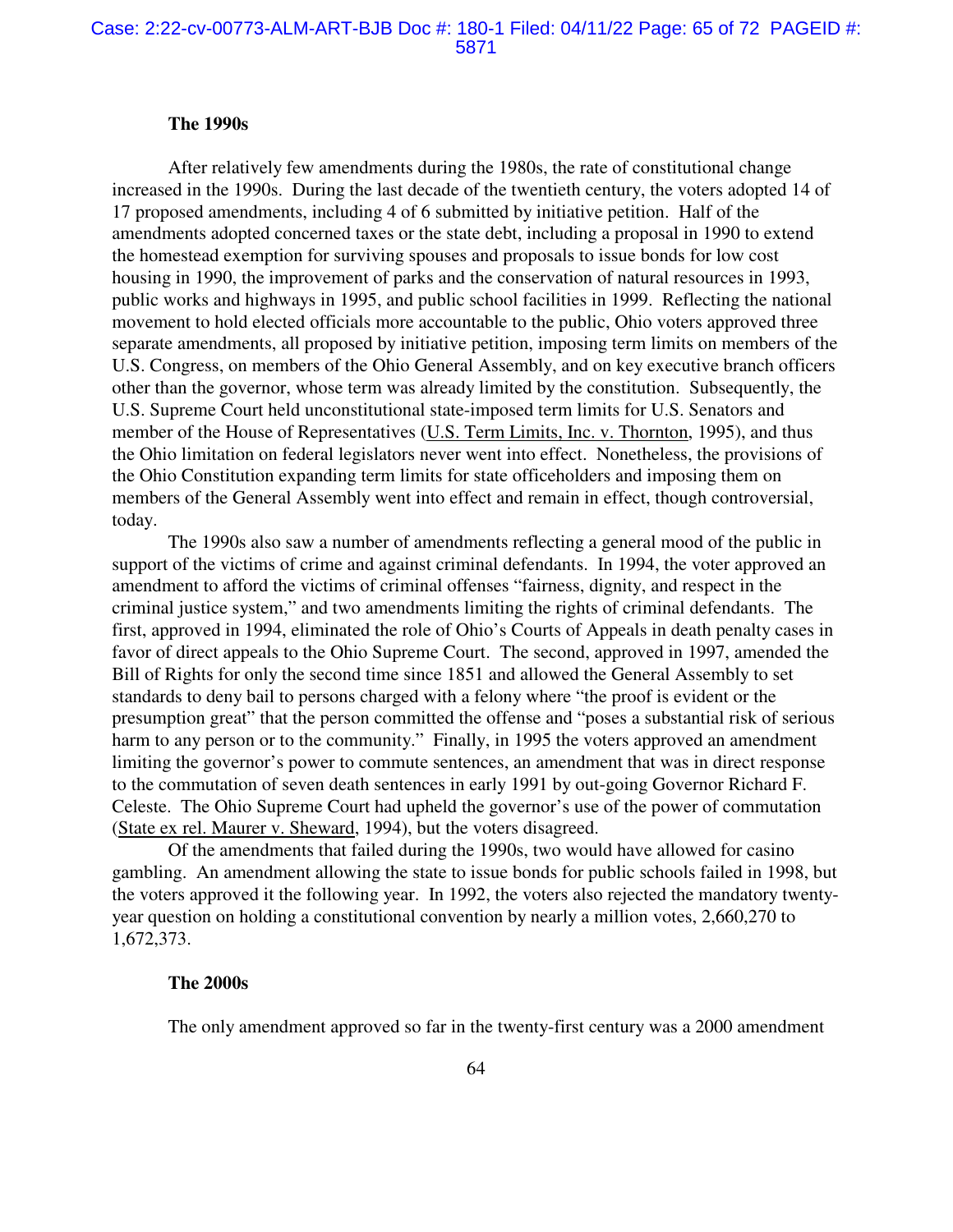**The 1990s**

After relatively few amendments during the 1980s, the rate of constitutional change increased in the 1990s. During the last decade of the twentieth century, the voters adopted 14 of 17 proposed amendments, including 4 of 6 submitted by initiative petition. Half of the amendments adopted concerned taxes or the state debt, including a proposal in 1990 to extend the homestead exemption for surviving spouses and proposals to issue bonds for low cost housing in 1990, the improvement of parks and the conservation of natural resources in 1993, public works and highways in 1995, and public school facilities in 1999. Reflecting the national movement to hold elected officials more accountable to the public, Ohio voters approved three separate amendments, all proposed by initiative petition, imposing term limits on members of the U.S. Congress, on members of the Ohio General Assembly, and on key executive branch officers other than the governor, whose term was already limited by the constitution. Subsequently, the U.S. Supreme Court held unconstitutional state-imposed term limits for U.S. Senators and member of the House of Representatives (U.S. Term Limits, Inc. v. Thornton, 1995), and thus the Ohio limitation on federal legislators never went into effect. Nonetheless, the provisions of the Ohio Constitution expanding term limits for state officeholders and imposing them on members of the General Assembly went into effect and remain in effect, though controversial, today.

The 1990s also saw a number of amendments reflecting a general mood of the public in support of the victims of crime and against criminal defendants. In 1994, the voter approved an amendment to afford the victims of criminal offenses "fairness, dignity, and respect in the criminal justice system," and two amendments limiting the rights of criminal defendants. The first, approved in 1994, eliminated the role of Ohio's Courts of Appeals in death penalty cases in favor of direct appeals to the Ohio Supreme Court. The second, approved in 1997, amended the Bill of Rights for only the second time since 1851 and allowed the General Assembly to set standards to deny bail to persons charged with a felony where "the proof is evident or the presumption great" that the person committed the offense and "poses a substantial risk of serious harm to any person or to the community." Finally, in 1995 the voters approved an amendment limiting the governor's power to commute sentences, an amendment that was in direct response to the commutation of seven death sentences in early 1991 by out-going Governor Richard F. Celeste. The Ohio Supreme Court had upheld the governor's use of the power of commutation (State ex rel. Maurer v. Sheward, 1994), but the voters disagreed.

Of the amendments that failed during the 1990s, two would have allowed for casino gambling. An amendment allowing the state to issue bonds for public schools failed in 1998, but the voters approved it the following year. In 1992, the voters also rejected the mandatory twenty-year question on holding a constitutional convention by nearly a million votes, 2,660,270 to 1,672,373.

**The 2000s**

The only amendment approved so far in the twenty-first century was a 2000 amendment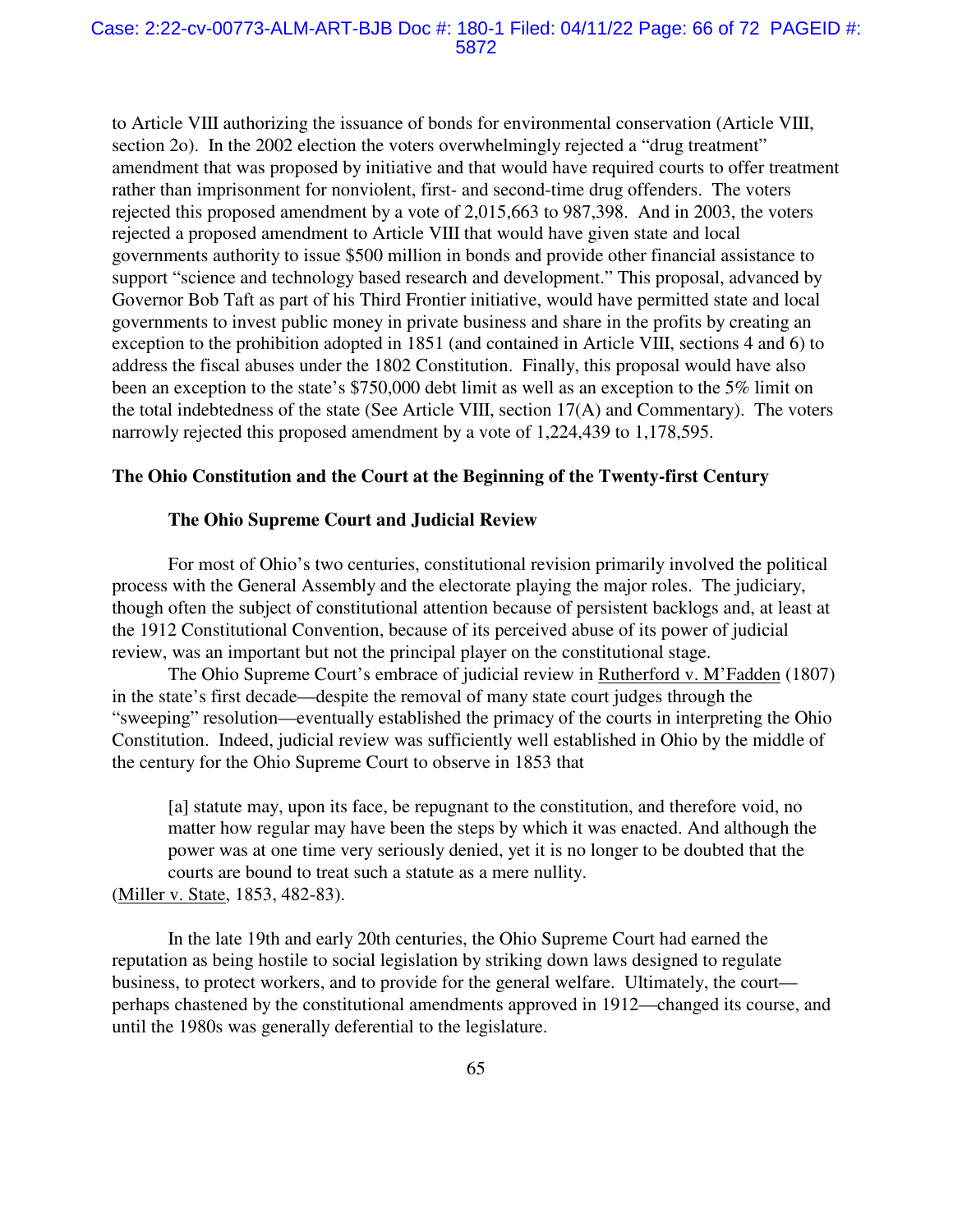to Article VIII authorizing the issuance of bonds for environmental conservation (Article VIII, section 2o). In the 2002 election the voters overwhelmingly rejected a "drug treatment" amendment that was proposed by initiative and that would have required courts to offer treatment rather than imprisonment for nonviolent, first- and second-time drug offenders. The voters rejected this proposed amendment by a vote of 2,015,663 to 987,398. And in 2003, the voters rejected a proposed amendment to Article VIII that would have given state and local governments authority to issue $500 million in bonds and provide other financial assistance to support "science and technology based research and development." This proposal, advanced by Governor Bob Taft as part of his Third Frontier initiative, would have permitted state and local governments to invest public money in private business and share in the profits by creating an exception to the prohibition adopted in 1851 (and contained in Article VIII, sections 4 and 6) to address the fiscal abuses under the 1802 Constitution. Finally, this proposal would have also been an exception to the state's $750,000 debt limit as well as an exception to the 5% limit on the total indebtedness of the state (See Article VIII, section 17(A) and Commentary). The voters narrowly rejected this proposed amendment by a vote of 1,224,439 to 1,178,595.

## The Ohio Constitution and the Court at the Beginning of the Twenty-first Century

### The Ohio Supreme Court and Judicial Review

For most of Ohio's two centuries, constitutional revision primarily involved the political process with the General Assembly and the electorate playing the major roles. The judiciary, though often the subject of constitutional attention because of persistent backlogs and, at least at the 1912 Constitutional Convention, because of its perceived abuse of its power of judicial review, was an important but not the principal player on the constitutional stage.

The Ohio Supreme Court's embrace of judicial review in Rutherford v. M'Fadden (1807) in the state's first decade—despite the removal of many state court judges through the "sweeping" resolution—eventually established the primacy of the courts in interpreting the Ohio Constitution. Indeed, judicial review was sufficiently well established in Ohio by the middle of the century for the Ohio Supreme Court to observe in 1853 that

> [a] statute may, upon its face, be repugnant to the constitution, and therefore void, no matter how regular may have been the steps by which it was enacted. And although the power was at one time very seriously denied, yet it is no longer to be doubted that the courts are bound to treat such a statute as a mere nullity.

(Miller v. State, 1853, 482-83).

In the late 19th and early 20th centuries, the Ohio Supreme Court had earned the reputation as being hostile to social legislation by striking down laws designed to regulate business, to protect workers, and to provide for the general welfare. Ultimately, the court—perhaps chastened by the constitutional amendments approved in 1912—changed its course, and until the 1980s was generally deferential to the legislature.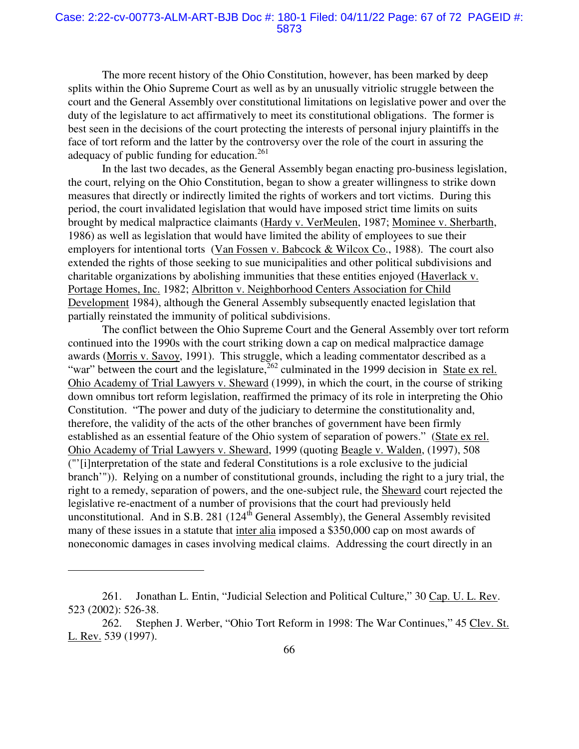The more recent history of the Ohio Constitution, however, has been marked by deep splits within the Ohio Supreme Court as well as by an unusually vitriolic struggle between the court and the General Assembly over constitutional limitations on legislative power and over the duty of the legislature to act affirmatively to meet its constitutional obligations. The former is best seen in the decisions of the court protecting the interests of personal injury plaintiffs in the face of tort reform and the latter by the controversy over the role of the court in assuring the adequacy of public funding for education.[261]

In the last two decades, as the General Assembly began enacting pro-business legislation, the court, relying on the Ohio Constitution, began to show a greater willingness to strike down measures that directly or indirectly limited the rights of workers and tort victims. During this period, the court invalidated legislation that would have imposed strict time limits on suits brought by medical malpractice claimants (Hardy v. VerMeulen, 1987; Mominee v. Sherbarth, 1986) as well as legislation that would have limited the ability of employees to sue their employers for intentional torts (Van Fossen v. Babcock & Wilcox Co., 1988). The court also extended the rights of those seeking to sue municipalities and other political subdivisions and charitable organizations by abolishing immunities that these entities enjoyed (Haverlack v. Portage Homes, Inc. 1982; Albritton v. Neighborhood Centers Association for Child Development 1984), although the General Assembly subsequently enacted legislation that partially reinstated the immunity of political subdivisions.

The conflict between the Ohio Supreme Court and the General Assembly over tort reform continued into the 1990s with the court striking down a cap on medical malpractice damage awards (Morris v. Savoy, 1991). This struggle, which a leading commentator described as a "war" between the court and the legislature,[262] culminated in the 1999 decision in State ex rel. Ohio Academy of Trial Lawyers v. Sheward (1999), in which the court, in the course of striking down omnibus tort reform legislation, reaffirmed the primacy of its role in interpreting the Ohio Constitution. "The power and duty of the judiciary to determine the constitutionality and, therefore, the validity of the acts of the other branches of government have been firmly established as an essential feature of the Ohio system of separation of powers." (State ex rel. Ohio Academy of Trial Lawyers v. Sheward, 1999 (quoting Beagle v. Walden, (1997), 508 ("'[i]nterpretation of the state and federal Constitutions is a role exclusive to the judicial branch'")). Relying on a number of constitutional grounds, including the right to a jury trial, the right to a remedy, separation of powers, and the one-subject rule, the Sheward court rejected the legislative re-enactment of a number of provisions that the court had previously held unconstitutional. And in S.B. 281 (124th General Assembly), the General Assembly revisited many of these issues in a statute that inter alia imposed a $350,000 cap on most awards of noneconomic damages in cases involving medical claims. Addressing the court directly in an

---

261. Jonathan L. Entin, "Judicial Selection and Political Culture," 30 Cap. U. L. Rev. 523 (2002): 526-38.

262. Stephen J. Werber, "Ohio Tort Reform in 1998: The War Continues," 45 Clev. St. L. Rev. 539 (1997).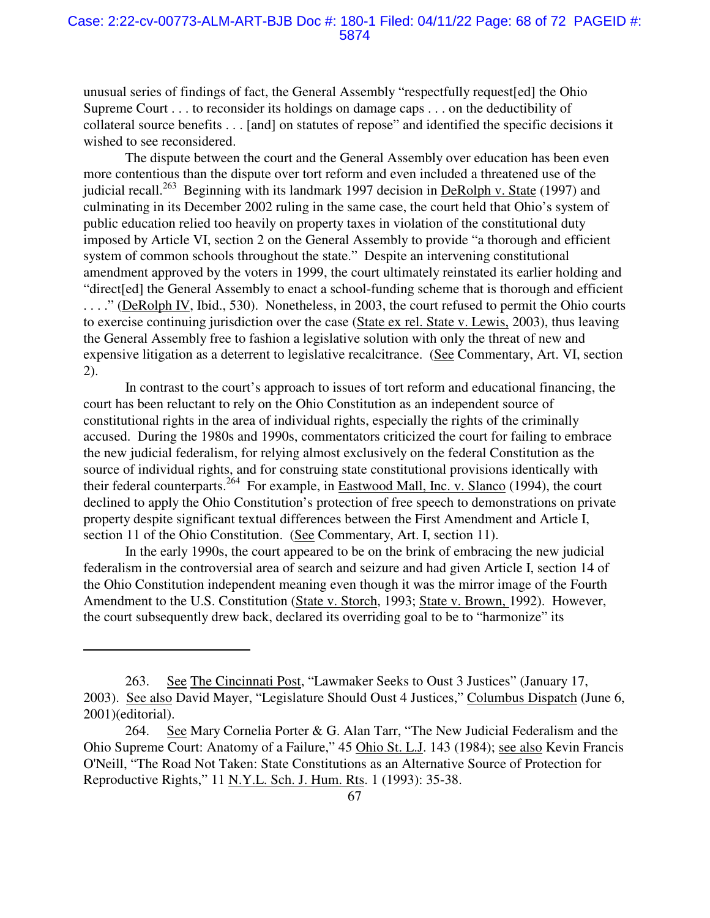unusual series of findings of fact, the General Assembly "respectfully request[ed] the Ohio Supreme Court . . . to reconsider its holdings on damage caps . . . on the deductibility of collateral source benefits . . . [and] on statutes of repose" and identified the specific decisions it wished to see reconsidered.

The dispute between the court and the General Assembly over education has been even more contentious than the dispute over tort reform and even included a threatened use of the judicial recall.[263] Beginning with its landmark 1997 decision in DeRolph v. State (1997) and culminating in its December 2002 ruling in the same case, the court held that Ohio's system of public education relied too heavily on property taxes in violation of the constitutional duty imposed by Article VI, section 2 on the General Assembly to provide "a thorough and efficient system of common schools throughout the state." Despite an intervening constitutional amendment approved by the voters in 1999, the court ultimately reinstated its earlier holding and "direct[ed] the General Assembly to enact a school-funding scheme that is thorough and efficient . . . ." (DeRolph IV, Ibid., 530). Nonetheless, in 2003, the court refused to permit the Ohio courts to exercise continuing jurisdiction over the case (State ex rel. State v. Lewis, 2003), thus leaving the General Assembly free to fashion a legislative solution with only the threat of new and expensive litigation as a deterrent to legislative recalcitrance. (See Commentary, Art. VI, section 2).

In contrast to the court's approach to issues of tort reform and educational financing, the court has been reluctant to rely on the Ohio Constitution as an independent source of constitutional rights in the area of individual rights, especially the rights of the criminally accused. During the 1980s and 1990s, commentators criticized the court for failing to embrace the new judicial federalism, for relying almost exclusively on the federal Constitution as the source of individual rights, and for construing state constitutional provisions identically with their federal counterparts.[264] For example, in Eastwood Mall, Inc. v. Slanco (1994), the court declined to apply the Ohio Constitution's protection of free speech to demonstrations on private property despite significant textual differences between the First Amendment and Article I, section 11 of the Ohio Constitution. (See Commentary, Art. I, section 11).

In the early 1990s, the court appeared to be on the brink of embracing the new judicial federalism in the controversial area of search and seizure and had given Article I, section 14 of the Ohio Constitution independent meaning even though it was the mirror image of the Fourth Amendment to the U.S. Constitution (State v. Storch, 1993; State v. Brown, 1992). However, the court subsequently drew back, declared its overriding goal to be to "harmonize" its

---

263. See The Cincinnati Post, "Lawmaker Seeks to Oust 3 Justices" (January 17, 2003). See also David Mayer, "Legislature Should Oust 4 Justices," Columbus Dispatch (June 6, 2001)(editorial).

264. See Mary Cornelia Porter & G. Alan Tarr, "The New Judicial Federalism and the Ohio Supreme Court: Anatomy of a Failure," 45 Ohio St. L.J. 143 (1984); see also Kevin Francis O'Neill, "The Road Not Taken: State Constitutions as an Alternative Source of Protection for Reproductive Rights," 11 N.Y.L. Sch. J. Hum. Rts. 1 (1993): 35-38.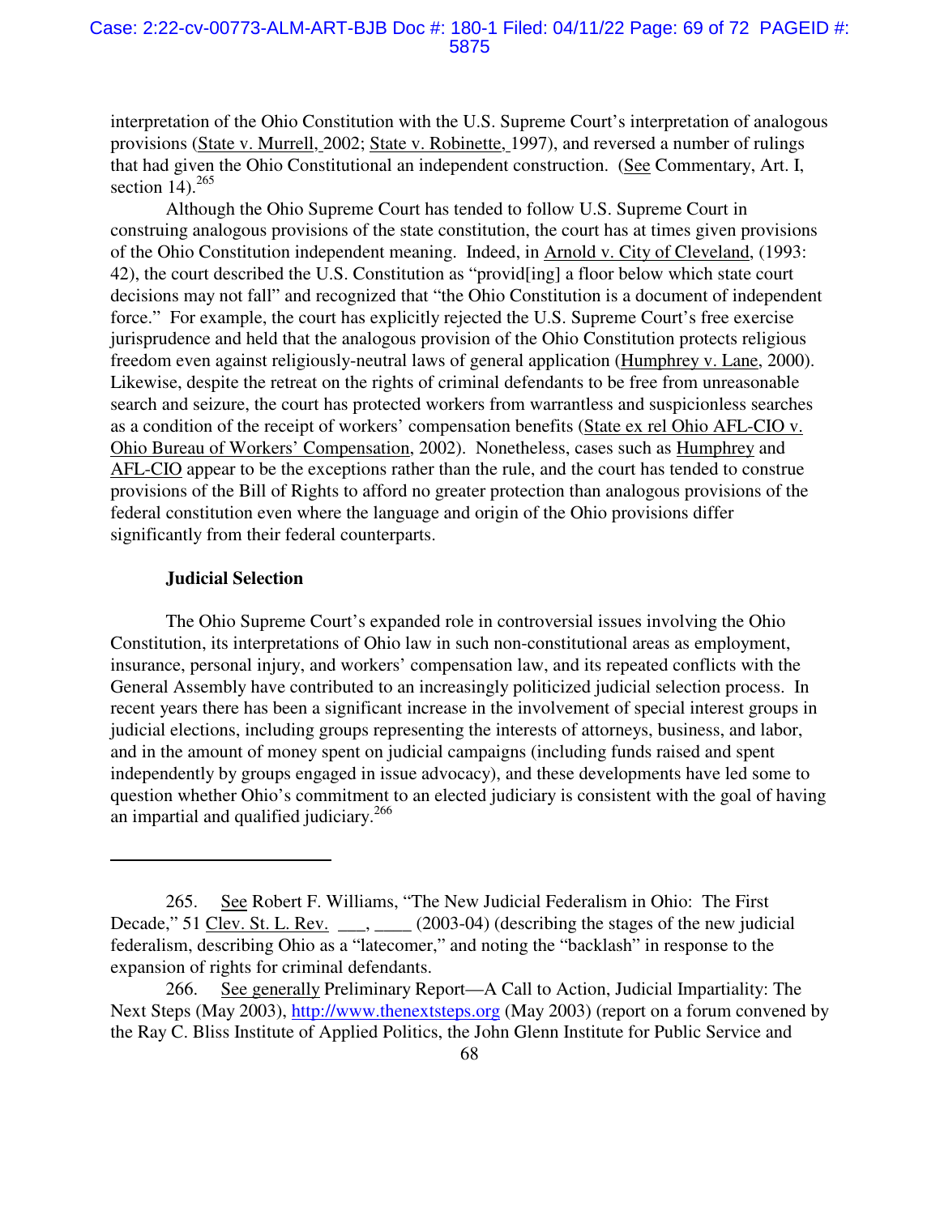interpretation of the Ohio Constitution with the U.S. Supreme Court's interpretation of analogous provisions (State v. Murrell, 2002; State v. Robinette, 1997), and reversed a number of rulings that had given the Ohio Constitutional an independent construction. (See Commentary, Art. I, section 14).[265]

Although the Ohio Supreme Court has tended to follow U.S. Supreme Court in construing analogous provisions of the state constitution, the court has at times given provisions of the Ohio Constitution independent meaning. Indeed, in Arnold v. City of Cleveland, (1993: 42), the court described the U.S. Constitution as "provid[ing] a floor below which state court decisions may not fall" and recognized that "the Ohio Constitution is a document of independent force." For example, the court has explicitly rejected the U.S. Supreme Court's free exercise jurisprudence and held that the analogous provision of the Ohio Constitution protects religious freedom even against religiously-neutral laws of general application (Humphrey v. Lane, 2000). Likewise, despite the retreat on the rights of criminal defendants to be free from unreasonable search and seizure, the court has protected workers from warrantless and suspicionless searches as a condition of the receipt of workers' compensation benefits (State ex rel Ohio AFL-CIO v. Ohio Bureau of Workers' Compensation, 2002). Nonetheless, cases such as Humphrey and AFL-CIO appear to be the exceptions rather than the rule, and the court has tended to construe provisions of the Bill of Rights to afford no greater protection than analogous provisions of the federal constitution even where the language and origin of the Ohio provisions differ significantly from their federal counterparts.

**Judicial Selection**

The Ohio Supreme Court's expanded role in controversial issues involving the Ohio Constitution, its interpretations of Ohio law in such non-constitutional areas as employment, insurance, personal injury, and workers' compensation law, and its repeated conflicts with the General Assembly have contributed to an increasingly politicized judicial selection process. In recent years there has been a significant increase in the involvement of special interest groups in judicial elections, including groups representing the interests of attorneys, business, and labor, and in the amount of money spent on judicial campaigns (including funds raised and spent independently by groups engaged in issue advocacy), and these developments have led some to question whether Ohio's commitment to an elected judiciary is consistent with the goal of having an impartial and qualified judiciary.[266]

---

265. See Robert F. Williams, "The New Judicial Federalism in Ohio: The First Decade," 51 Clev. St. L. Rev. \_\_\_, \_\_\_\_ (2003-04) (describing the stages of the new judicial federalism, describing Ohio as a "latecomer," and noting the "backlash" in response to the expansion of rights for criminal defendants.

266. See generally Preliminary Report—A Call to Action, Judicial Impartiality: The Next Steps (May 2003), http://www.thenextsteps.org (May 2003) (report on a forum convened by the Ray C. Bliss Institute of Applied Politics, the John Glenn Institute for Public Service and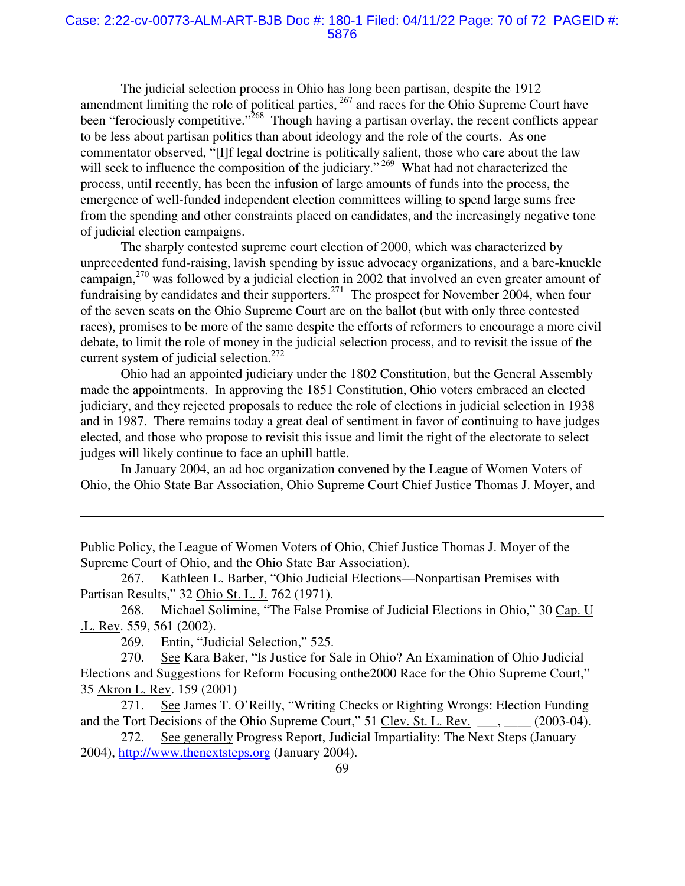The judicial selection process in Ohio has long been partisan, despite the 1912 amendment limiting the role of political parties, [267] and races for the Ohio Supreme Court have been "ferociously competitive."[268] Though having a partisan overlay, the recent conflicts appear to be less about partisan politics than about ideology and the role of the courts. As one commentator observed, "[I]f legal doctrine is politically salient, those who care about the law will seek to influence the composition of the judiciary." [269] What had not characterized the process, until recently, has been the infusion of large amounts of funds into the process, the emergence of well-funded independent election committees willing to spend large sums free from the spending and other constraints placed on candidates, and the increasingly negative tone of judicial election campaigns.

The sharply contested supreme court election of 2000, which was characterized by unprecedented fund-raising, lavish spending by issue advocacy organizations, and a bare-knuckle campaign,[270] was followed by a judicial election in 2002 that involved an even greater amount of fundraising by candidates and their supporters.[271] The prospect for November 2004, when four of the seven seats on the Ohio Supreme Court are on the ballot (but with only three contested races), promises to be more of the same despite the efforts of reformers to encourage a more civil debate, to limit the role of money in the judicial selection process, and to revisit the issue of the current system of judicial selection.[272]

Ohio had an appointed judiciary under the 1802 Constitution, but the General Assembly made the appointments. In approving the 1851 Constitution, Ohio voters embraced an elected judiciary, and they rejected proposals to reduce the role of elections in judicial selection in 1938 and in 1987. There remains today a great deal of sentiment in favor of continuing to have judges elected, and those who propose to revisit this issue and limit the right of the electorate to select judges will likely continue to face an uphill battle.

In January 2004, an ad hoc organization convened by the League of Women Voters of Ohio, the Ohio State Bar Association, Ohio Supreme Court Chief Justice Thomas J. Moyer, and

---

Public Policy, the League of Women Voters of Ohio, Chief Justice Thomas J. Moyer of the Supreme Court of Ohio, and the Ohio State Bar Association).

267. Kathleen L. Barber, "Ohio Judicial Elections—Nonpartisan Premises with Partisan Results," 32 Ohio St. L. J. 762 (1971).

268. Michael Solimine, "The False Promise of Judicial Elections in Ohio," 30 Cap. U .L. Rev. 559, 561 (2002).

269. Entin, "Judicial Selection," 525.

270. See Kara Baker, "Is Justice for Sale in Ohio? An Examination of Ohio Judicial Elections and Suggestions for Reform Focusing onthe2000 Race for the Ohio Supreme Court," 35 Akron L. Rev. 159 (2001)

271. See James T. O'Reilly, "Writing Checks or Righting Wrongs: Election Funding and the Tort Decisions of the Ohio Supreme Court," 51 Clev. St. L. Rev. ___, ____ (2003-04).

272. See generally Progress Report, Judicial Impartiality: The Next Steps (January 2004), http://www.thenextsteps.org (January 2004).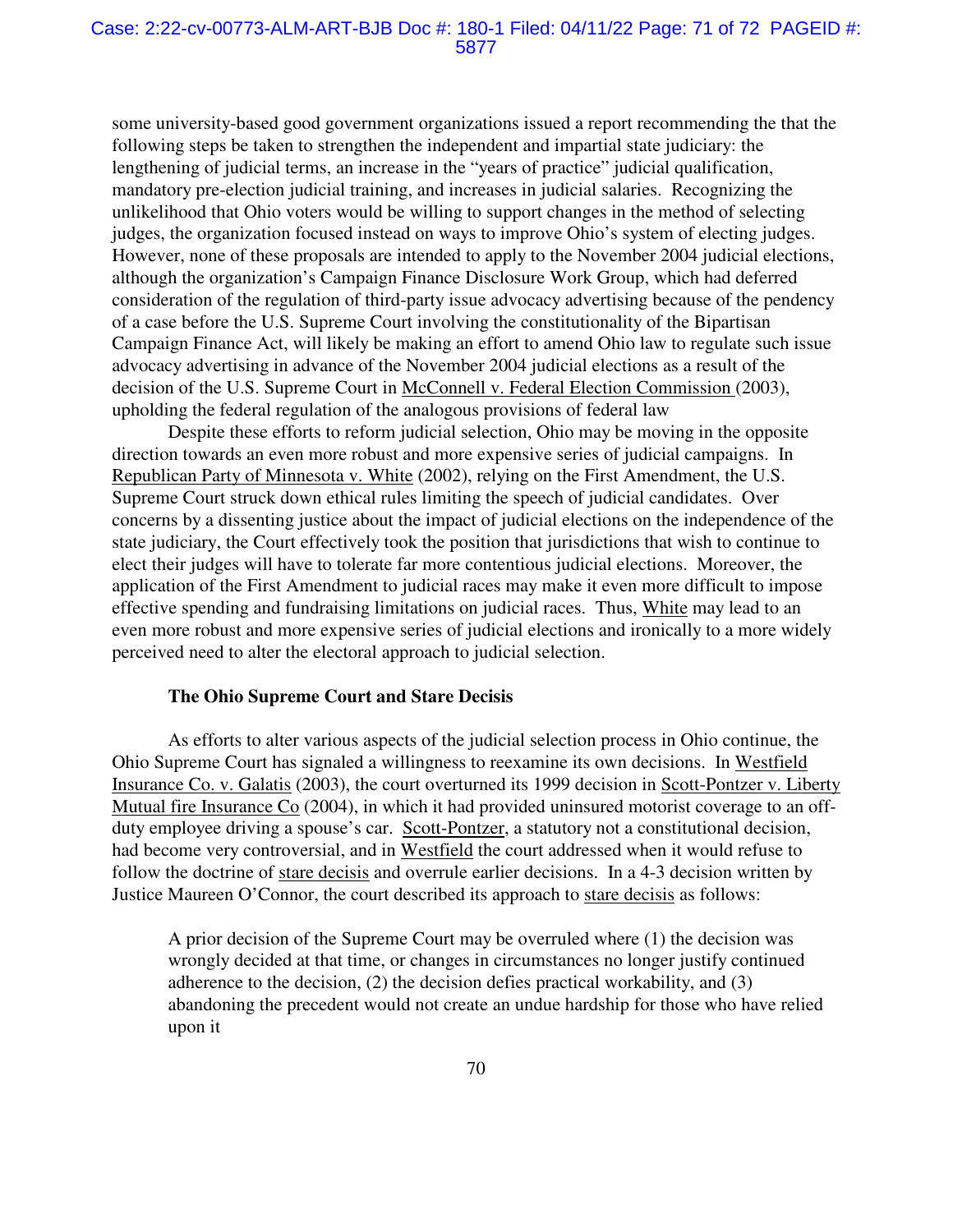some university-based good government organizations issued a report recommending the that the following steps be taken to strengthen the independent and impartial state judiciary: the lengthening of judicial terms, an increase in the "years of practice" judicial qualification, mandatory pre-election judicial training, and increases in judicial salaries. Recognizing the unlikelihood that Ohio voters would be willing to support changes in the method of selecting judges, the organization focused instead on ways to improve Ohio's system of electing judges. However, none of these proposals are intended to apply to the November 2004 judicial elections, although the organization's Campaign Finance Disclosure Work Group, which had deferred consideration of the regulation of third-party issue advocacy advertising because of the pendency of a case before the U.S. Supreme Court involving the constitutionality of the Bipartisan Campaign Finance Act, will likely be making an effort to amend Ohio law to regulate such issue advocacy advertising in advance of the November 2004 judicial elections as a result of the decision of the U.S. Supreme Court in McConnell v. Federal Election Commission (2003), upholding the federal regulation of the analogous provisions of federal law

Despite these efforts to reform judicial selection, Ohio may be moving in the opposite direction towards an even more robust and more expensive series of judicial campaigns. In Republican Party of Minnesota v. White (2002), relying on the First Amendment, the U.S. Supreme Court struck down ethical rules limiting the speech of judicial candidates. Over concerns by a dissenting justice about the impact of judicial elections on the independence of the state judiciary, the Court effectively took the position that jurisdictions that wish to continue to elect their judges will have to tolerate far more contentious judicial elections. Moreover, the application of the First Amendment to judicial races may make it even more difficult to impose effective spending and fundraising limitations on judicial races. Thus, White may lead to an even more robust and more expensive series of judicial elections and ironically to a more widely perceived need to alter the electoral approach to judicial selection.

**The Ohio Supreme Court and Stare Decisis**

As efforts to alter various aspects of the judicial selection process in Ohio continue, the Ohio Supreme Court has signaled a willingness to reexamine its own decisions. In Westfield Insurance Co. v. Galatis (2003), the court overturned its 1999 decision in Scott-Pontzer v. Liberty Mutual fire Insurance Co (2004), in which it had provided uninsured motorist coverage to an off-duty employee driving a spouse's car. Scott-Pontzer, a statutory not a constitutional decision, had become very controversial, and in Westfield the court addressed when it would refuse to follow the doctrine of stare decisis and overrule earlier decisions. In a 4-3 decision written by Justice Maureen O'Connor, the court described its approach to stare decisis as follows:

> A prior decision of the Supreme Court may be overruled where (1) the decision was wrongly decided at that time, or changes in circumstances no longer justify continued adherence to the decision, (2) the decision defies practical workability, and (3) abandoning the precedent would not create an undue hardship for those who have relied upon it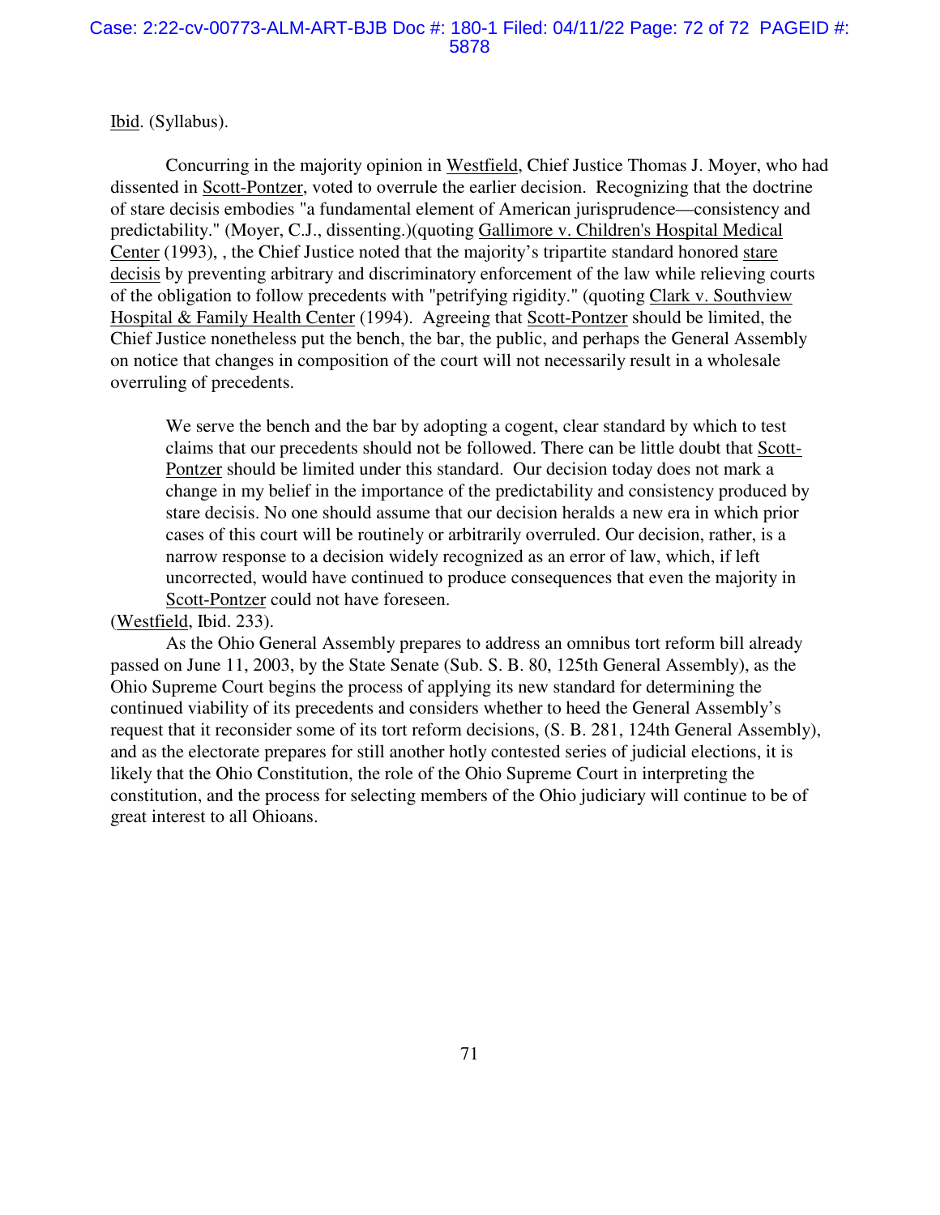Ibid. (Syllabus).

Concurring in the majority opinion in Westfield, Chief Justice Thomas J. Moyer, who had dissented in Scott-Pontzer, voted to overrule the earlier decision. Recognizing that the doctrine of stare decisis embodies "a fundamental element of American jurisprudence—consistency and predictability." (Moyer, C.J., dissenting.)(quoting Gallimore v. Children's Hospital Medical Center (1993), , the Chief Justice noted that the majority's tripartite standard honored stare decisis by preventing arbitrary and discriminatory enforcement of the law while relieving courts of the obligation to follow precedents with "petrifying rigidity." (quoting Clark v. Southview Hospital & Family Health Center (1994). Agreeing that Scott-Pontzer should be limited, the Chief Justice nonetheless put the bench, the bar, the public, and perhaps the General Assembly on notice that changes in composition of the court will not necessarily result in a wholesale overruling of precedents.

> We serve the bench and the bar by adopting a cogent, clear standard by which to test claims that our precedents should not be followed. There can be little doubt that Scott-Pontzer should be limited under this standard. Our decision today does not mark a change in my belief in the importance of the predictability and consistency produced by stare decisis. No one should assume that our decision heralds a new era in which prior cases of this court will be routinely or arbitrarily overruled. Our decision, rather, is a narrow response to a decision widely recognized as an error of law, which, if left uncorrected, would have continued to produce consequences that even the majority in Scott-Pontzer could not have foreseen.

(Westfield, Ibid. 233).

As the Ohio General Assembly prepares to address an omnibus tort reform bill already passed on June 11, 2003, by the State Senate (Sub. S. B. 80, 125th General Assembly), as the Ohio Supreme Court begins the process of applying its new standard for determining the continued viability of its precedents and considers whether to heed the General Assembly's request that it reconsider some of its tort reform decisions, (S. B. 281, 124th General Assembly), and as the electorate prepares for still another hotly contested series of judicial elections, it is likely that the Ohio Constitution, the role of the Ohio Supreme Court in interpreting the constitution, and the process for selecting members of the Ohio judiciary will continue to be of great interest to all Ohioans.